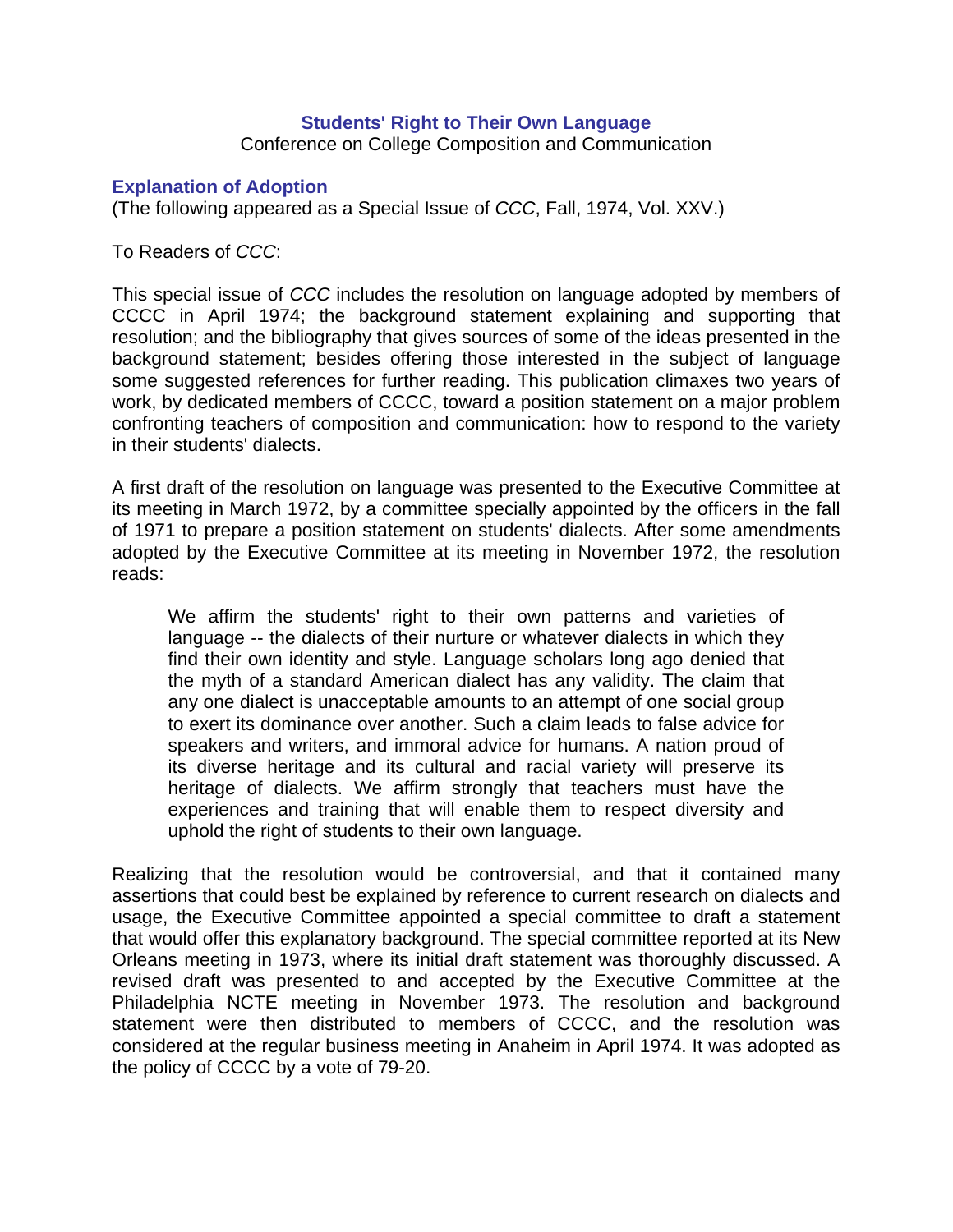# Students' Right to Their Own Language

Conference on College Composition and Communication

## Explanation of Adoption

(The following appeared as a Special Issue of *CCC*, Fall, 1974, Vol. XXV.)

To Readers of *CCC*:

This special issue of *CCC* includes the resolution on language adopted by members of CCCC in April 1974; the background statement explaining and supporting that resolution; and the bibliography that gives sources of some of the ideas presented in the background statement; besides offering those interested in the subject of language some suggested references for further reading. This publication climaxes two years of work, by dedicated members of CCCC, toward a position statement on a major problem confronting teachers of composition and communication: how to respond to the variety in their students' dialects.

A first draft of the resolution on language was presented to the Executive Committee at its meeting in March 1972, by a committee specially appointed by the officers in the fall of 1971 to prepare a position statement on students' dialects. After some amendments adopted by the Executive Committee at its meeting in November 1972, the resolution reads:

> We affirm the students' right to their own patterns and varieties of language -- the dialects of their nurture or whatever dialects in which they find their own identity and style. Language scholars long ago denied that the myth of a standard American dialect has any validity. The claim that any one dialect is unacceptable amounts to an attempt of one social group to exert its dominance over another. Such a claim leads to false advice for speakers and writers, and immoral advice for humans. A nation proud of its diverse heritage and its cultural and racial variety will preserve its heritage of dialects. We affirm strongly that teachers must have the experiences and training that will enable them to respect diversity and uphold the right of students to their own language.

Realizing that the resolution would be controversial, and that it contained many assertions that could best be explained by reference to current research on dialects and usage, the Executive Committee appointed a special committee to draft a statement that would offer this explanatory background. The special committee reported at its New Orleans meeting in 1973, where its initial draft statement was thoroughly discussed. A revised draft was presented to and accepted by the Executive Committee at the Philadelphia NCTE meeting in November 1973. The resolution and background statement were then distributed to members of CCCC, and the resolution was considered at the regular business meeting in Anaheim in April 1974. It was adopted as the policy of CCCC by a vote of 79-20.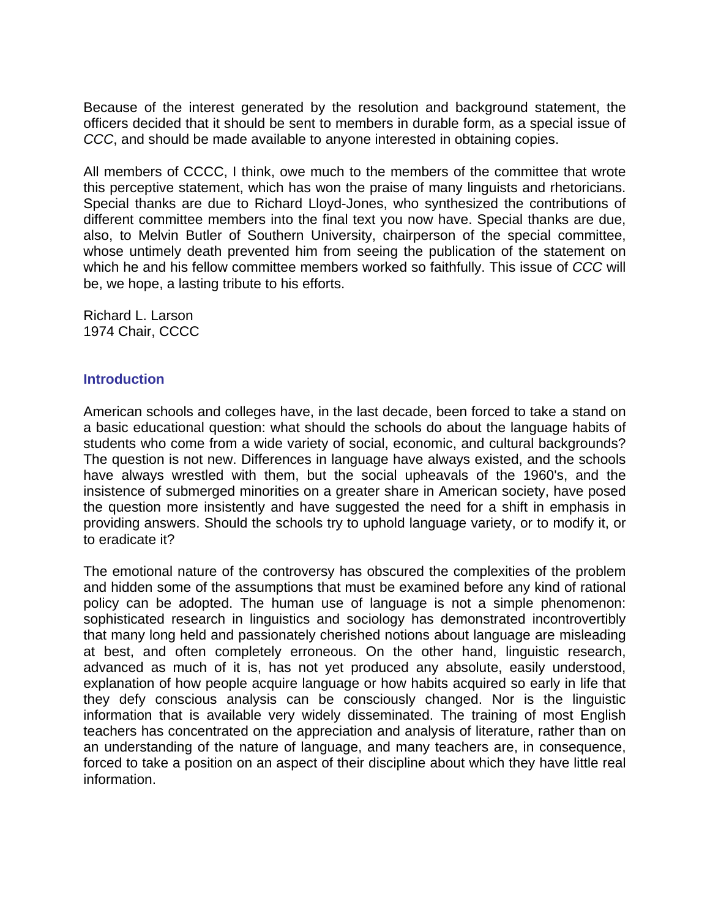Because of the interest generated by the resolution and background statement, the officers decided that it should be sent to members in durable form, as a special issue of *CCC*, and should be made available to anyone interested in obtaining copies.

All members of CCCC, I think, owe much to the members of the committee that wrote this perceptive statement, which has won the praise of many linguists and rhetoricians. Special thanks are due to Richard Lloyd-Jones, who synthesized the contributions of different committee members into the final text you now have. Special thanks are due, also, to Melvin Butler of Southern University, chairperson of the special committee, whose untimely death prevented him from seeing the publication of the statement on which he and his fellow committee members worked so faithfully. This issue of *CCC* will be, we hope, a lasting tribute to his efforts.

Richard L. Larson
1974 Chair, CCCC

## Introduction

American schools and colleges have, in the last decade, been forced to take a stand on a basic educational question: what should the schools do about the language habits of students who come from a wide variety of social, economic, and cultural backgrounds? The question is not new. Differences in language have always existed, and the schools have always wrestled with them, but the social upheavals of the 1960's, and the insistence of submerged minorities on a greater share in American society, have posed the question more insistently and have suggested the need for a shift in emphasis in providing answers. Should the schools try to uphold language variety, or to modify it, or to eradicate it?

The emotional nature of the controversy has obscured the complexities of the problem and hidden some of the assumptions that must be examined before any kind of rational policy can be adopted. The human use of language is not a simple phenomenon: sophisticated research in linguistics and sociology has demonstrated incontrovertibly that many long held and passionately cherished notions about language are misleading at best, and often completely erroneous. On the other hand, linguistic research, advanced as much of it is, has not yet produced any absolute, easily understood, explanation of how people acquire language or how habits acquired so early in life that they defy conscious analysis can be consciously changed. Nor is the linguistic information that is available very widely disseminated. The training of most English teachers has concentrated on the appreciation and analysis of literature, rather than on an understanding of the nature of language, and many teachers are, in consequence, forced to take a position on an aspect of their discipline about which they have little real information.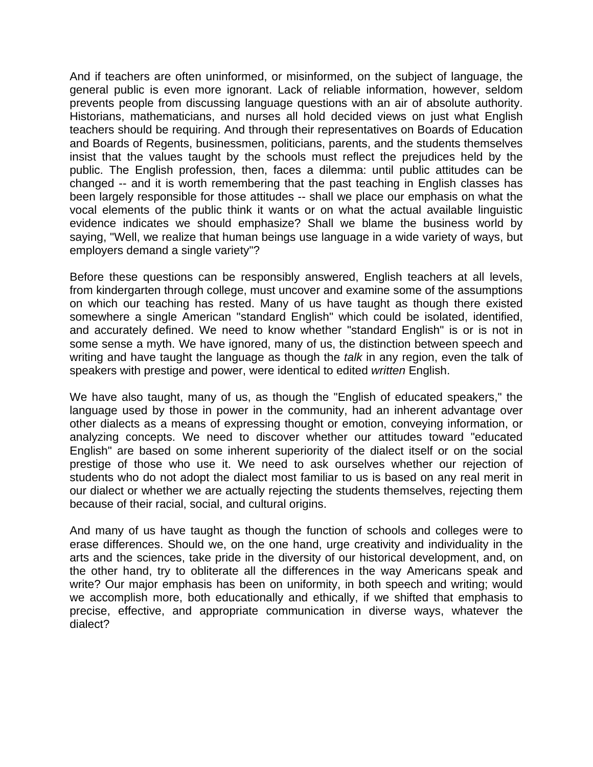And if teachers are often uninformed, or misinformed, on the subject of language, the general public is even more ignorant. Lack of reliable information, however, seldom prevents people from discussing language questions with an air of absolute authority. Historians, mathematicians, and nurses all hold decided views on just what English teachers should be requiring. And through their representatives on Boards of Education and Boards of Regents, businessmen, politicians, parents, and the students themselves insist that the values taught by the schools must reflect the prejudices held by the public. The English profession, then, faces a dilemma: until public attitudes can be changed -- and it is worth remembering that the past teaching in English classes has been largely responsible for those attitudes -- shall we place our emphasis on what the vocal elements of the public think it wants or on what the actual available linguistic evidence indicates we should emphasize? Shall we blame the business world by saying, "Well, we realize that human beings use language in a wide variety of ways, but employers demand a single variety"?

Before these questions can be responsibly answered, English teachers at all levels, from kindergarten through college, must uncover and examine some of the assumptions on which our teaching has rested. Many of us have taught as though there existed somewhere a single American "standard English" which could be isolated, identified, and accurately defined. We need to know whether "standard English" is or is not in some sense a myth. We have ignored, many of us, the distinction between speech and writing and have taught the language as though the *talk* in any region, even the talk of speakers with prestige and power, were identical to edited *written* English.

We have also taught, many of us, as though the "English of educated speakers," the language used by those in power in the community, had an inherent advantage over other dialects as a means of expressing thought or emotion, conveying information, or analyzing concepts. We need to discover whether our attitudes toward "educated English" are based on some inherent superiority of the dialect itself or on the social prestige of those who use it. We need to ask ourselves whether our rejection of students who do not adopt the dialect most familiar to us is based on any real merit in our dialect or whether we are actually rejecting the students themselves, rejecting them because of their racial, social, and cultural origins.

And many of us have taught as though the function of schools and colleges were to erase differences. Should we, on the one hand, urge creativity and individuality in the arts and the sciences, take pride in the diversity of our historical development, and, on the other hand, try to obliterate all the differences in the way Americans speak and write? Our major emphasis has been on uniformity, in both speech and writing; would we accomplish more, both educationally and ethically, if we shifted that emphasis to precise, effective, and appropriate communication in diverse ways, whatever the dialect?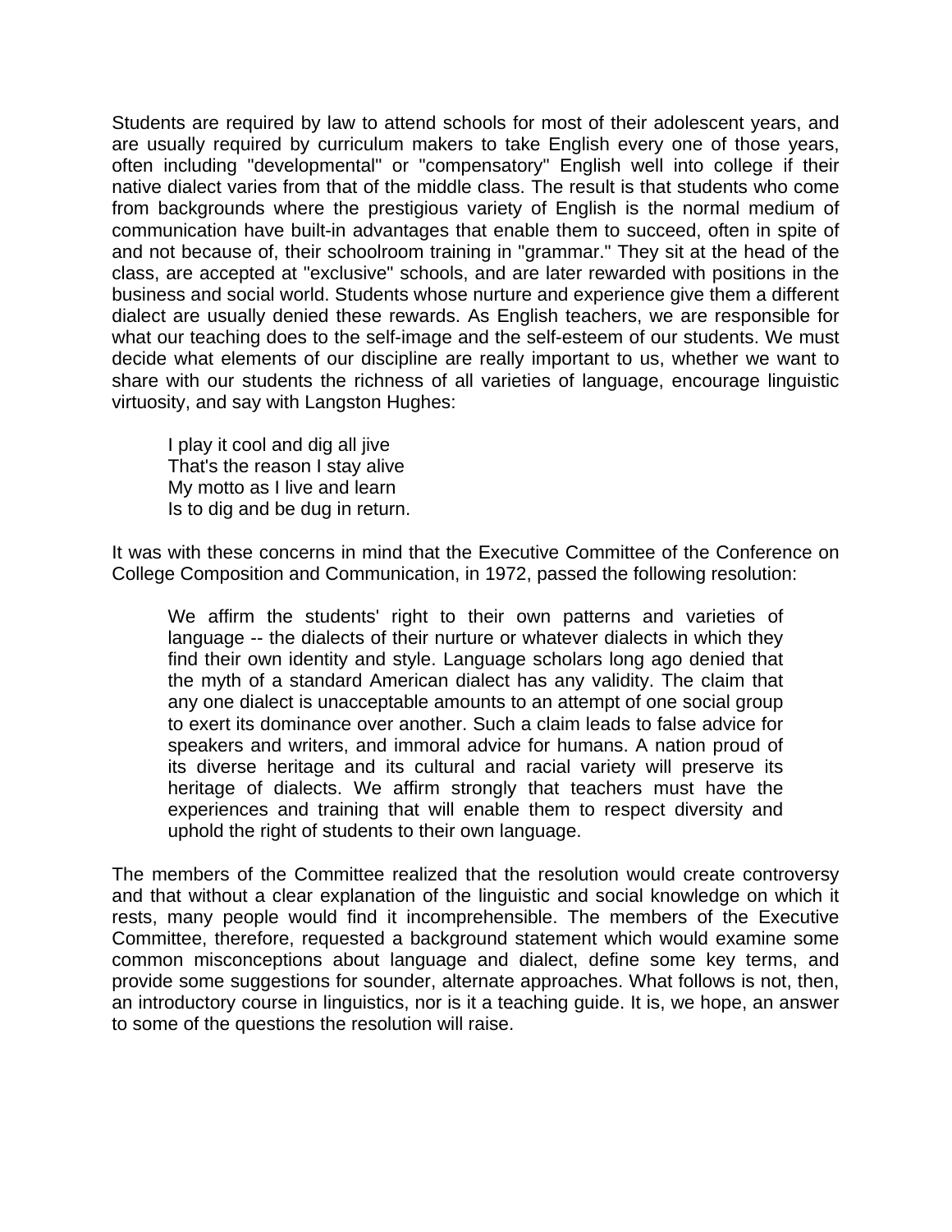Students are required by law to attend schools for most of their adolescent years, and are usually required by curriculum makers to take English every one of those years, often including "developmental" or "compensatory" English well into college if their native dialect varies from that of the middle class. The result is that students who come from backgrounds where the prestigious variety of English is the normal medium of communication have built-in advantages that enable them to succeed, often in spite of and not because of, their schoolroom training in "grammar." They sit at the head of the class, are accepted at "exclusive" schools, and are later rewarded with positions in the business and social world. Students whose nurture and experience give them a different dialect are usually denied these rewards. As English teachers, we are responsible for what our teaching does to the self-image and the self-esteem of our students. We must decide what elements of our discipline are really important to us, whether we want to share with our students the richness of all varieties of language, encourage linguistic virtuosity, and say with Langston Hughes:

> I play it cool and dig all jive
> That's the reason I stay alive
> My motto as I live and learn
> Is to dig and be dug in return.

It was with these concerns in mind that the Executive Committee of the Conference on College Composition and Communication, in 1972, passed the following resolution:

> We affirm the students' right to their own patterns and varieties of language -- the dialects of their nurture or whatever dialects in which they find their own identity and style. Language scholars long ago denied that the myth of a standard American dialect has any validity. The claim that any one dialect is unacceptable amounts to an attempt of one social group to exert its dominance over another. Such a claim leads to false advice for speakers and writers, and immoral advice for humans. A nation proud of its diverse heritage and its cultural and racial variety will preserve its heritage of dialects. We affirm strongly that teachers must have the experiences and training that will enable them to respect diversity and uphold the right of students to their own language.

The members of the Committee realized that the resolution would create controversy and that without a clear explanation of the linguistic and social knowledge on which it rests, many people would find it incomprehensible. The members of the Executive Committee, therefore, requested a background statement which would examine some common misconceptions about language and dialect, define some key terms, and provide some suggestions for sounder, alternate approaches. What follows is not, then, an introductory course in linguistics, nor is it a teaching guide. It is, we hope, an answer to some of the questions the resolution will raise.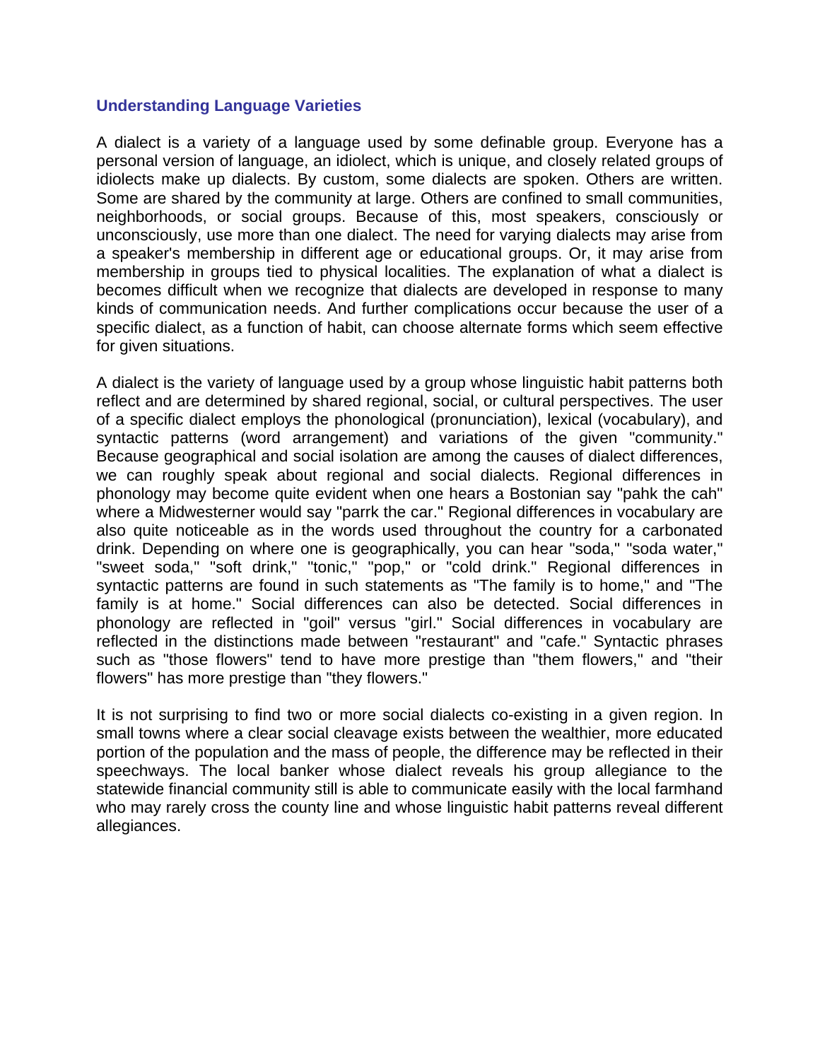## Understanding Language Varieties

A dialect is a variety of a language used by some definable group. Everyone has a personal version of language, an idiolect, which is unique, and closely related groups of idiolects make up dialects. By custom, some dialects are spoken. Others are written. Some are shared by the community at large. Others are confined to small communities, neighborhoods, or social groups. Because of this, most speakers, consciously or unconsciously, use more than one dialect. The need for varying dialects may arise from a speaker's membership in different age or educational groups. Or, it may arise from membership in groups tied to physical localities. The explanation of what a dialect is becomes difficult when we recognize that dialects are developed in response to many kinds of communication needs. And further complications occur because the user of a specific dialect, as a function of habit, can choose alternate forms which seem effective for given situations.

A dialect is the variety of language used by a group whose linguistic habit patterns both reflect and are determined by shared regional, social, or cultural perspectives. The user of a specific dialect employs the phonological (pronunciation), lexical (vocabulary), and syntactic patterns (word arrangement) and variations of the given "community." Because geographical and social isolation are among the causes of dialect differences, we can roughly speak about regional and social dialects. Regional differences in phonology may become quite evident when one hears a Bostonian say "pahk the cah" where a Midwesterner would say "parrk the car." Regional differences in vocabulary are also quite noticeable as in the words used throughout the country for a carbonated drink. Depending on where one is geographically, you can hear "soda," "soda water," "sweet soda," "soft drink," "tonic," "pop," or "cold drink." Regional differences in syntactic patterns are found in such statements as "The family is to home," and "The family is at home." Social differences can also be detected. Social differences in phonology are reflected in "goil" versus "girl." Social differences in vocabulary are reflected in the distinctions made between "restaurant" and "cafe." Syntactic phrases such as "those flowers" tend to have more prestige than "them flowers," and "their flowers" has more prestige than "they flowers."

It is not surprising to find two or more social dialects co-existing in a given region. In small towns where a clear social cleavage exists between the wealthier, more educated portion of the population and the mass of people, the difference may be reflected in their speechways. The local banker whose dialect reveals his group allegiance to the statewide financial community still is able to communicate easily with the local farmhand who may rarely cross the county line and whose linguistic habit patterns reveal different allegiances.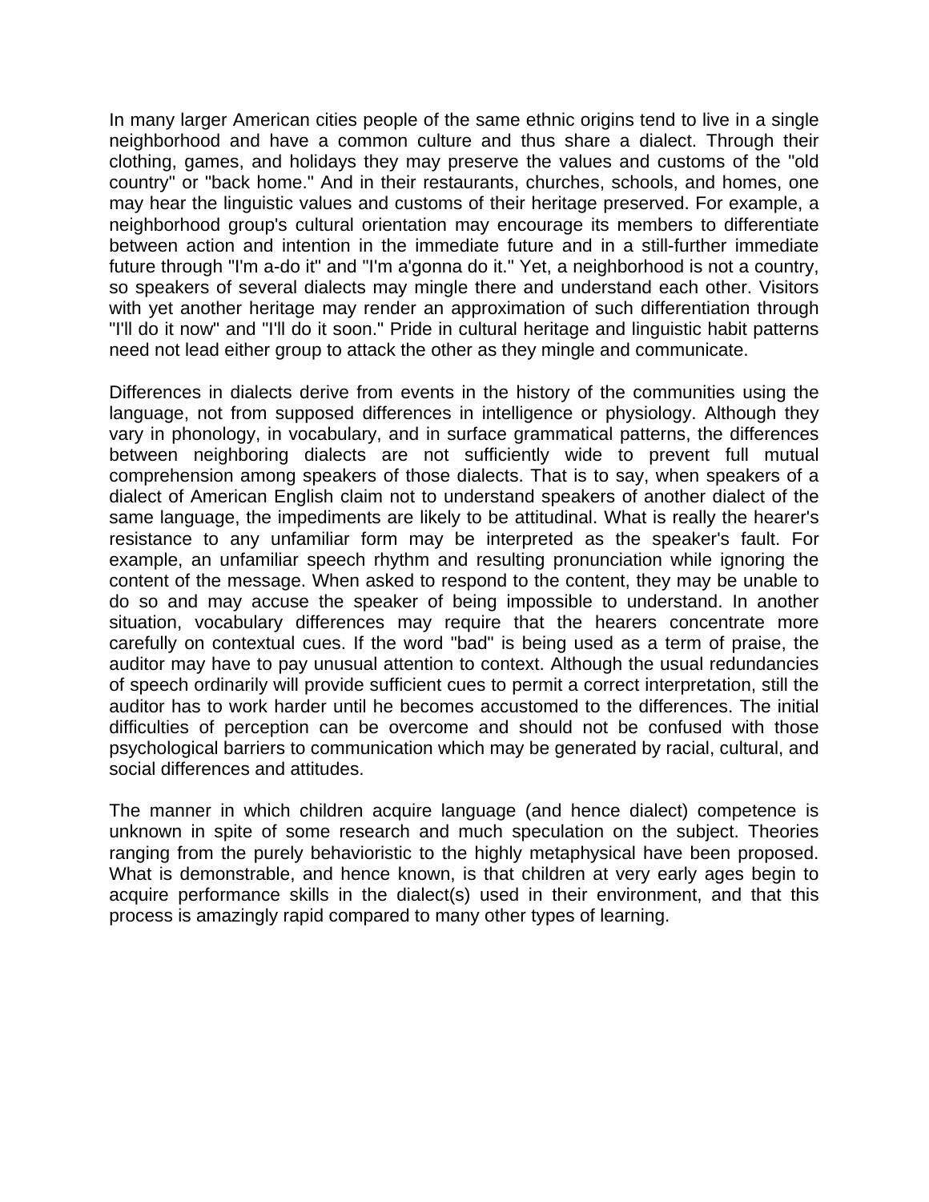In many larger American cities people of the same ethnic origins tend to live in a single neighborhood and have a common culture and thus share a dialect. Through their clothing, games, and holidays they may preserve the values and customs of the "old country" or "back home." And in their restaurants, churches, schools, and homes, one may hear the linguistic values and customs of their heritage preserved. For example, a neighborhood group's cultural orientation may encourage its members to differentiate between action and intention in the immediate future and in a still-further immediate future through "I'm a-do it" and "I'm a'gonna do it." Yet, a neighborhood is not a country, so speakers of several dialects may mingle there and understand each other. Visitors with yet another heritage may render an approximation of such differentiation through "I'll do it now" and "I'll do it soon." Pride in cultural heritage and linguistic habit patterns need not lead either group to attack the other as they mingle and communicate.

Differences in dialects derive from events in the history of the communities using the language, not from supposed differences in intelligence or physiology. Although they vary in phonology, in vocabulary, and in surface grammatical patterns, the differences between neighboring dialects are not sufficiently wide to prevent full mutual comprehension among speakers of those dialects. That is to say, when speakers of a dialect of American English claim not to understand speakers of another dialect of the same language, the impediments are likely to be attitudinal. What is really the hearer's resistance to any unfamiliar form may be interpreted as the speaker's fault. For example, an unfamiliar speech rhythm and resulting pronunciation while ignoring the content of the message. When asked to respond to the content, they may be unable to do so and may accuse the speaker of being impossible to understand. In another situation, vocabulary differences may require that the hearers concentrate more carefully on contextual cues. If the word "bad" is being used as a term of praise, the auditor may have to pay unusual attention to context. Although the usual redundancies of speech ordinarily will provide sufficient cues to permit a correct interpretation, still the auditor has to work harder until he becomes accustomed to the differences. The initial difficulties of perception can be overcome and should not be confused with those psychological barriers to communication which may be generated by racial, cultural, and social differences and attitudes.

The manner in which children acquire language (and hence dialect) competence is unknown in spite of some research and much speculation on the subject. Theories ranging from the purely behavioristic to the highly metaphysical have been proposed. What is demonstrable, and hence known, is that children at very early ages begin to acquire performance skills in the dialect(s) used in their environment, and that this process is amazingly rapid compared to many other types of learning.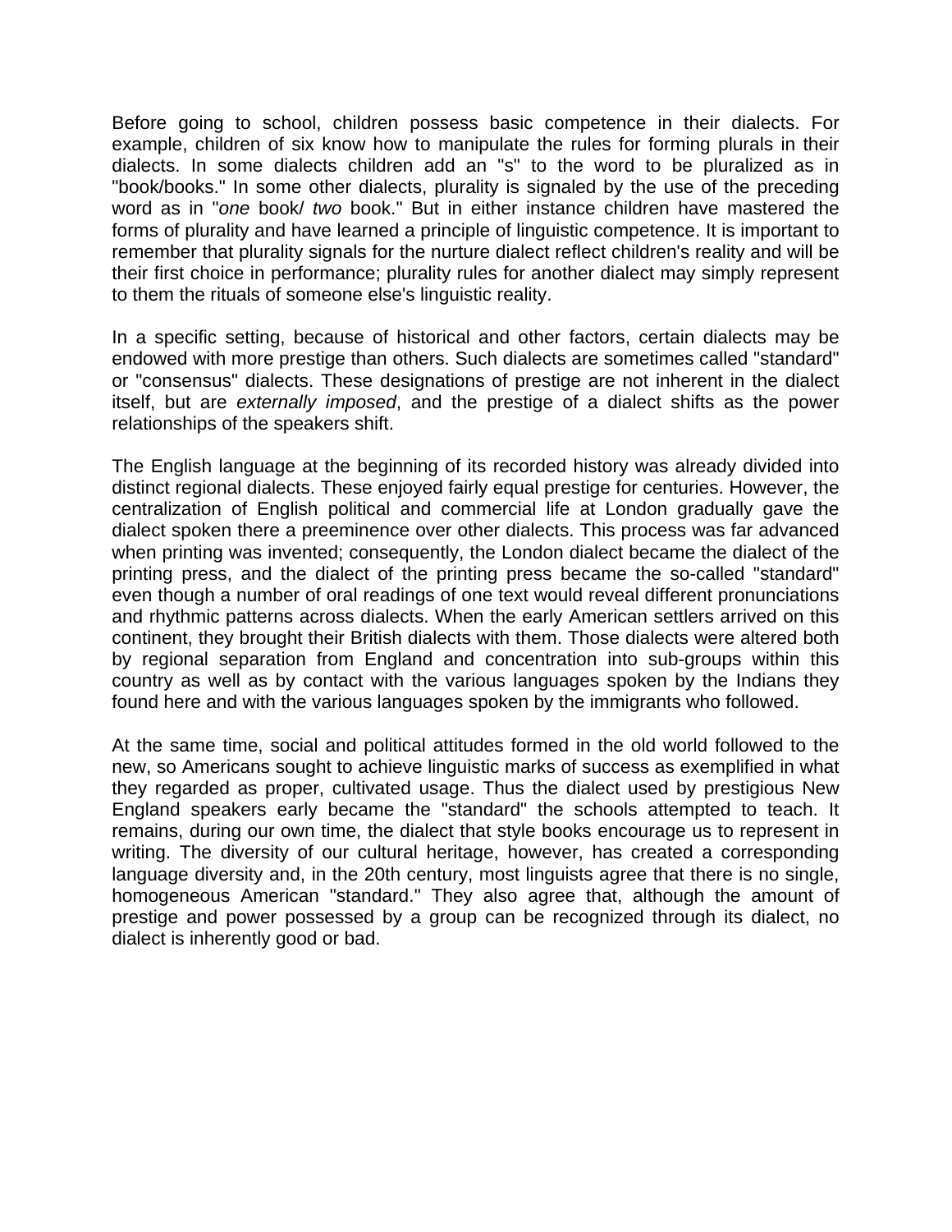Before going to school, children possess basic competence in their dialects. For example, children of six know how to manipulate the rules for forming plurals in their dialects. In some dialects children add an "s" to the word to be pluralized as in "book/books." In some other dialects, plurality is signaled by the use of the preceding word as in "*one* book/ *two* book." But in either instance children have mastered the forms of plurality and have learned a principle of linguistic competence. It is important to remember that plurality signals for the nurture dialect reflect children's reality and will be their first choice in performance; plurality rules for another dialect may simply represent to them the rituals of someone else's linguistic reality.

In a specific setting, because of historical and other factors, certain dialects may be endowed with more prestige than others. Such dialects are sometimes called "standard" or "consensus" dialects. These designations of prestige are not inherent in the dialect itself, but are *externally imposed*, and the prestige of a dialect shifts as the power relationships of the speakers shift.

The English language at the beginning of its recorded history was already divided into distinct regional dialects. These enjoyed fairly equal prestige for centuries. However, the centralization of English political and commercial life at London gradually gave the dialect spoken there a preeminence over other dialects. This process was far advanced when printing was invented; consequently, the London dialect became the dialect of the printing press, and the dialect of the printing press became the so-called "standard" even though a number of oral readings of one text would reveal different pronunciations and rhythmic patterns across dialects. When the early American settlers arrived on this continent, they brought their British dialects with them. Those dialects were altered both by regional separation from England and concentration into sub-groups within this country as well as by contact with the various languages spoken by the Indians they found here and with the various languages spoken by the immigrants who followed.

At the same time, social and political attitudes formed in the old world followed to the new, so Americans sought to achieve linguistic marks of success as exemplified in what they regarded as proper, cultivated usage. Thus the dialect used by prestigious New England speakers early became the "standard" the schools attempted to teach. It remains, during our own time, the dialect that style books encourage us to represent in writing. The diversity of our cultural heritage, however, has created a corresponding language diversity and, in the 20th century, most linguists agree that there is no single, homogeneous American "standard." They also agree that, although the amount of prestige and power possessed by a group can be recognized through its dialect, no dialect is inherently good or bad.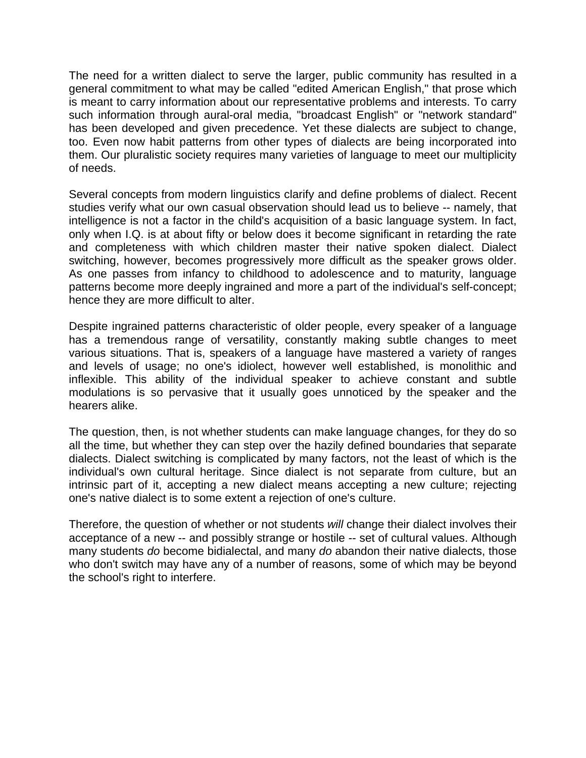The need for a written dialect to serve the larger, public community has resulted in a general commitment to what may be called "edited American English," that prose which is meant to carry information about our representative problems and interests. To carry such information through aural-oral media, "broadcast English" or "network standard" has been developed and given precedence. Yet these dialects are subject to change, too. Even now habit patterns from other types of dialects are being incorporated into them. Our pluralistic society requires many varieties of language to meet our multiplicity of needs.

Several concepts from modern linguistics clarify and define problems of dialect. Recent studies verify what our own casual observation should lead us to believe -- namely, that intelligence is not a factor in the child's acquisition of a basic language system. In fact, only when I.Q. is at about fifty or below does it become significant in retarding the rate and completeness with which children master their native spoken dialect. Dialect switching, however, becomes progressively more difficult as the speaker grows older. As one passes from infancy to childhood to adolescence and to maturity, language patterns become more deeply ingrained and more a part of the individual's self-concept; hence they are more difficult to alter.

Despite ingrained patterns characteristic of older people, every speaker of a language has a tremendous range of versatility, constantly making subtle changes to meet various situations. That is, speakers of a language have mastered a variety of ranges and levels of usage; no one's idiolect, however well established, is monolithic and inflexible. This ability of the individual speaker to achieve constant and subtle modulations is so pervasive that it usually goes unnoticed by the speaker and the hearers alike.

The question, then, is not whether students can make language changes, for they do so all the time, but whether they can step over the hazily defined boundaries that separate dialects. Dialect switching is complicated by many factors, not the least of which is the individual's own cultural heritage. Since dialect is not separate from culture, but an intrinsic part of it, accepting a new dialect means accepting a new culture; rejecting one's native dialect is to some extent a rejection of one's culture.

Therefore, the question of whether or not students *will* change their dialect involves their acceptance of a new -- and possibly strange or hostile -- set of cultural values. Although many students *do* become bidialectal, and many *do* abandon their native dialects, those who don't switch may have any of a number of reasons, some of which may be beyond the school's right to interfere.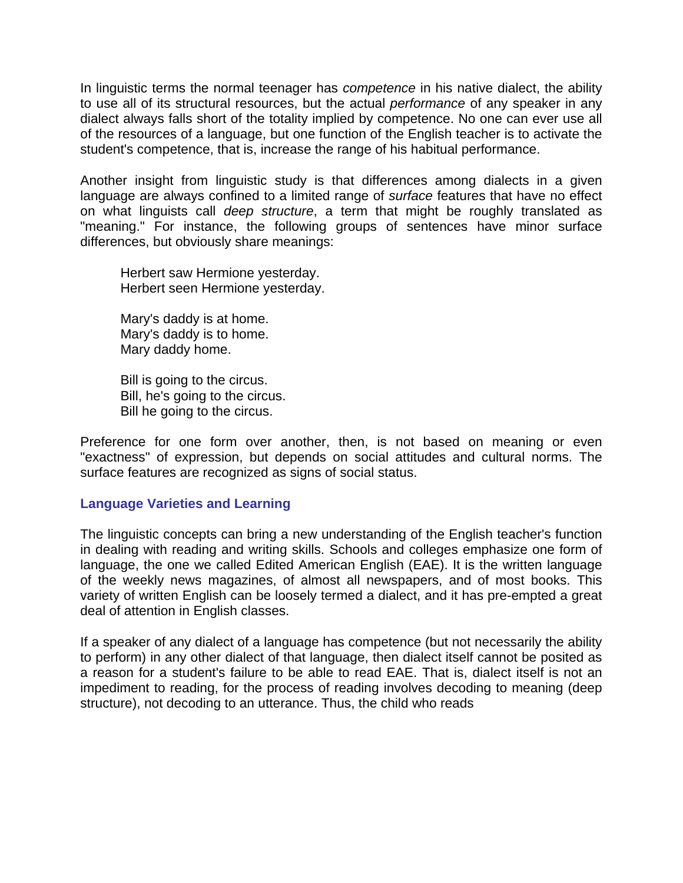In linguistic terms the normal teenager has *competence* in his native dialect, the ability to use all of its structural resources, but the actual *performance* of any speaker in any dialect always falls short of the totality implied by competence. No one can ever use all of the resources of a language, but one function of the English teacher is to activate the student's competence, that is, increase the range of his habitual performance.

Another insight from linguistic study is that differences among dialects in a given language are always confined to a limited range of *surface* features that have no effect on what linguists call *deep structure*, a term that might be roughly translated as "meaning." For instance, the following groups of sentences have minor surface differences, but obviously share meanings:

> Herbert saw Hermione yesterday.
> Herbert seen Hermione yesterday.
>
> Mary's daddy is at home.
> Mary's daddy is to home.
> Mary daddy home.
>
> Bill is going to the circus.
> Bill, he's going to the circus.
> Bill he going to the circus.

Preference for one form over another, then, is not based on meaning or even "exactness" of expression, but depends on social attitudes and cultural norms. The surface features are recognized as signs of social status.

### Language Varieties and Learning

The linguistic concepts can bring a new understanding of the English teacher's function in dealing with reading and writing skills. Schools and colleges emphasize one form of language, the one we called Edited American English (EAE). It is the written language of the weekly news magazines, of almost all newspapers, and of most books. This variety of written English can be loosely termed a dialect, and it has pre-empted a great deal of attention in English classes.

If a speaker of any dialect of a language has competence (but not necessarily the ability to perform) in any other dialect of that language, then dialect itself cannot be posited as a reason for a student's failure to be able to read EAE. That is, dialect itself is not an impediment to reading, for the process of reading involves decoding to meaning (deep structure), not decoding to an utterance. Thus, the child who reads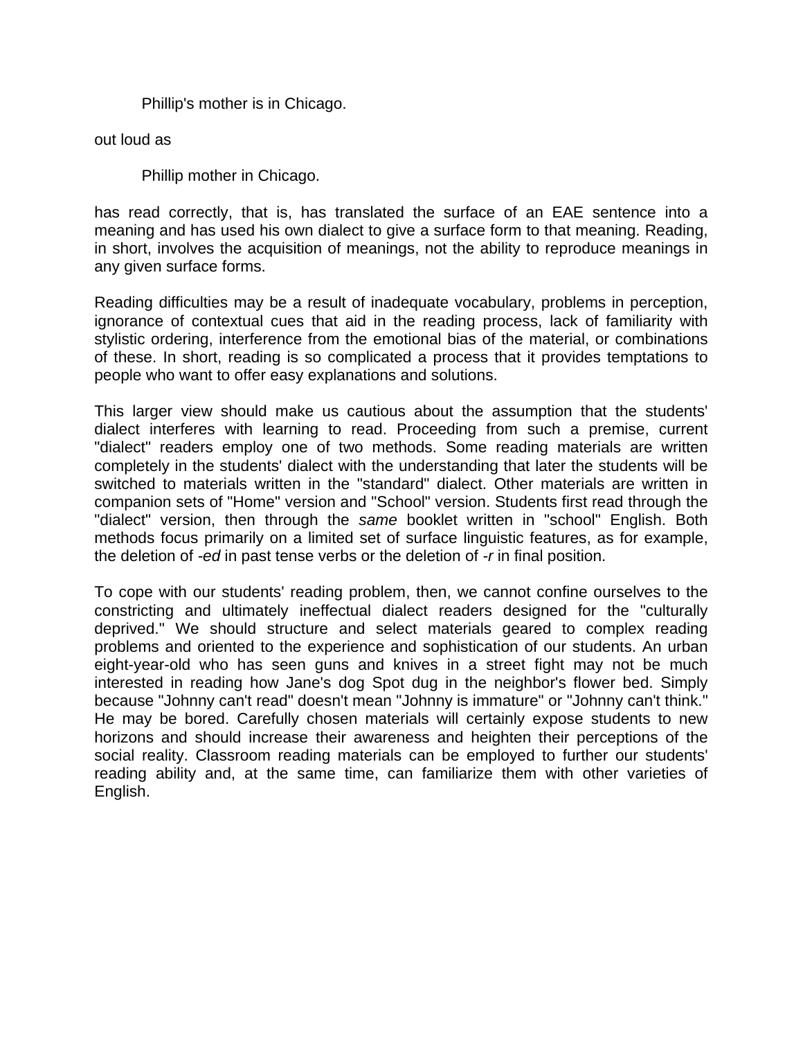Phillip's mother is in Chicago.

out loud as

Phillip mother in Chicago.

has read correctly, that is, has translated the surface of an EAE sentence into a meaning and has used his own dialect to give a surface form to that meaning. Reading, in short, involves the acquisition of meanings, not the ability to reproduce meanings in any given surface forms.

Reading difficulties may be a result of inadequate vocabulary, problems in perception, ignorance of contextual cues that aid in the reading process, lack of familiarity with stylistic ordering, interference from the emotional bias of the material, or combinations of these. In short, reading is so complicated a process that it provides temptations to people who want to offer easy explanations and solutions.

This larger view should make us cautious about the assumption that the students' dialect interferes with learning to read. Proceeding from such a premise, current "dialect" readers employ one of two methods. Some reading materials are written completely in the students' dialect with the understanding that later the students will be switched to materials written in the "standard" dialect. Other materials are written in companion sets of "Home" version and "School" version. Students first read through the "dialect" version, then through the *same* booklet written in "school" English. Both methods focus primarily on a limited set of surface linguistic features, as for example, the deletion of *-ed* in past tense verbs or the deletion of *-r* in final position.

To cope with our students' reading problem, then, we cannot confine ourselves to the constricting and ultimately ineffectual dialect readers designed for the "culturally deprived." We should structure and select materials geared to complex reading problems and oriented to the experience and sophistication of our students. An urban eight-year-old who has seen guns and knives in a street fight may not be much interested in reading how Jane's dog Spot dug in the neighbor's flower bed. Simply because "Johnny can't read" doesn't mean "Johnny is immature" or "Johnny can't think." He may be bored. Carefully chosen materials will certainly expose students to new horizons and should increase their awareness and heighten their perceptions of the social reality. Classroom reading materials can be employed to further our students' reading ability and, at the same time, can familiarize them with other varieties of English.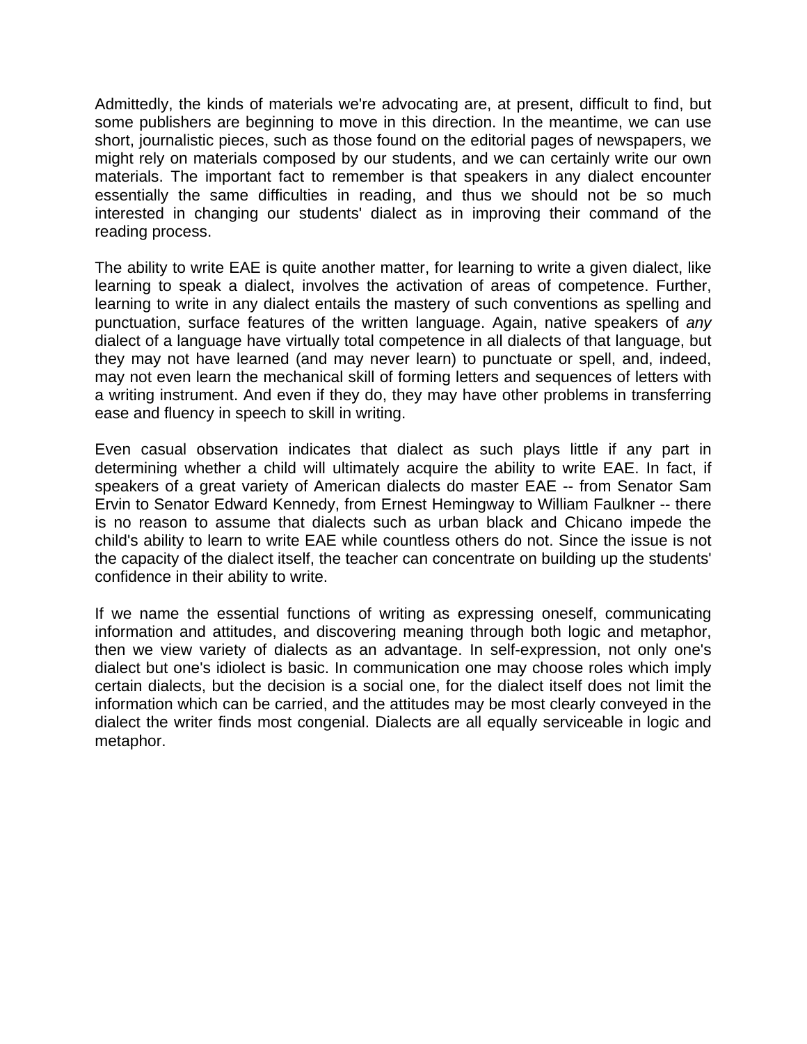Admittedly, the kinds of materials we're advocating are, at present, difficult to find, but some publishers are beginning to move in this direction. In the meantime, we can use short, journalistic pieces, such as those found on the editorial pages of newspapers, we might rely on materials composed by our students, and we can certainly write our own materials. The important fact to remember is that speakers in any dialect encounter essentially the same difficulties in reading, and thus we should not be so much interested in changing our students' dialect as in improving their command of the reading process.

The ability to write EAE is quite another matter, for learning to write a given dialect, like learning to speak a dialect, involves the activation of areas of competence. Further, learning to write in any dialect entails the mastery of such conventions as spelling and punctuation, surface features of the written language. Again, native speakers of *any* dialect of a language have virtually total competence in all dialects of that language, but they may not have learned (and may never learn) to punctuate or spell, and, indeed, may not even learn the mechanical skill of forming letters and sequences of letters with a writing instrument. And even if they do, they may have other problems in transferring ease and fluency in speech to skill in writing.

Even casual observation indicates that dialect as such plays little if any part in determining whether a child will ultimately acquire the ability to write EAE. In fact, if speakers of a great variety of American dialects do master EAE -- from Senator Sam Ervin to Senator Edward Kennedy, from Ernest Hemingway to William Faulkner -- there is no reason to assume that dialects such as urban black and Chicano impede the child's ability to learn to write EAE while countless others do not. Since the issue is not the capacity of the dialect itself, the teacher can concentrate on building up the students' confidence in their ability to write.

If we name the essential functions of writing as expressing oneself, communicating information and attitudes, and discovering meaning through both logic and metaphor, then we view variety of dialects as an advantage. In self-expression, not only one's dialect but one's idiolect is basic. In communication one may choose roles which imply certain dialects, but the decision is a social one, for the dialect itself does not limit the information which can be carried, and the attitudes may be most clearly conveyed in the dialect the writer finds most congenial. Dialects are all equally serviceable in logic and metaphor.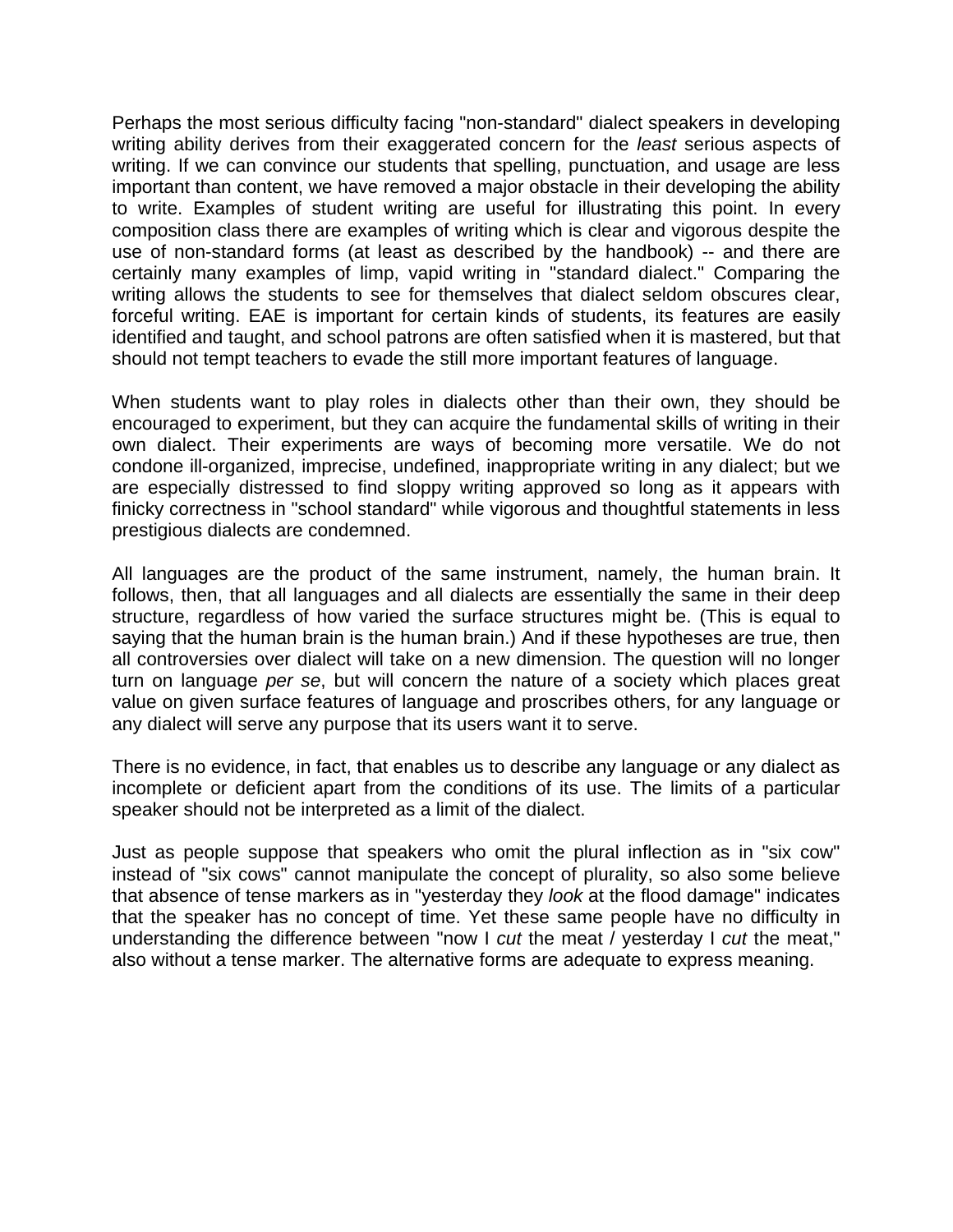Perhaps the most serious difficulty facing "non-standard" dialect speakers in developing writing ability derives from their exaggerated concern for the *least* serious aspects of writing. If we can convince our students that spelling, punctuation, and usage are less important than content, we have removed a major obstacle in their developing the ability to write. Examples of student writing are useful for illustrating this point. In every composition class there are examples of writing which is clear and vigorous despite the use of non-standard forms (at least as described by the handbook) -- and there are certainly many examples of limp, vapid writing in "standard dialect." Comparing the writing allows the students to see for themselves that dialect seldom obscures clear, forceful writing. EAE is important for certain kinds of students, its features are easily identified and taught, and school patrons are often satisfied when it is mastered, but that should not tempt teachers to evade the still more important features of language.

When students want to play roles in dialects other than their own, they should be encouraged to experiment, but they can acquire the fundamental skills of writing in their own dialect. Their experiments are ways of becoming more versatile. We do not condone ill-organized, imprecise, undefined, inappropriate writing in any dialect; but we are especially distressed to find sloppy writing approved so long as it appears with finicky correctness in "school standard" while vigorous and thoughtful statements in less prestigious dialects are condemned.

All languages are the product of the same instrument, namely, the human brain. It follows, then, that all languages and all dialects are essentially the same in their deep structure, regardless of how varied the surface structures might be. (This is equal to saying that the human brain is the human brain.) And if these hypotheses are true, then all controversies over dialect will take on a new dimension. The question will no longer turn on language *per se*, but will concern the nature of a society which places great value on given surface features of language and proscribes others, for any language or any dialect will serve any purpose that its users want it to serve.

There is no evidence, in fact, that enables us to describe any language or any dialect as incomplete or deficient apart from the conditions of its use. The limits of a particular speaker should not be interpreted as a limit of the dialect.

Just as people suppose that speakers who omit the plural inflection as in "six cow" instead of "six cows" cannot manipulate the concept of plurality, so also some believe that absence of tense markers as in "yesterday they *look* at the flood damage" indicates that the speaker has no concept of time. Yet these same people have no difficulty in understanding the difference between "now I *cut* the meat / yesterday I *cut* the meat," also without a tense marker. The alternative forms are adequate to express meaning.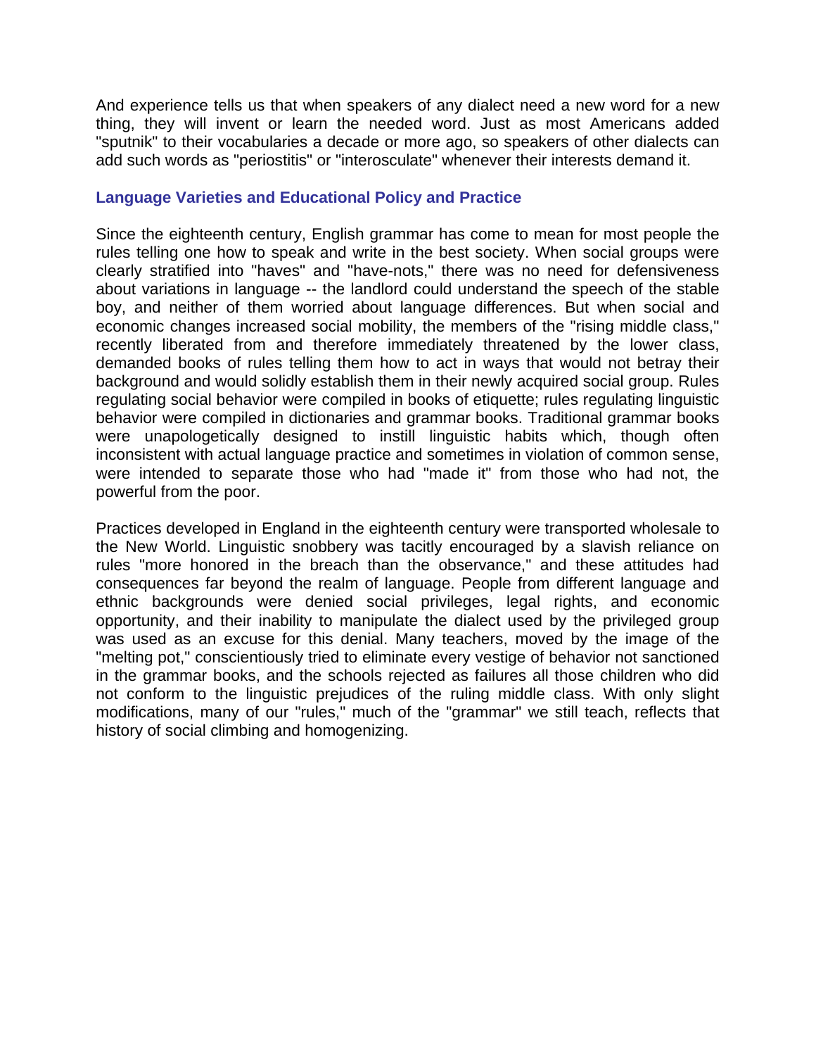And experience tells us that when speakers of any dialect need a new word for a new thing, they will invent or learn the needed word. Just as most Americans added "sputnik" to their vocabularies a decade or more ago, so speakers of other dialects can add such words as "periostitis" or "interosculate" whenever their interests demand it.

### Language Varieties and Educational Policy and Practice

Since the eighteenth century, English grammar has come to mean for most people the rules telling one how to speak and write in the best society. When social groups were clearly stratified into "haves" and "have-nots," there was no need for defensiveness about variations in language -- the landlord could understand the speech of the stable boy, and neither of them worried about language differences. But when social and economic changes increased social mobility, the members of the "rising middle class," recently liberated from and therefore immediately threatened by the lower class, demanded books of rules telling them how to act in ways that would not betray their background and would solidly establish them in their newly acquired social group. Rules regulating social behavior were compiled in books of etiquette; rules regulating linguistic behavior were compiled in dictionaries and grammar books. Traditional grammar books were unapologetically designed to instill linguistic habits which, though often inconsistent with actual language practice and sometimes in violation of common sense, were intended to separate those who had "made it" from those who had not, the powerful from the poor.

Practices developed in England in the eighteenth century were transported wholesale to the New World. Linguistic snobbery was tacitly encouraged by a slavish reliance on rules "more honored in the breach than the observance," and these attitudes had consequences far beyond the realm of language. People from different language and ethnic backgrounds were denied social privileges, legal rights, and economic opportunity, and their inability to manipulate the dialect used by the privileged group was used as an excuse for this denial. Many teachers, moved by the image of the "melting pot," conscientiously tried to eliminate every vestige of behavior not sanctioned in the grammar books, and the schools rejected as failures all those children who did not conform to the linguistic prejudices of the ruling middle class. With only slight modifications, many of our "rules," much of the "grammar" we still teach, reflects that history of social climbing and homogenizing.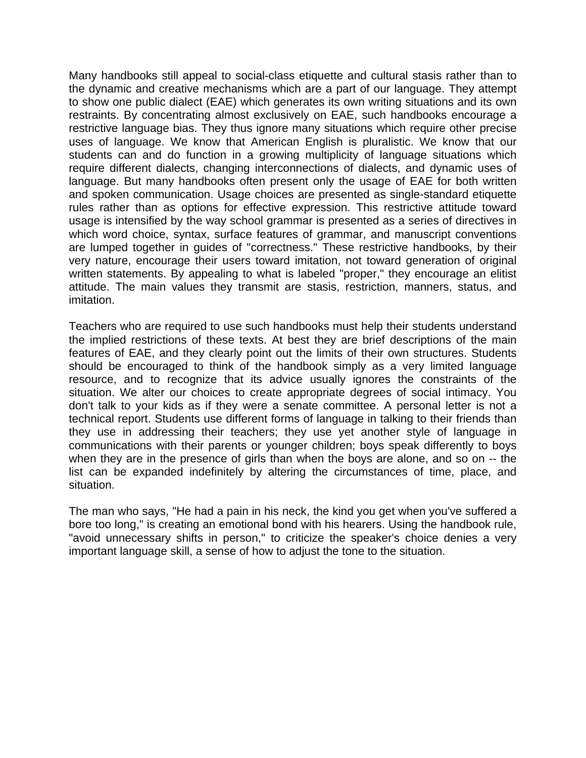Many handbooks still appeal to social-class etiquette and cultural stasis rather than to the dynamic and creative mechanisms which are a part of our language. They attempt to show one public dialect (EAE) which generates its own writing situations and its own restraints. By concentrating almost exclusively on EAE, such handbooks encourage a restrictive language bias. They thus ignore many situations which require other precise uses of language. We know that American English is pluralistic. We know that our students can and do function in a growing multiplicity of language situations which require different dialects, changing interconnections of dialects, and dynamic uses of language. But many handbooks often present only the usage of EAE for both written and spoken communication. Usage choices are presented as single-standard etiquette rules rather than as options for effective expression. This restrictive attitude toward usage is intensified by the way school grammar is presented as a series of directives in which word choice, syntax, surface features of grammar, and manuscript conventions are lumped together in guides of "correctness." These restrictive handbooks, by their very nature, encourage their users toward imitation, not toward generation of original written statements. By appealing to what is labeled "proper," they encourage an elitist attitude. The main values they transmit are stasis, restriction, manners, status, and imitation.

Teachers who are required to use such handbooks must help their students understand the implied restrictions of these texts. At best they are brief descriptions of the main features of EAE, and they clearly point out the limits of their own structures. Students should be encouraged to think of the handbook simply as a very limited language resource, and to recognize that its advice usually ignores the constraints of the situation. We alter our choices to create appropriate degrees of social intimacy. You don't talk to your kids as if they were a senate committee. A personal letter is not a technical report. Students use different forms of language in talking to their friends than they use in addressing their teachers; they use yet another style of language in communications with their parents or younger children; boys speak differently to boys when they are in the presence of girls than when the boys are alone, and so on -- the list can be expanded indefinitely by altering the circumstances of time, place, and situation.

The man who says, "He had a pain in his neck, the kind you get when you've suffered a bore too long," is creating an emotional bond with his hearers. Using the handbook rule, "avoid unnecessary shifts in person," to criticize the speaker's choice denies a very important language skill, a sense of how to adjust the tone to the situation.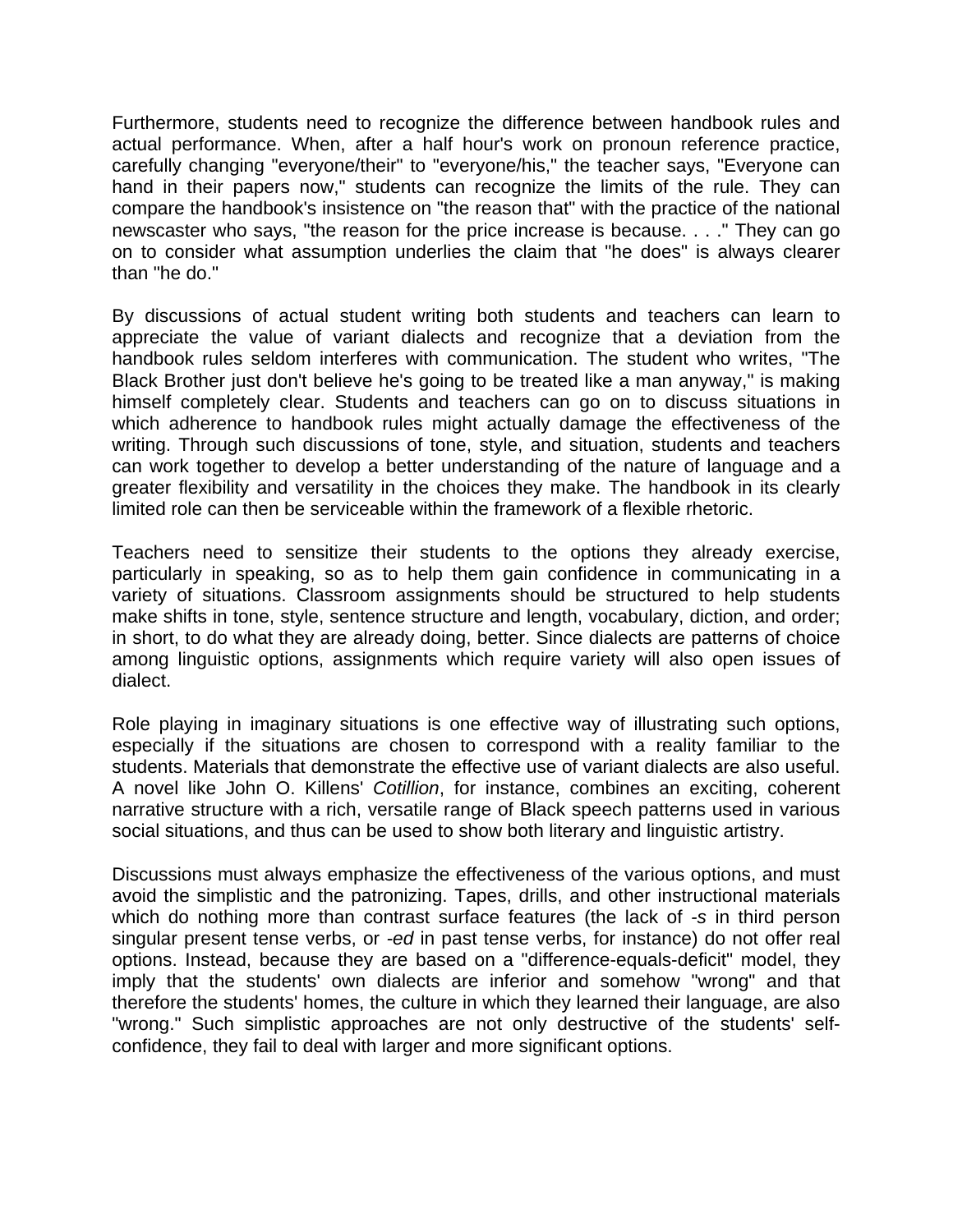Furthermore, students need to recognize the difference between handbook rules and actual performance. When, after a half hour's work on pronoun reference practice, carefully changing "everyone/their" to "everyone/his," the teacher says, "Everyone can hand in their papers now," students can recognize the limits of the rule. They can compare the handbook's insistence on "the reason that" with the practice of the national newscaster who says, "the reason for the price increase is because. . . ." They can go on to consider what assumption underlies the claim that "he does" is always clearer than "he do."

By discussions of actual student writing both students and teachers can learn to appreciate the value of variant dialects and recognize that a deviation from the handbook rules seldom interferes with communication. The student who writes, "The Black Brother just don't believe he's going to be treated like a man anyway," is making himself completely clear. Students and teachers can go on to discuss situations in which adherence to handbook rules might actually damage the effectiveness of the writing. Through such discussions of tone, style, and situation, students and teachers can work together to develop a better understanding of the nature of language and a greater flexibility and versatility in the choices they make. The handbook in its clearly limited role can then be serviceable within the framework of a flexible rhetoric.

Teachers need to sensitize their students to the options they already exercise, particularly in speaking, so as to help them gain confidence in communicating in a variety of situations. Classroom assignments should be structured to help students make shifts in tone, style, sentence structure and length, vocabulary, diction, and order; in short, to do what they are already doing, better. Since dialects are patterns of choice among linguistic options, assignments which require variety will also open issues of dialect.

Role playing in imaginary situations is one effective way of illustrating such options, especially if the situations are chosen to correspond with a reality familiar to the students. Materials that demonstrate the effective use of variant dialects are also useful. A novel like John O. Killens' *Cotillion*, for instance, combines an exciting, coherent narrative structure with a rich, versatile range of Black speech patterns used in various social situations, and thus can be used to show both literary and linguistic artistry.

Discussions must always emphasize the effectiveness of the various options, and must avoid the simplistic and the patronizing. Tapes, drills, and other instructional materials which do nothing more than contrast surface features (the lack of *-s* in third person singular present tense verbs, or *-ed* in past tense verbs, for instance) do not offer real options. Instead, because they are based on a "difference-equals-deficit" model, they imply that the students' own dialects are inferior and somehow "wrong" and that therefore the students' homes, the culture in which they learned their language, are also "wrong." Such simplistic approaches are not only destructive of the students' self-confidence, they fail to deal with larger and more significant options.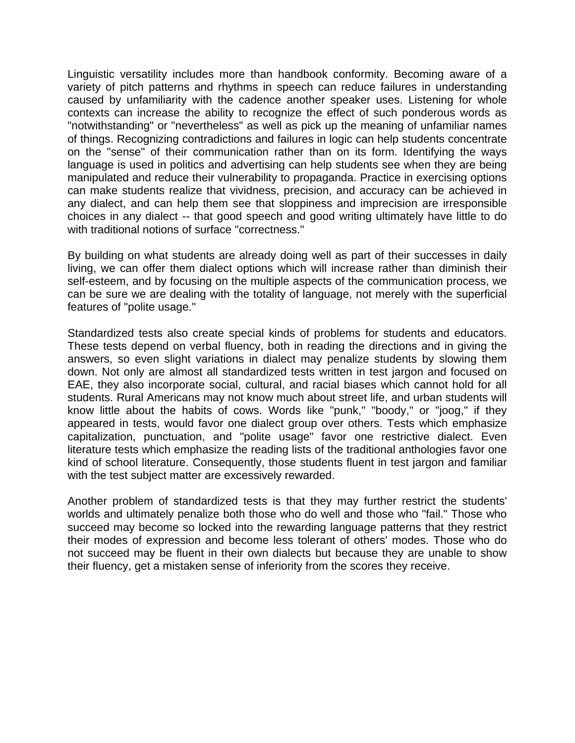Linguistic versatility includes more than handbook conformity. Becoming aware of a variety of pitch patterns and rhythms in speech can reduce failures in understanding caused by unfamiliarity with the cadence another speaker uses. Listening for whole contexts can increase the ability to recognize the effect of such ponderous words as "notwithstanding" or "nevertheless" as well as pick up the meaning of unfamiliar names of things. Recognizing contradictions and failures in logic can help students concentrate on the "sense" of their communication rather than on its form. Identifying the ways language is used in politics and advertising can help students see when they are being manipulated and reduce their vulnerability to propaganda. Practice in exercising options can make students realize that vividness, precision, and accuracy can be achieved in any dialect, and can help them see that sloppiness and imprecision are irresponsible choices in any dialect -- that good speech and good writing ultimately have little to do with traditional notions of surface "correctness."

By building on what students are already doing well as part of their successes in daily living, we can offer them dialect options which will increase rather than diminish their self-esteem, and by focusing on the multiple aspects of the communication process, we can be sure we are dealing with the totality of language, not merely with the superficial features of "polite usage."

Standardized tests also create special kinds of problems for students and educators. These tests depend on verbal fluency, both in reading the directions and in giving the answers, so even slight variations in dialect may penalize students by slowing them down. Not only are almost all standardized tests written in test jargon and focused on EAE, they also incorporate social, cultural, and racial biases which cannot hold for all students. Rural Americans may not know much about street life, and urban students will know little about the habits of cows. Words like "punk," "boody," or "joog," if they appeared in tests, would favor one dialect group over others. Tests which emphasize capitalization, punctuation, and "polite usage" favor one restrictive dialect. Even literature tests which emphasize the reading lists of the traditional anthologies favor one kind of school literature. Consequently, those students fluent in test jargon and familiar with the test subject matter are excessively rewarded.

Another problem of standardized tests is that they may further restrict the students' worlds and ultimately penalize both those who do well and those who "fail." Those who succeed may become so locked into the rewarding language patterns that they restrict their modes of expression and become less tolerant of others' modes. Those who do not succeed may be fluent in their own dialects but because they are unable to show their fluency, get a mistaken sense of inferiority from the scores they receive.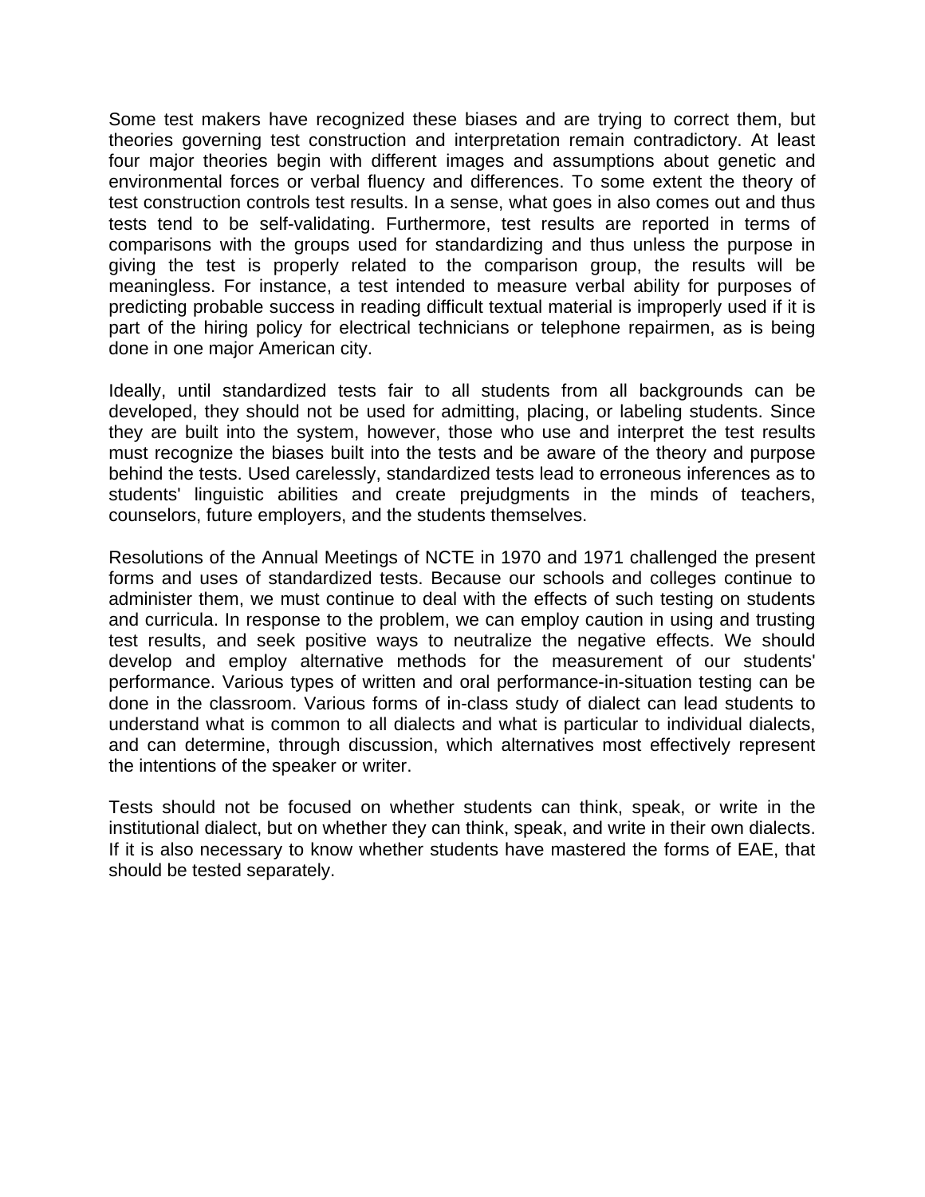Some test makers have recognized these biases and are trying to correct them, but theories governing test construction and interpretation remain contradictory. At least four major theories begin with different images and assumptions about genetic and environmental forces or verbal fluency and differences. To some extent the theory of test construction controls test results. In a sense, what goes in also comes out and thus tests tend to be self-validating. Furthermore, test results are reported in terms of comparisons with the groups used for standardizing and thus unless the purpose in giving the test is properly related to the comparison group, the results will be meaningless. For instance, a test intended to measure verbal ability for purposes of predicting probable success in reading difficult textual material is improperly used if it is part of the hiring policy for electrical technicians or telephone repairmen, as is being done in one major American city.

Ideally, until standardized tests fair to all students from all backgrounds can be developed, they should not be used for admitting, placing, or labeling students. Since they are built into the system, however, those who use and interpret the test results must recognize the biases built into the tests and be aware of the theory and purpose behind the tests. Used carelessly, standardized tests lead to erroneous inferences as to students' linguistic abilities and create prejudgments in the minds of teachers, counselors, future employers, and the students themselves.

Resolutions of the Annual Meetings of NCTE in 1970 and 1971 challenged the present forms and uses of standardized tests. Because our schools and colleges continue to administer them, we must continue to deal with the effects of such testing on students and curricula. In response to the problem, we can employ caution in using and trusting test results, and seek positive ways to neutralize the negative effects. We should develop and employ alternative methods for the measurement of our students' performance. Various types of written and oral performance-in-situation testing can be done in the classroom. Various forms of in-class study of dialect can lead students to understand what is common to all dialects and what is particular to individual dialects, and can determine, through discussion, which alternatives most effectively represent the intentions of the speaker or writer.

Tests should not be focused on whether students can think, speak, or write in the institutional dialect, but on whether they can think, speak, and write in their own dialects. If it is also necessary to know whether students have mastered the forms of EAE, that should be tested separately.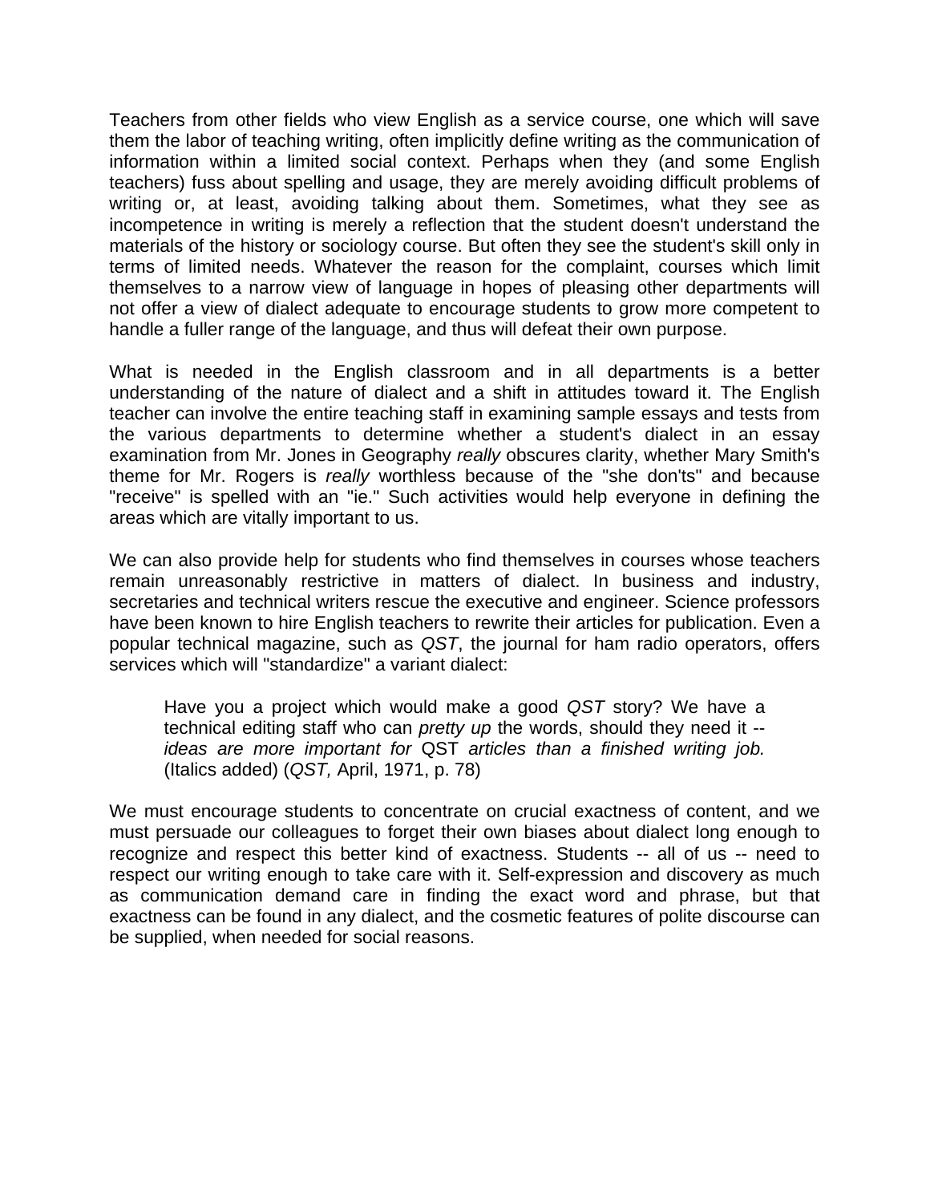Teachers from other fields who view English as a service course, one which will save them the labor of teaching writing, often implicitly define writing as the communication of information within a limited social context. Perhaps when they (and some English teachers) fuss about spelling and usage, they are merely avoiding difficult problems of writing or, at least, avoiding talking about them. Sometimes, what they see as incompetence in writing is merely a reflection that the student doesn't understand the materials of the history or sociology course. But often they see the student's skill only in terms of limited needs. Whatever the reason for the complaint, courses which limit themselves to a narrow view of language in hopes of pleasing other departments will not offer a view of dialect adequate to encourage students to grow more competent to handle a fuller range of the language, and thus will defeat their own purpose.

What is needed in the English classroom and in all departments is a better understanding of the nature of dialect and a shift in attitudes toward it. The English teacher can involve the entire teaching staff in examining sample essays and tests from the various departments to determine whether a student's dialect in an essay examination from Mr. Jones in Geography *really* obscures clarity, whether Mary Smith's theme for Mr. Rogers is *really* worthless because of the "she don'ts" and because "receive" is spelled with an "ie." Such activities would help everyone in defining the areas which are vitally important to us.

We can also provide help for students who find themselves in courses whose teachers remain unreasonably restrictive in matters of dialect. In business and industry, secretaries and technical writers rescue the executive and engineer. Science professors have been known to hire English teachers to rewrite their articles for publication. Even a popular technical magazine, such as *QST*, the journal for ham radio operators, offers services which will "standardize" a variant dialect:

> Have you a project which would make a good *QST* story? We have a technical editing staff who can *pretty up* the words, should they need it -- *ideas are more important for* QST *articles than a finished writing job.* (Italics added) (*QST,* April, 1971, p. 78)

We must encourage students to concentrate on crucial exactness of content, and we must persuade our colleagues to forget their own biases about dialect long enough to recognize and respect this better kind of exactness. Students -- all of us -- need to respect our writing enough to take care with it. Self-expression and discovery as much as communication demand care in finding the exact word and phrase, but that exactness can be found in any dialect, and the cosmetic features of polite discourse can be supplied, when needed for social reasons.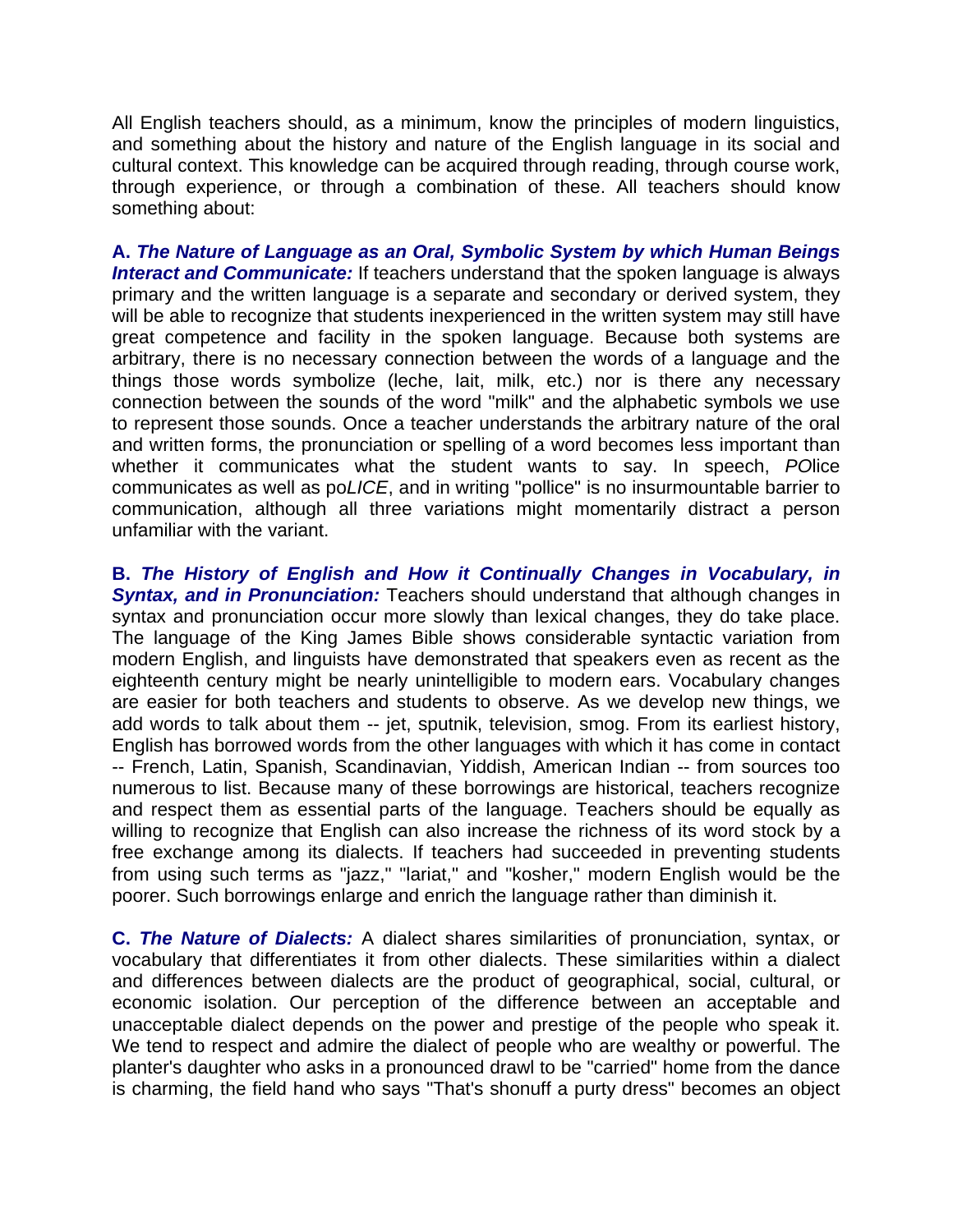All English teachers should, as a minimum, know the principles of modern linguistics, and something about the history and nature of the English language in its social and cultural context. This knowledge can be acquired through reading, through course work, through experience, or through a combination of these. All teachers should know something about:

**A. *The Nature of Language as an Oral, Symbolic System by which Human Beings Interact and Communicate:*** If teachers understand that the spoken language is always primary and the written language is a separate and secondary or derived system, they will be able to recognize that students inexperienced in the written system may still have great competence and facility in the spoken language. Because both systems are arbitrary, there is no necessary connection between the words of a language and the things those words symbolize (leche, lait, milk, etc.) nor is there any necessary connection between the sounds of the word "milk" and the alphabetic symbols we use to represent those sounds. Once a teacher understands the arbitrary nature of the oral and written forms, the pronunciation or spelling of a word becomes less important than whether it communicates what the student wants to say. In speech, *PO*lice communicates as well as po*LICE*, and in writing "pollice" is no insurmountable barrier to communication, although all three variations might momentarily distract a person unfamiliar with the variant.

**B. *The History of English and How it Continually Changes in Vocabulary, in Syntax, and in Pronunciation:*** Teachers should understand that although changes in syntax and pronunciation occur more slowly than lexical changes, they do take place. The language of the King James Bible shows considerable syntactic variation from modern English, and linguists have demonstrated that speakers even as recent as the eighteenth century might be nearly unintelligible to modern ears. Vocabulary changes are easier for both teachers and students to observe. As we develop new things, we add words to talk about them -- jet, sputnik, television, smog. From its earliest history, English has borrowed words from the other languages with which it has come in contact -- French, Latin, Spanish, Scandinavian, Yiddish, American Indian -- from sources too numerous to list. Because many of these borrowings are historical, teachers recognize and respect them as essential parts of the language. Teachers should be equally as willing to recognize that English can also increase the richness of its word stock by a free exchange among its dialects. If teachers had succeeded in preventing students from using such terms as "jazz," "lariat," and "kosher," modern English would be the poorer. Such borrowings enlarge and enrich the language rather than diminish it.

**C. *The Nature of Dialects:*** A dialect shares similarities of pronunciation, syntax, or vocabulary that differentiates it from other dialects. These similarities within a dialect and differences between dialects are the product of geographical, social, cultural, or economic isolation. Our perception of the difference between an acceptable and unacceptable dialect depends on the power and prestige of the people who speak it. We tend to respect and admire the dialect of people who are wealthy or powerful. The planter's daughter who asks in a pronounced drawl to be "carried" home from the dance is charming, the field hand who says "That's shonuff a purty dress" becomes an object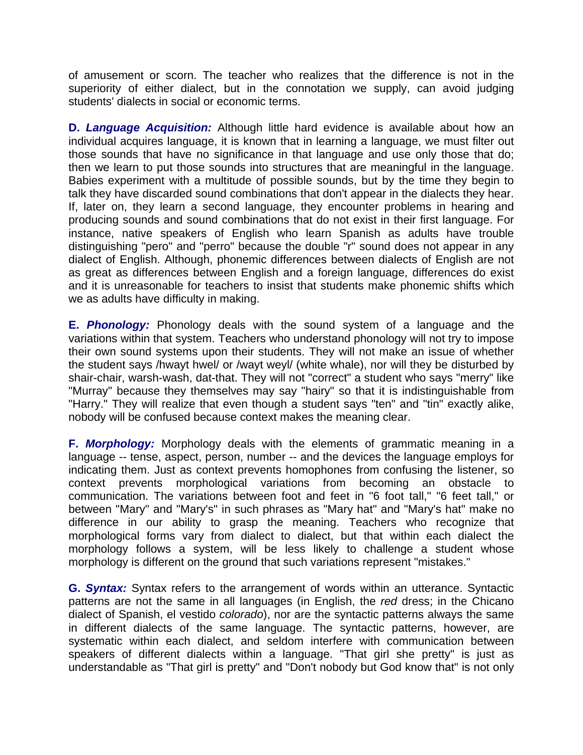of amusement or scorn. The teacher who realizes that the difference is not in the superiority of either dialect, but in the connotation we supply, can avoid judging students' dialects in social or economic terms.

**D. *Language Acquisition:*** Although little hard evidence is available about how an individual acquires language, it is known that in learning a language, we must filter out those sounds that have no significance in that language and use only those that do; then we learn to put those sounds into structures that are meaningful in the language. Babies experiment with a multitude of possible sounds, but by the time they begin to talk they have discarded sound combinations that don't appear in the dialects they hear. If, later on, they learn a second language, they encounter problems in hearing and producing sounds and sound combinations that do not exist in their first language. For instance, native speakers of English who learn Spanish as adults have trouble distinguishing "pero" and "perro" because the double "r" sound does not appear in any dialect of English. Although, phonemic differences between dialects of English are not as great as differences between English and a foreign language, differences do exist and it is unreasonable for teachers to insist that students make phonemic shifts which we as adults have difficulty in making.

**E. *Phonology:*** Phonology deals with the sound system of a language and the variations within that system. Teachers who understand phonology will not try to impose their own sound systems upon their students. They will not make an issue of whether the student says /hwayt hwel/ or /wayt weyl/ (white whale), nor will they be disturbed by shair-chair, warsh-wash, dat-that. They will not "correct" a student who says "merry" like "Murray" because they themselves may say "hairy" so that it is indistinguishable from "Harry." They will realize that even though a student says "ten" and "tin" exactly alike, nobody will be confused because context makes the meaning clear.

**F. *Morphology:*** Morphology deals with the elements of grammatic meaning in a language -- tense, aspect, person, number -- and the devices the language employs for indicating them. Just as context prevents homophones from confusing the listener, so context prevents morphological variations from becoming an obstacle to communication. The variations between foot and feet in "6 foot tall," "6 feet tall," or between "Mary" and "Mary's" in such phrases as "Mary hat" and "Mary's hat" make no difference in our ability to grasp the meaning. Teachers who recognize that morphological forms vary from dialect to dialect, but that within each dialect the morphology follows a system, will be less likely to challenge a student whose morphology is different on the ground that such variations represent "mistakes."

**G. *Syntax:*** Syntax refers to the arrangement of words within an utterance. Syntactic patterns are not the same in all languages (in English, the *red* dress; in the Chicano dialect of Spanish, el vestido *colorado*), nor are the syntactic patterns always the same in different dialects of the same language. The syntactic patterns, however, are systematic within each dialect, and seldom interfere with communication between speakers of different dialects within a language. "That girl she pretty" is just as understandable as "That girl is pretty" and "Don't nobody but God know that" is not only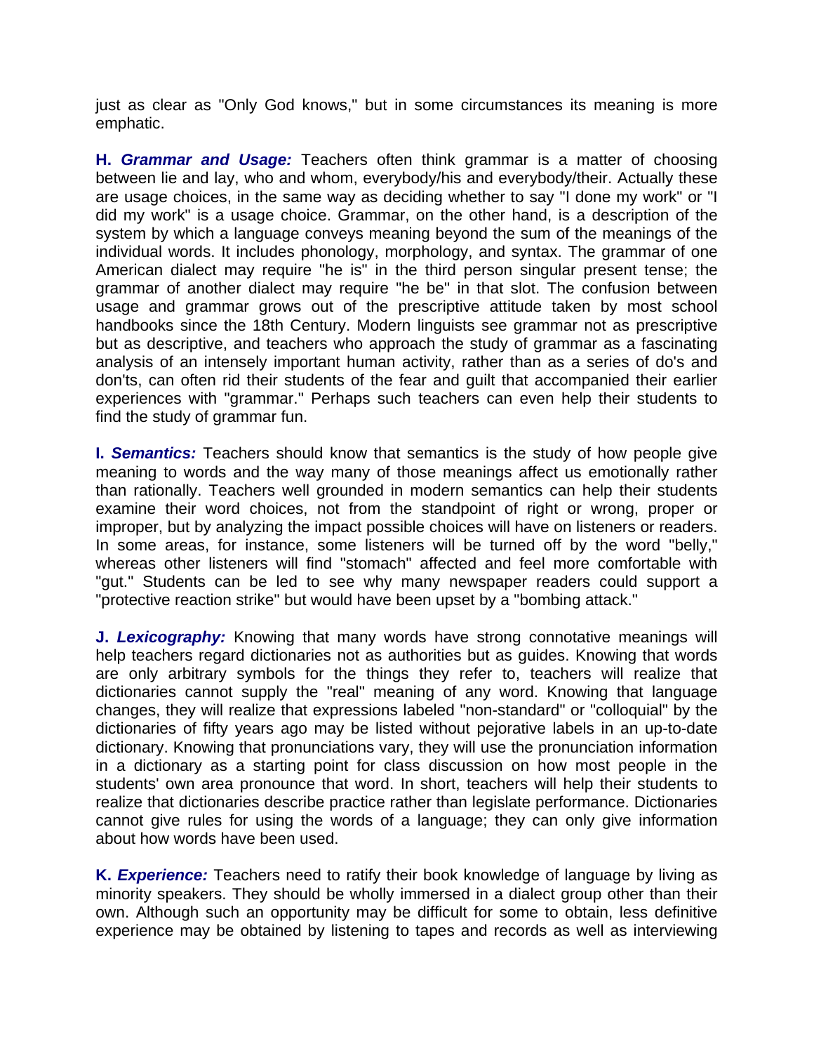just as clear as "Only God knows," but in some circumstances its meaning is more emphatic.

**H. *Grammar and Usage:*** Teachers often think grammar is a matter of choosing between lie and lay, who and whom, everybody/his and everybody/their. Actually these are usage choices, in the same way as deciding whether to say "I done my work" or "I did my work" is a usage choice. Grammar, on the other hand, is a description of the system by which a language conveys meaning beyond the sum of the meanings of the individual words. It includes phonology, morphology, and syntax. The grammar of one American dialect may require "he is" in the third person singular present tense; the grammar of another dialect may require "he be" in that slot. The confusion between usage and grammar grows out of the prescriptive attitude taken by most school handbooks since the 18th Century. Modern linguists see grammar not as prescriptive but as descriptive, and teachers who approach the study of grammar as a fascinating analysis of an intensely important human activity, rather than as a series of do's and don'ts, can often rid their students of the fear and guilt that accompanied their earlier experiences with "grammar." Perhaps such teachers can even help their students to find the study of grammar fun.

**I. *Semantics:*** Teachers should know that semantics is the study of how people give meaning to words and the way many of those meanings affect us emotionally rather than rationally. Teachers well grounded in modern semantics can help their students examine their word choices, not from the standpoint of right or wrong, proper or improper, but by analyzing the impact possible choices will have on listeners or readers. In some areas, for instance, some listeners will be turned off by the word "belly," whereas other listeners will find "stomach" affected and feel more comfortable with "gut." Students can be led to see why many newspaper readers could support a "protective reaction strike" but would have been upset by a "bombing attack."

**J. *Lexicography:*** Knowing that many words have strong connotative meanings will help teachers regard dictionaries not as authorities but as guides. Knowing that words are only arbitrary symbols for the things they refer to, teachers will realize that dictionaries cannot supply the "real" meaning of any word. Knowing that language changes, they will realize that expressions labeled "non-standard" or "colloquial" by the dictionaries of fifty years ago may be listed without pejorative labels in an up-to-date dictionary. Knowing that pronunciations vary, they will use the pronunciation information in a dictionary as a starting point for class discussion on how most people in the students' own area pronounce that word. In short, teachers will help their students to realize that dictionaries describe practice rather than legislate performance. Dictionaries cannot give rules for using the words of a language; they can only give information about how words have been used.

**K. *Experience:*** Teachers need to ratify their book knowledge of language by living as minority speakers. They should be wholly immersed in a dialect group other than their own. Although such an opportunity may be difficult for some to obtain, less definitive experience may be obtained by listening to tapes and records as well as interviewing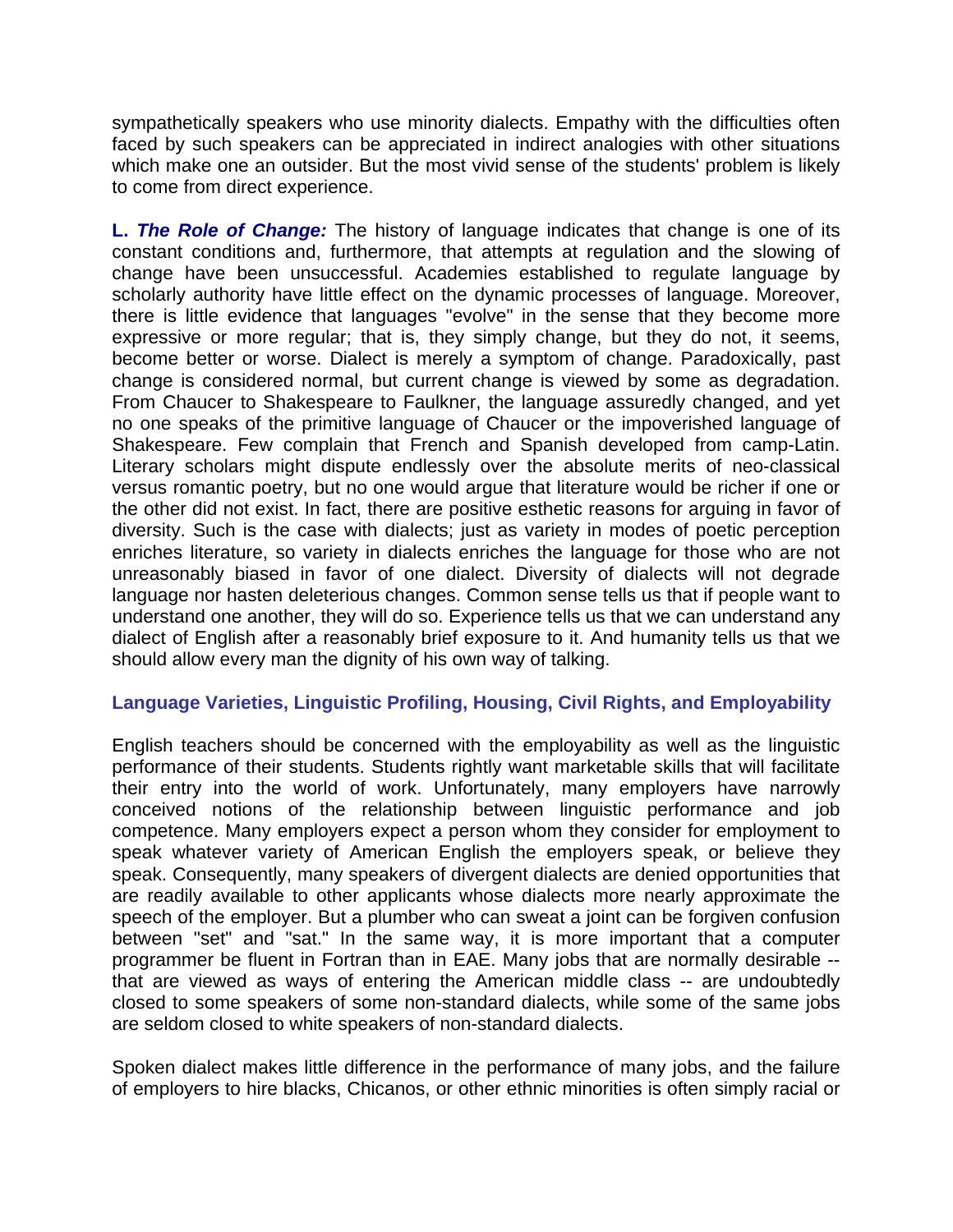sympathetically speakers who use minority dialects. Empathy with the difficulties often faced by such speakers can be appreciated in indirect analogies with other situations which make one an outsider. But the most vivid sense of the students' problem is likely to come from direct experience.

**L. *The Role of Change:*** The history of language indicates that change is one of its constant conditions and, furthermore, that attempts at regulation and the slowing of change have been unsuccessful. Academies established to regulate language by scholarly authority have little effect on the dynamic processes of language. Moreover, there is little evidence that languages "evolve" in the sense that they become more expressive or more regular; that is, they simply change, but they do not, it seems, become better or worse. Dialect is merely a symptom of change. Paradoxically, past change is considered normal, but current change is viewed by some as degradation. From Chaucer to Shakespeare to Faulkner, the language assuredly changed, and yet no one speaks of the primitive language of Chaucer or the impoverished language of Shakespeare. Few complain that French and Spanish developed from camp-Latin. Literary scholars might dispute endlessly over the absolute merits of neo-classical versus romantic poetry, but no one would argue that literature would be richer if one or the other did not exist. In fact, there are positive esthetic reasons for arguing in favor of diversity. Such is the case with dialects; just as variety in modes of poetic perception enriches literature, so variety in dialects enriches the language for those who are not unreasonably biased in favor of one dialect. Diversity of dialects will not degrade language nor hasten deleterious changes. Common sense tells us that if people want to understand one another, they will do so. Experience tells us that we can understand any dialect of English after a reasonably brief exposure to it. And humanity tells us that we should allow every man the dignity of his own way of talking.

### Language Varieties, Linguistic Profiling, Housing, Civil Rights, and Employability

English teachers should be concerned with the employability as well as the linguistic performance of their students. Students rightly want marketable skills that will facilitate their entry into the world of work. Unfortunately, many employers have narrowly conceived notions of the relationship between linguistic performance and job competence. Many employers expect a person whom they consider for employment to speak whatever variety of American English the employers speak, or believe they speak. Consequently, many speakers of divergent dialects are denied opportunities that are readily available to other applicants whose dialects more nearly approximate the speech of the employer. But a plumber who can sweat a joint can be forgiven confusion between "set" and "sat." In the same way, it is more important that a computer programmer be fluent in Fortran than in EAE. Many jobs that are normally desirable -- that are viewed as ways of entering the American middle class -- are undoubtedly closed to some speakers of some non-standard dialects, while some of the same jobs are seldom closed to white speakers of non-standard dialects.

Spoken dialect makes little difference in the performance of many jobs, and the failure of employers to hire blacks, Chicanos, or other ethnic minorities is often simply racial or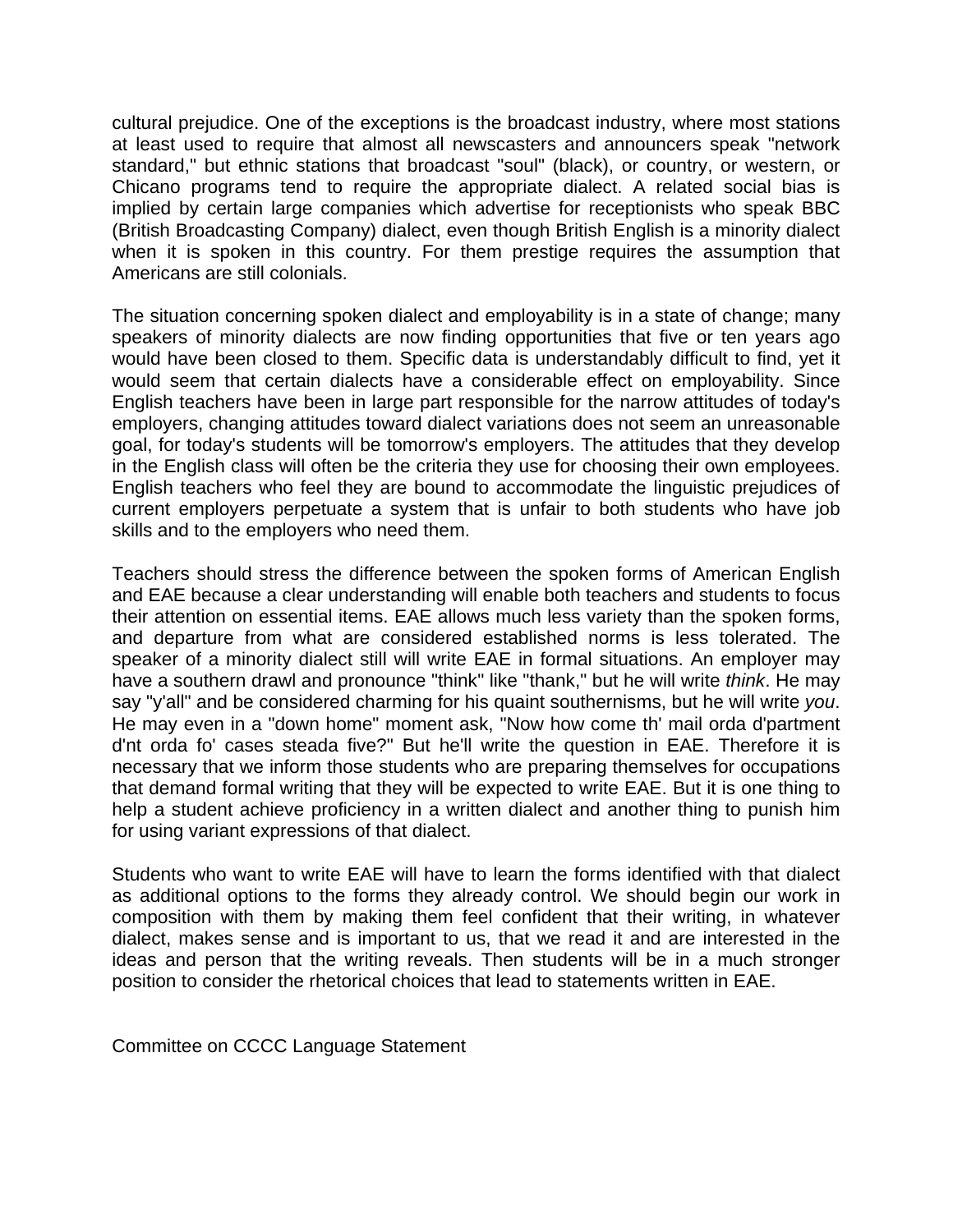cultural prejudice. One of the exceptions is the broadcast industry, where most stations at least used to require that almost all newscasters and announcers speak "network standard," but ethnic stations that broadcast "soul" (black), or country, or western, or Chicano programs tend to require the appropriate dialect. A related social bias is implied by certain large companies which advertise for receptionists who speak BBC (British Broadcasting Company) dialect, even though British English is a minority dialect when it is spoken in this country. For them prestige requires the assumption that Americans are still colonials.

The situation concerning spoken dialect and employability is in a state of change; many speakers of minority dialects are now finding opportunities that five or ten years ago would have been closed to them. Specific data is understandably difficult to find, yet it would seem that certain dialects have a considerable effect on employability. Since English teachers have been in large part responsible for the narrow attitudes of today's employers, changing attitudes toward dialect variations does not seem an unreasonable goal, for today's students will be tomorrow's employers. The attitudes that they develop in the English class will often be the criteria they use for choosing their own employees. English teachers who feel they are bound to accommodate the linguistic prejudices of current employers perpetuate a system that is unfair to both students who have job skills and to the employers who need them.

Teachers should stress the difference between the spoken forms of American English and EAE because a clear understanding will enable both teachers and students to focus their attention on essential items. EAE allows much less variety than the spoken forms, and departure from what are considered established norms is less tolerated. The speaker of a minority dialect still will write EAE in formal situations. An employer may have a southern drawl and pronounce "think" like "thank," but he will write *think*. He may say "y'all" and be considered charming for his quaint southernisms, but he will write *you*. He may even in a "down home" moment ask, "Now how come th' mail orda d'partment d'nt orda fo' cases steada five?" But he'll write the question in EAE. Therefore it is necessary that we inform those students who are preparing themselves for occupations that demand formal writing that they will be expected to write EAE. But it is one thing to help a student achieve proficiency in a written dialect and another thing to punish him for using variant expressions of that dialect.

Students who want to write EAE will have to learn the forms identified with that dialect as additional options to the forms they already control. We should begin our work in composition with them by making them feel confident that their writing, in whatever dialect, makes sense and is important to us, that we read it and are interested in the ideas and person that the writing reveals. Then students will be in a much stronger position to consider the rhetorical choices that lead to statements written in EAE.

Committee on CCCC Language Statement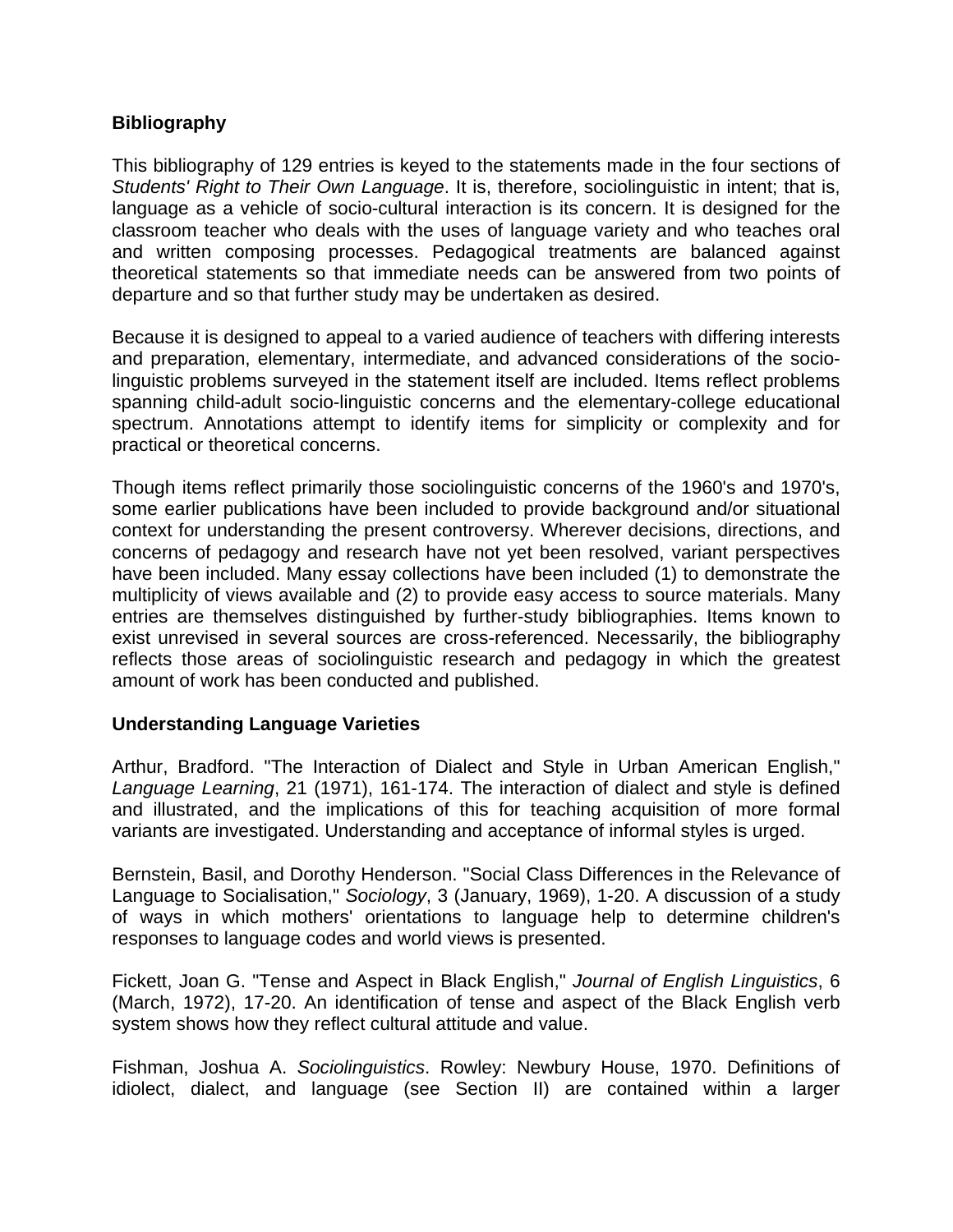## Bibliography

This bibliography of 129 entries is keyed to the statements made in the four sections of *Students' Right to Their Own Language*. It is, therefore, sociolinguistic in intent; that is, language as a vehicle of socio-cultural interaction is its concern. It is designed for the classroom teacher who deals with the uses of language variety and who teaches oral and written composing processes. Pedagogical treatments are balanced against theoretical statements so that immediate needs can be answered from two points of departure and so that further study may be undertaken as desired.

Because it is designed to appeal to a varied audience of teachers with differing interests and preparation, elementary, intermediate, and advanced considerations of the socio-linguistic problems surveyed in the statement itself are included. Items reflect problems spanning child-adult socio-linguistic concerns and the elementary-college educational spectrum. Annotations attempt to identify items for simplicity or complexity and for practical or theoretical concerns.

Though items reflect primarily those sociolinguistic concerns of the 1960's and 1970's, some earlier publications have been included to provide background and/or situational context for understanding the present controversy. Wherever decisions, directions, and concerns of pedagogy and research have not yet been resolved, variant perspectives have been included. Many essay collections have been included (1) to demonstrate the multiplicity of views available and (2) to provide easy access to source materials. Many entries are themselves distinguished by further-study bibliographies. Items known to exist unrevised in several sources are cross-referenced. Necessarily, the bibliography reflects those areas of sociolinguistic research and pedagogy in which the greatest amount of work has been conducted and published.

### Understanding Language Varieties

Arthur, Bradford. "The Interaction of Dialect and Style in Urban American English," *Language Learning*, 21 (1971), 161-174. The interaction of dialect and style is defined and illustrated, and the implications of this for teaching acquisition of more formal variants are investigated. Understanding and acceptance of informal styles is urged.

Bernstein, Basil, and Dorothy Henderson. "Social Class Differences in the Relevance of Language to Socialisation," *Sociology*, 3 (January, 1969), 1-20. A discussion of a study of ways in which mothers' orientations to language help to determine children's responses to language codes and world views is presented.

Fickett, Joan G. "Tense and Aspect in Black English," *Journal of English Linguistics*, 6 (March, 1972), 17-20. An identification of tense and aspect of the Black English verb system shows how they reflect cultural attitude and value.

Fishman, Joshua A. *Sociolinguistics*. Rowley: Newbury House, 1970. Definitions of idiolect, dialect, and language (see Section II) are contained within a larger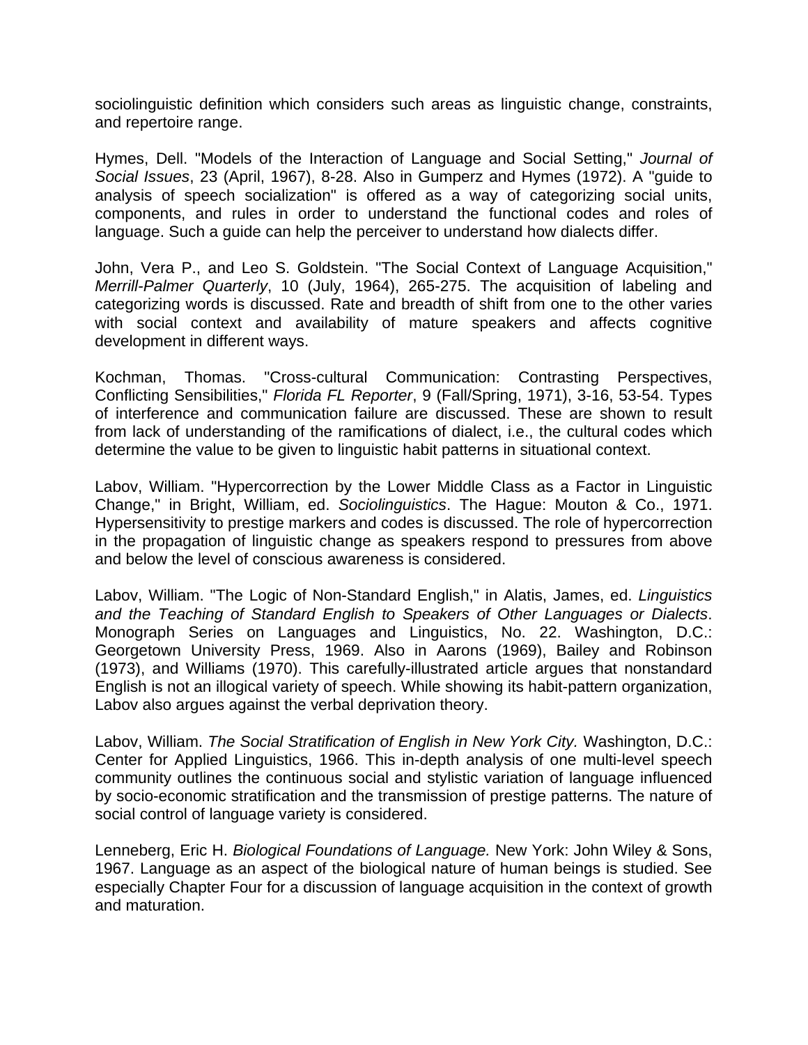sociolinguistic definition which considers such areas as linguistic change, constraints, and repertoire range.

Hymes, Dell. "Models of the Interaction of Language and Social Setting," *Journal of Social Issues*, 23 (April, 1967), 8-28. Also in Gumperz and Hymes (1972). A "guide to analysis of speech socialization" is offered as a way of categorizing social units, components, and rules in order to understand the functional codes and roles of language. Such a guide can help the perceiver to understand how dialects differ.

John, Vera P., and Leo S. Goldstein. "The Social Context of Language Acquisition," *Merrill-Palmer Quarterly*, 10 (July, 1964), 265-275. The acquisition of labeling and categorizing words is discussed. Rate and breadth of shift from one to the other varies with social context and availability of mature speakers and affects cognitive development in different ways.

Kochman, Thomas. "Cross-cultural Communication: Contrasting Perspectives, Conflicting Sensibilities," *Florida FL Reporter*, 9 (Fall/Spring, 1971), 3-16, 53-54. Types of interference and communication failure are discussed. These are shown to result from lack of understanding of the ramifications of dialect, i.e., the cultural codes which determine the value to be given to linguistic habit patterns in situational context.

Labov, William. "Hypercorrection by the Lower Middle Class as a Factor in Linguistic Change," in Bright, William, ed. *Sociolinguistics*. The Hague: Mouton & Co., 1971. Hypersensitivity to prestige markers and codes is discussed. The role of hypercorrection in the propagation of linguistic change as speakers respond to pressures from above and below the level of conscious awareness is considered.

Labov, William. "The Logic of Non-Standard English," in Alatis, James, ed. *Linguistics and the Teaching of Standard English to Speakers of Other Languages or Dialects*. Monograph Series on Languages and Linguistics, No. 22. Washington, D.C.: Georgetown University Press, 1969. Also in Aarons (1969), Bailey and Robinson (1973), and Williams (1970). This carefully-illustrated article argues that nonstandard English is not an illogical variety of speech. While showing its habit-pattern organization, Labov also argues against the verbal deprivation theory.

Labov, William. *The Social Stratification of English in New York City.* Washington, D.C.: Center for Applied Linguistics, 1966. This in-depth analysis of one multi-level speech community outlines the continuous social and stylistic variation of language influenced by socio-economic stratification and the transmission of prestige patterns. The nature of social control of language variety is considered.

Lenneberg, Eric H. *Biological Foundations of Language.* New York: John Wiley & Sons, 1967. Language as an aspect of the biological nature of human beings is studied. See especially Chapter Four for a discussion of language acquisition in the context of growth and maturation.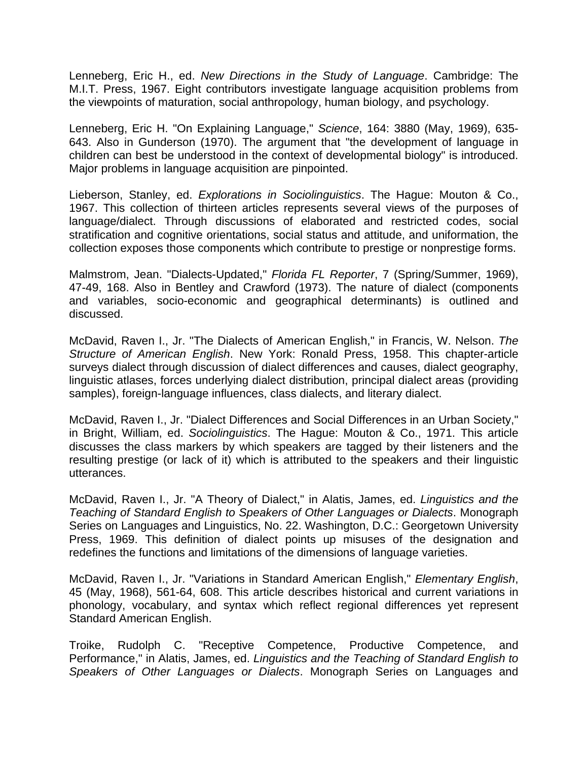Lenneberg, Eric H., ed. *New Directions in the Study of Language*. Cambridge: The M.I.T. Press, 1967. Eight contributors investigate language acquisition problems from the viewpoints of maturation, social anthropology, human biology, and psychology.

Lenneberg, Eric H. "On Explaining Language," *Science*, 164: 3880 (May, 1969), 635-643. Also in Gunderson (1970). The argument that "the development of language in children can best be understood in the context of developmental biology" is introduced. Major problems in language acquisition are pinpointed.

Lieberson, Stanley, ed. *Explorations in Sociolinguistics*. The Hague: Mouton & Co., 1967. This collection of thirteen articles represents several views of the purposes of language/dialect. Through discussions of elaborated and restricted codes, social stratification and cognitive orientations, social status and attitude, and uniformation, the collection exposes those components which contribute to prestige or nonprestige forms.

Malmstrom, Jean. "Dialects-Updated," *Florida FL Reporter*, 7 (Spring/Summer, 1969), 47-49, 168. Also in Bentley and Crawford (1973). The nature of dialect (components and variables, socio-economic and geographical determinants) is outlined and discussed.

McDavid, Raven I., Jr. "The Dialects of American English," in Francis, W. Nelson. *The Structure of American English*. New York: Ronald Press, 1958. This chapter-article surveys dialect through discussion of dialect differences and causes, dialect geography, linguistic atlases, forces underlying dialect distribution, principal dialect areas (providing samples), foreign-language influences, class dialects, and literary dialect.

McDavid, Raven I., Jr. "Dialect Differences and Social Differences in an Urban Society," in Bright, William, ed. *Sociolinguistics*. The Hague: Mouton & Co., 1971. This article discusses the class markers by which speakers are tagged by their listeners and the resulting prestige (or lack of it) which is attributed to the speakers and their linguistic utterances.

McDavid, Raven I., Jr. "A Theory of Dialect," in Alatis, James, ed. *Linguistics and the Teaching of Standard English to Speakers of Other Languages or Dialects*. Monograph Series on Languages and Linguistics, No. 22. Washington, D.C.: Georgetown University Press, 1969. This definition of dialect points up misuses of the designation and redefines the functions and limitations of the dimensions of language varieties.

McDavid, Raven I., Jr. "Variations in Standard American English," *Elementary English*, 45 (May, 1968), 561-64, 608. This article describes historical and current variations in phonology, vocabulary, and syntax which reflect regional differences yet represent Standard American English.

Troike, Rudolph C. "Receptive Competence, Productive Competence, and Performance," in Alatis, James, ed. *Linguistics and the Teaching of Standard English to Speakers of Other Languages or Dialects*. Monograph Series on Languages and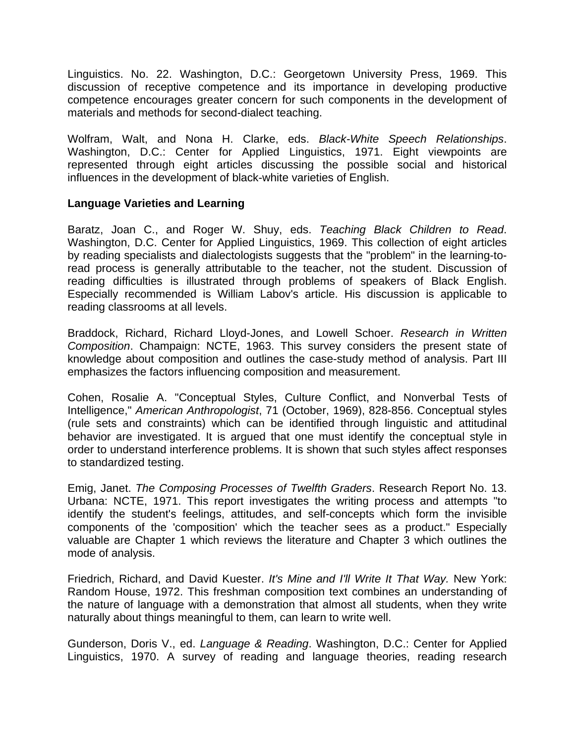Linguistics. No. 22. Washington, D.C.: Georgetown University Press, 1969. This discussion of receptive competence and its importance in developing productive competence encourages greater concern for such components in the development of materials and methods for second-dialect teaching.

Wolfram, Walt, and Nona H. Clarke, eds. *Black-White Speech Relationships*. Washington, D.C.: Center for Applied Linguistics, 1971. Eight viewpoints are represented through eight articles discussing the possible social and historical influences in the development of black-white varieties of English.

**Language Varieties and Learning**

Baratz, Joan C., and Roger W. Shuy, eds. *Teaching Black Children to Read*. Washington, D.C. Center for Applied Linguistics, 1969. This collection of eight articles by reading specialists and dialectologists suggests that the "problem" in the learning-to-read process is generally attributable to the teacher, not the student. Discussion of reading difficulties is illustrated through problems of speakers of Black English. Especially recommended is William Labov's article. His discussion is applicable to reading classrooms at all levels.

Braddock, Richard, Richard Lloyd-Jones, and Lowell Schoer. *Research in Written Composition*. Champaign: NCTE, 1963. This survey considers the present state of knowledge about composition and outlines the case-study method of analysis. Part III emphasizes the factors influencing composition and measurement.

Cohen, Rosalie A. "Conceptual Styles, Culture Conflict, and Nonverbal Tests of Intelligence," *American Anthropologist*, 71 (October, 1969), 828-856. Conceptual styles (rule sets and constraints) which can be identified through linguistic and attitudinal behavior are investigated. It is argued that one must identify the conceptual style in order to understand interference problems. It is shown that such styles affect responses to standardized testing.

Emig, Janet. *The Composing Processes of Twelfth Graders*. Research Report No. 13. Urbana: NCTE, 1971. This report investigates the writing process and attempts "to identify the student's feelings, attitudes, and self-concepts which form the invisible components of the 'composition' which the teacher sees as a product." Especially valuable are Chapter 1 which reviews the literature and Chapter 3 which outlines the mode of analysis.

Friedrich, Richard, and David Kuester. *It's Mine and I'll Write It That Way.* New York: Random House, 1972. This freshman composition text combines an understanding of the nature of language with a demonstration that almost all students, when they write naturally about things meaningful to them, can learn to write well.

Gunderson, Doris V., ed. *Language & Reading*. Washington, D.C.: Center for Applied Linguistics, 1970. A survey of reading and language theories, reading research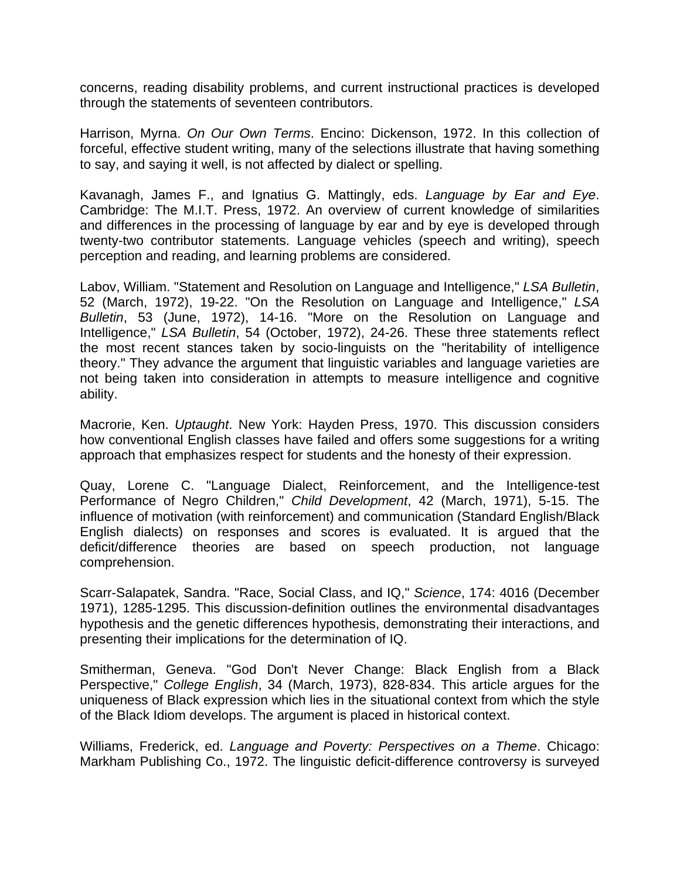concerns, reading disability problems, and current instructional practices is developed through the statements of seventeen contributors.

Harrison, Myrna. *On Our Own Terms*. Encino: Dickenson, 1972. In this collection of forceful, effective student writing, many of the selections illustrate that having something to say, and saying it well, is not affected by dialect or spelling.

Kavanagh, James F., and Ignatius G. Mattingly, eds. *Language by Ear and Eye*. Cambridge: The M.I.T. Press, 1972. An overview of current knowledge of similarities and differences in the processing of language by ear and by eye is developed through twenty-two contributor statements. Language vehicles (speech and writing), speech perception and reading, and learning problems are considered.

Labov, William. "Statement and Resolution on Language and Intelligence," *LSA Bulletin*, 52 (March, 1972), 19-22. "On the Resolution on Language and Intelligence," *LSA Bulletin*, 53 (June, 1972), 14-16. "More on the Resolution on Language and Intelligence," *LSA Bulletin*, 54 (October, 1972), 24-26. These three statements reflect the most recent stances taken by socio-linguists on the "heritability of intelligence theory." They advance the argument that linguistic variables and language varieties are not being taken into consideration in attempts to measure intelligence and cognitive ability.

Macrorie, Ken. *Uptaught*. New York: Hayden Press, 1970. This discussion considers how conventional English classes have failed and offers some suggestions for a writing approach that emphasizes respect for students and the honesty of their expression.

Quay, Lorene C. "Language Dialect, Reinforcement, and the Intelligence-test Performance of Negro Children," *Child Development*, 42 (March, 1971), 5-15. The influence of motivation (with reinforcement) and communication (Standard English/Black English dialects) on responses and scores is evaluated. It is argued that the deficit/difference theories are based on speech production, not language comprehension.

Scarr-Salapatek, Sandra. "Race, Social Class, and IQ," *Science*, 174: 4016 (December 1971), 1285-1295. This discussion-definition outlines the environmental disadvantages hypothesis and the genetic differences hypothesis, demonstrating their interactions, and presenting their implications for the determination of IQ.

Smitherman, Geneva. "God Don't Never Change: Black English from a Black Perspective," *College English*, 34 (March, 1973), 828-834. This article argues for the uniqueness of Black expression which lies in the situational context from which the style of the Black Idiom develops. The argument is placed in historical context.

Williams, Frederick, ed. *Language and Poverty: Perspectives on a Theme*. Chicago: Markham Publishing Co., 1972. The linguistic deficit-difference controversy is surveyed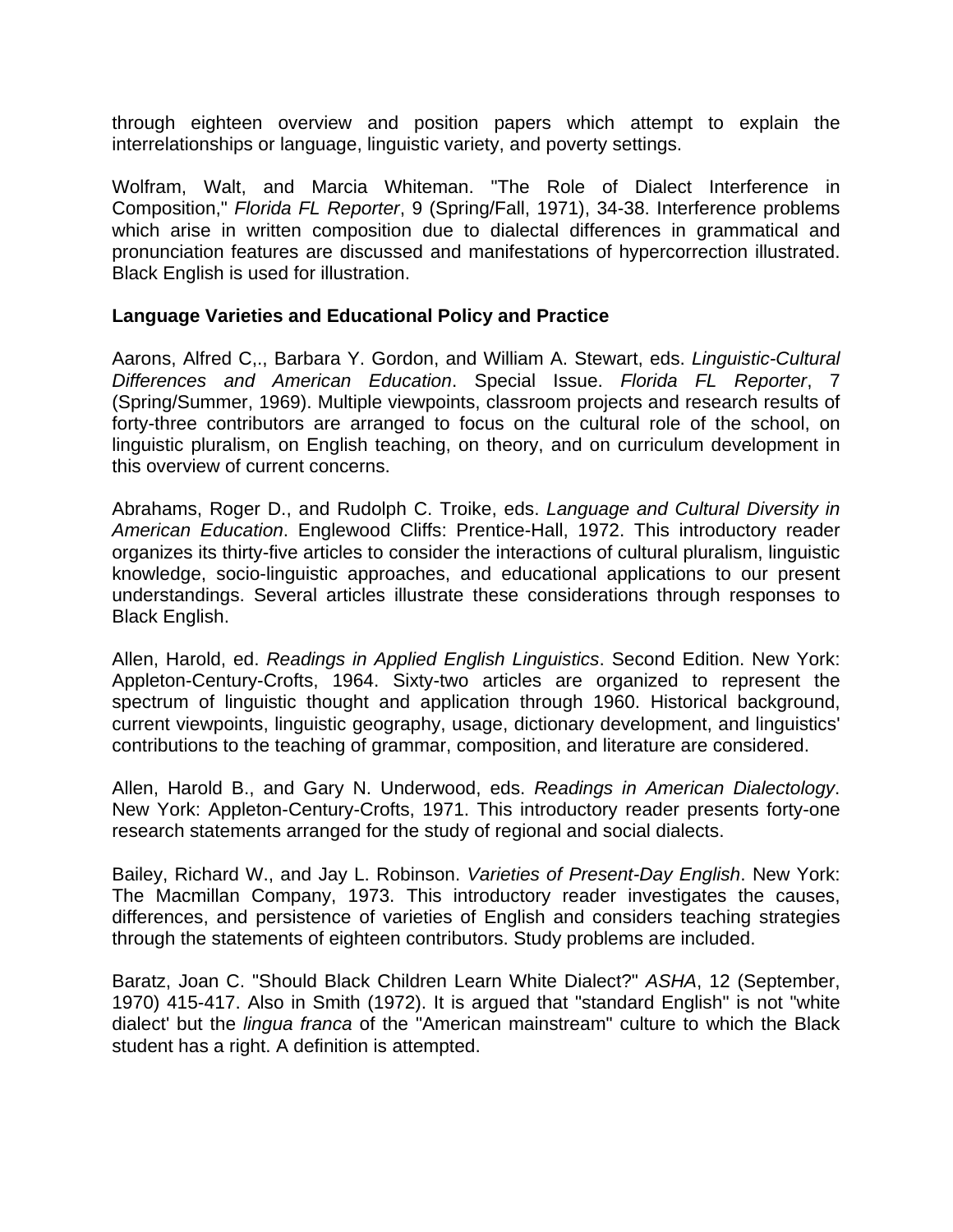through eighteen overview and position papers which attempt to explain the interrelationships or language, linguistic variety, and poverty settings.

Wolfram, Walt, and Marcia Whiteman. "The Role of Dialect Interference in Composition," *Florida FL Reporter*, 9 (Spring/Fall, 1971), 34-38. Interference problems which arise in written composition due to dialectal differences in grammatical and pronunciation features are discussed and manifestations of hypercorrection illustrated. Black English is used for illustration.

**Language Varieties and Educational Policy and Practice**

Aarons, Alfred C,., Barbara Y. Gordon, and William A. Stewart, eds. *Linguistic-Cultural Differences and American Education*. Special Issue. *Florida FL Reporter*, 7 (Spring/Summer, 1969). Multiple viewpoints, classroom projects and research results of forty-three contributors are arranged to focus on the cultural role of the school, on linguistic pluralism, on English teaching, on theory, and on curriculum development in this overview of current concerns.

Abrahams, Roger D., and Rudolph C. Troike, eds. *Language and Cultural Diversity in American Education*. Englewood Cliffs: Prentice-Hall, 1972. This introductory reader organizes its thirty-five articles to consider the interactions of cultural pluralism, linguistic knowledge, socio-linguistic approaches, and educational applications to our present understandings. Several articles illustrate these considerations through responses to Black English.

Allen, Harold, ed. *Readings in Applied English Linguistics*. Second Edition. New York: Appleton-Century-Crofts, 1964. Sixty-two articles are organized to represent the spectrum of linguistic thought and application through 1960. Historical background, current viewpoints, linguistic geography, usage, dictionary development, and linguistics' contributions to the teaching of grammar, composition, and literature are considered.

Allen, Harold B., and Gary N. Underwood, eds. *Readings in American Dialectology*. New York: Appleton-Century-Crofts, 1971. This introductory reader presents forty-one research statements arranged for the study of regional and social dialects.

Bailey, Richard W., and Jay L. Robinson. *Varieties of Present-Day English*. New York: The Macmillan Company, 1973. This introductory reader investigates the causes, differences, and persistence of varieties of English and considers teaching strategies through the statements of eighteen contributors. Study problems are included.

Baratz, Joan C. "Should Black Children Learn White Dialect?" *ASHA*, 12 (September, 1970) 415-417. Also in Smith (1972). It is argued that "standard English" is not "white dialect' but the *lingua franca* of the "American mainstream" culture to which the Black student has a right. A definition is attempted.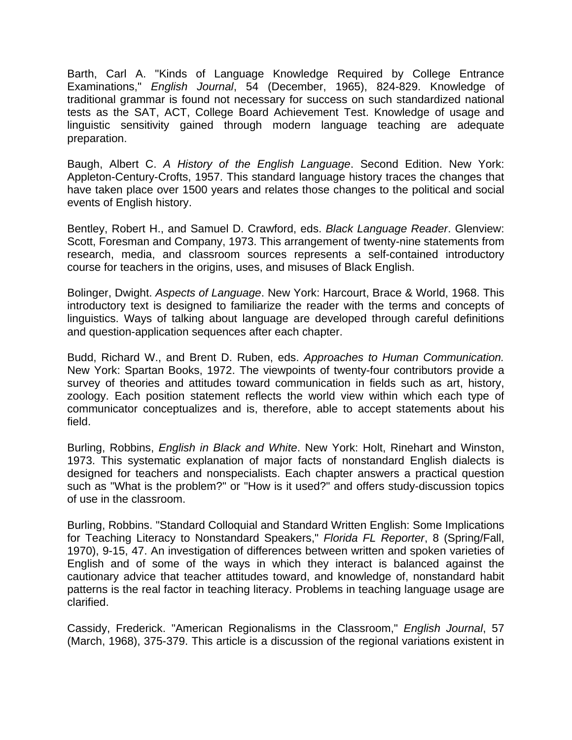Barth, Carl A. "Kinds of Language Knowledge Required by College Entrance Examinations," *English Journal*, 54 (December, 1965), 824-829. Knowledge of traditional grammar is found not necessary for success on such standardized national tests as the SAT, ACT, College Board Achievement Test. Knowledge of usage and linguistic sensitivity gained through modern language teaching are adequate preparation.

Baugh, Albert C. *A History of the English Language*. Second Edition. New York: Appleton-Century-Crofts, 1957. This standard language history traces the changes that have taken place over 1500 years and relates those changes to the political and social events of English history.

Bentley, Robert H., and Samuel D. Crawford, eds. *Black Language Reader*. Glenview: Scott, Foresman and Company, 1973. This arrangement of twenty-nine statements from research, media, and classroom sources represents a self-contained introductory course for teachers in the origins, uses, and misuses of Black English.

Bolinger, Dwight. *Aspects of Language*. New York: Harcourt, Brace & World, 1968. This introductory text is designed to familiarize the reader with the terms and concepts of linguistics. Ways of talking about language are developed through careful definitions and question-application sequences after each chapter.

Budd, Richard W., and Brent D. Ruben, eds. *Approaches to Human Communication.* New York: Spartan Books, 1972. The viewpoints of twenty-four contributors provide a survey of theories and attitudes toward communication in fields such as art, history, zoology. Each position statement reflects the world view within which each type of communicator conceptualizes and is, therefore, able to accept statements about his field.

Burling, Robbins, *English in Black and White*. New York: Holt, Rinehart and Winston, 1973. This systematic explanation of major facts of nonstandard English dialects is designed for teachers and nonspecialists. Each chapter answers a practical question such as "What is the problem?" or "How is it used?" and offers study-discussion topics of use in the classroom.

Burling, Robbins. "Standard Colloquial and Standard Written English: Some Implications for Teaching Literacy to Nonstandard Speakers," *Florida FL Reporter*, 8 (Spring/Fall, 1970), 9-15, 47. An investigation of differences between written and spoken varieties of English and of some of the ways in which they interact is balanced against the cautionary advice that teacher attitudes toward, and knowledge of, nonstandard habit patterns is the real factor in teaching literacy. Problems in teaching language usage are clarified.

Cassidy, Frederick. "American Regionalisms in the Classroom," *English Journal*, 57 (March, 1968), 375-379. This article is a discussion of the regional variations existent in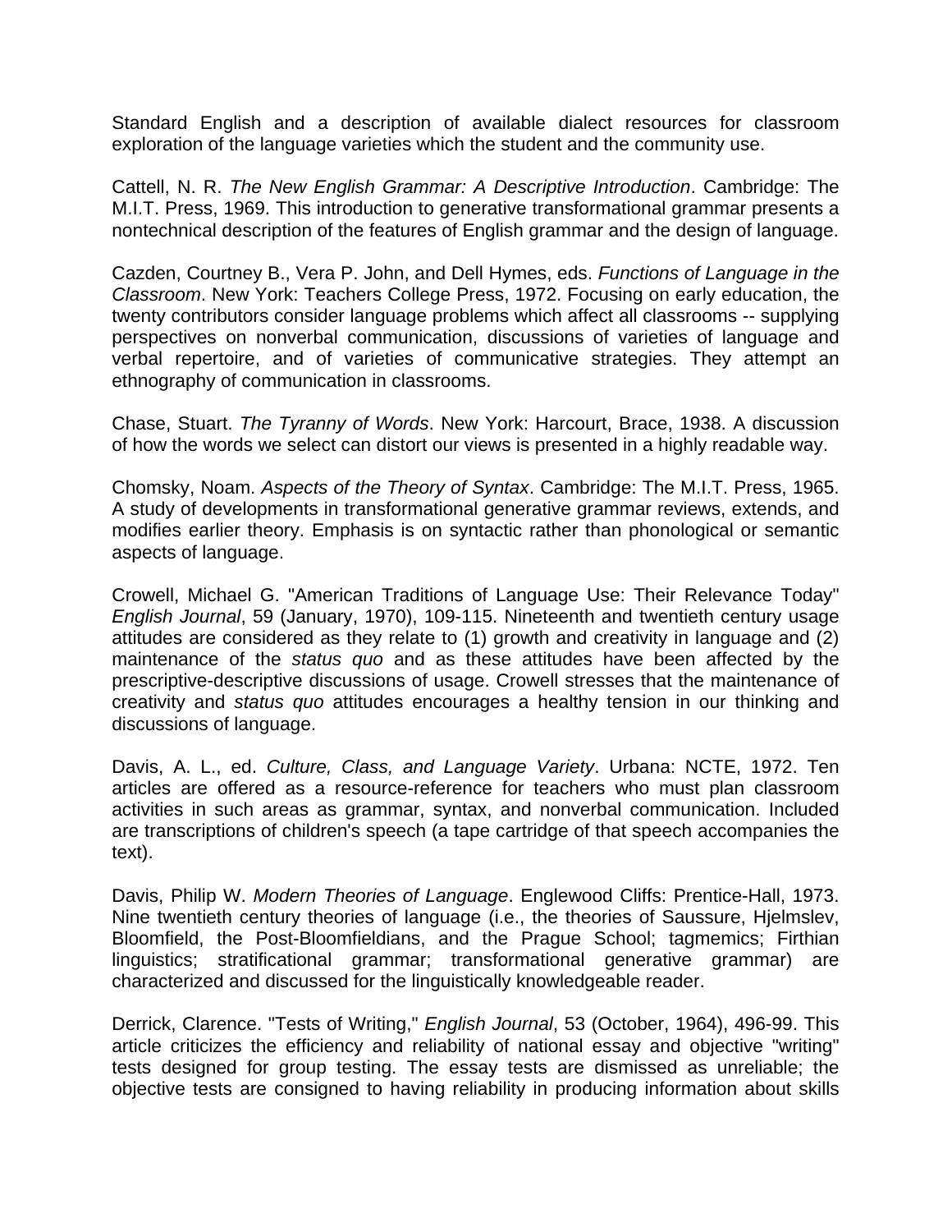Standard English and a description of available dialect resources for classroom exploration of the language varieties which the student and the community use.

Cattell, N. R. *The New English Grammar: A Descriptive Introduction*. Cambridge: The M.I.T. Press, 1969. This introduction to generative transformational grammar presents a nontechnical description of the features of English grammar and the design of language.

Cazden, Courtney B., Vera P. John, and Dell Hymes, eds. *Functions of Language in the Classroom*. New York: Teachers College Press, 1972. Focusing on early education, the twenty contributors consider language problems which affect all classrooms -- supplying perspectives on nonverbal communication, discussions of varieties of language and verbal repertoire, and of varieties of communicative strategies. They attempt an ethnography of communication in classrooms.

Chase, Stuart. *The Tyranny of Words*. New York: Harcourt, Brace, 1938. A discussion of how the words we select can distort our views is presented in a highly readable way.

Chomsky, Noam. *Aspects of the Theory of Syntax*. Cambridge: The M.I.T. Press, 1965. A study of developments in transformational generative grammar reviews, extends, and modifies earlier theory. Emphasis is on syntactic rather than phonological or semantic aspects of language.

Crowell, Michael G. "American Traditions of Language Use: Their Relevance Today" *English Journal*, 59 (January, 1970), 109-115. Nineteenth and twentieth century usage attitudes are considered as they relate to (1) growth and creativity in language and (2) maintenance of the *status quo* and as these attitudes have been affected by the prescriptive-descriptive discussions of usage. Crowell stresses that the maintenance of creativity and *status quo* attitudes encourages a healthy tension in our thinking and discussions of language.

Davis, A. L., ed. *Culture, Class, and Language Variety*. Urbana: NCTE, 1972. Ten articles are offered as a resource-reference for teachers who must plan classroom activities in such areas as grammar, syntax, and nonverbal communication. Included are transcriptions of children's speech (a tape cartridge of that speech accompanies the text).

Davis, Philip W. *Modern Theories of Language*. Englewood Cliffs: Prentice-Hall, 1973. Nine twentieth century theories of language (i.e., the theories of Saussure, Hjelmslev, Bloomfield, the Post-Bloomfieldians, and the Prague School; tagmemics; Firthian linguistics; stratificational grammar; transformational generative grammar) are characterized and discussed for the linguistically knowledgeable reader.

Derrick, Clarence. "Tests of Writing," *English Journal*, 53 (October, 1964), 496-99. This article criticizes the efficiency and reliability of national essay and objective "writing" tests designed for group testing. The essay tests are dismissed as unreliable; the objective tests are consigned to having reliability in producing information about skills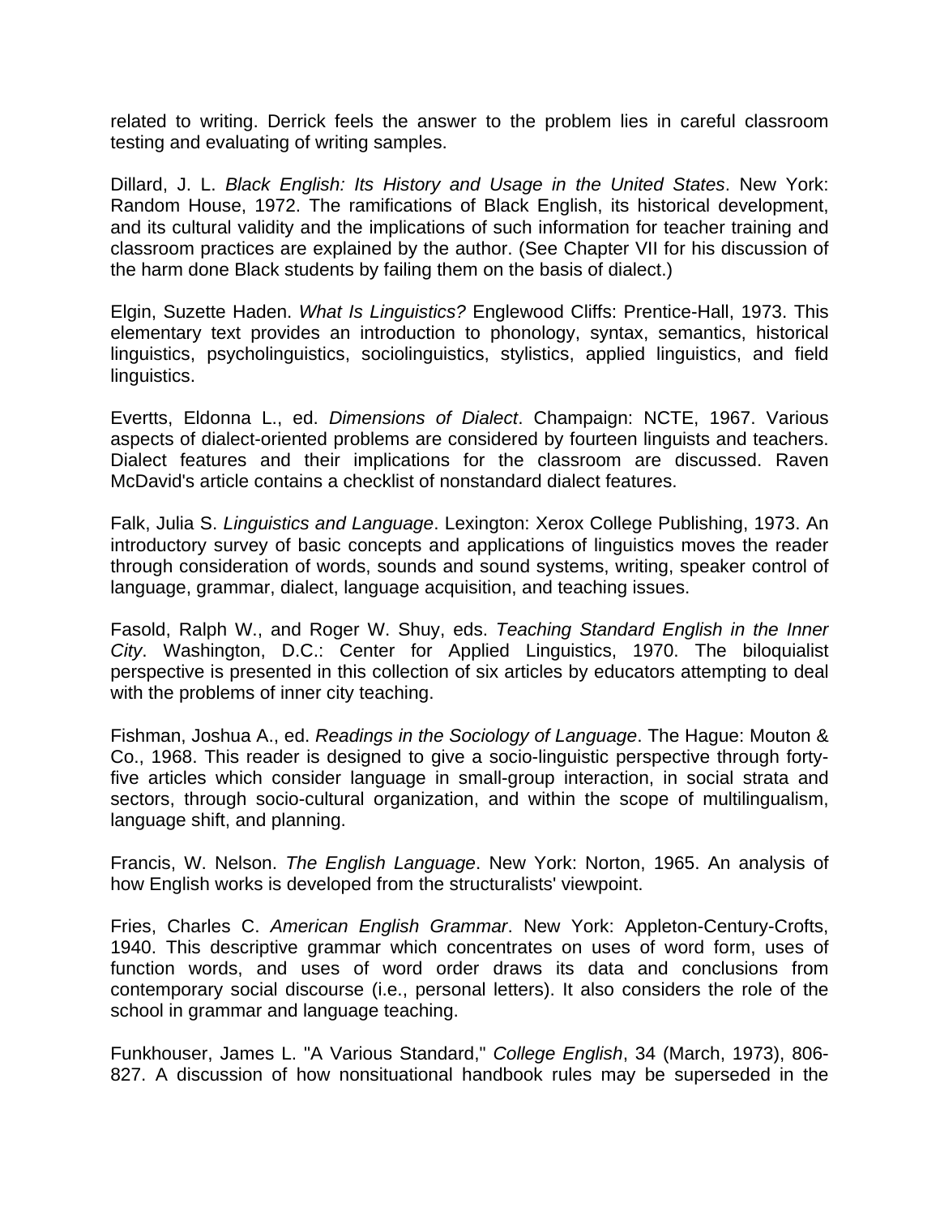related to writing. Derrick feels the answer to the problem lies in careful classroom testing and evaluating of writing samples.

Dillard, J. L. *Black English: Its History and Usage in the United States*. New York: Random House, 1972. The ramifications of Black English, its historical development, and its cultural validity and the implications of such information for teacher training and classroom practices are explained by the author. (See Chapter VII for his discussion of the harm done Black students by failing them on the basis of dialect.)

Elgin, Suzette Haden. *What Is Linguistics?* Englewood Cliffs: Prentice-Hall, 1973. This elementary text provides an introduction to phonology, syntax, semantics, historical linguistics, psycholinguistics, sociolinguistics, stylistics, applied linguistics, and field linguistics.

Evertts, Eldonna L., ed. *Dimensions of Dialect*. Champaign: NCTE, 1967. Various aspects of dialect-oriented problems are considered by fourteen linguists and teachers. Dialect features and their implications for the classroom are discussed. Raven McDavid's article contains a checklist of nonstandard dialect features.

Falk, Julia S. *Linguistics and Language*. Lexington: Xerox College Publishing, 1973. An introductory survey of basic concepts and applications of linguistics moves the reader through consideration of words, sounds and sound systems, writing, speaker control of language, grammar, dialect, language acquisition, and teaching issues.

Fasold, Ralph W., and Roger W. Shuy, eds. *Teaching Standard English in the Inner City*. Washington, D.C.: Center for Applied Linguistics, 1970. The biloquialist perspective is presented in this collection of six articles by educators attempting to deal with the problems of inner city teaching.

Fishman, Joshua A., ed. *Readings in the Sociology of Language*. The Hague: Mouton & Co., 1968. This reader is designed to give a socio-linguistic perspective through forty-five articles which consider language in small-group interaction, in social strata and sectors, through socio-cultural organization, and within the scope of multilingualism, language shift, and planning.

Francis, W. Nelson. *The English Language*. New York: Norton, 1965. An analysis of how English works is developed from the structuralists' viewpoint.

Fries, Charles C. *American English Grammar*. New York: Appleton-Century-Crofts, 1940. This descriptive grammar which concentrates on uses of word form, uses of function words, and uses of word order draws its data and conclusions from contemporary social discourse (i.e., personal letters). It also considers the role of the school in grammar and language teaching.

Funkhouser, James L. "A Various Standard," *College English*, 34 (March, 1973), 806-827. A discussion of how nonsituational handbook rules may be superseded in the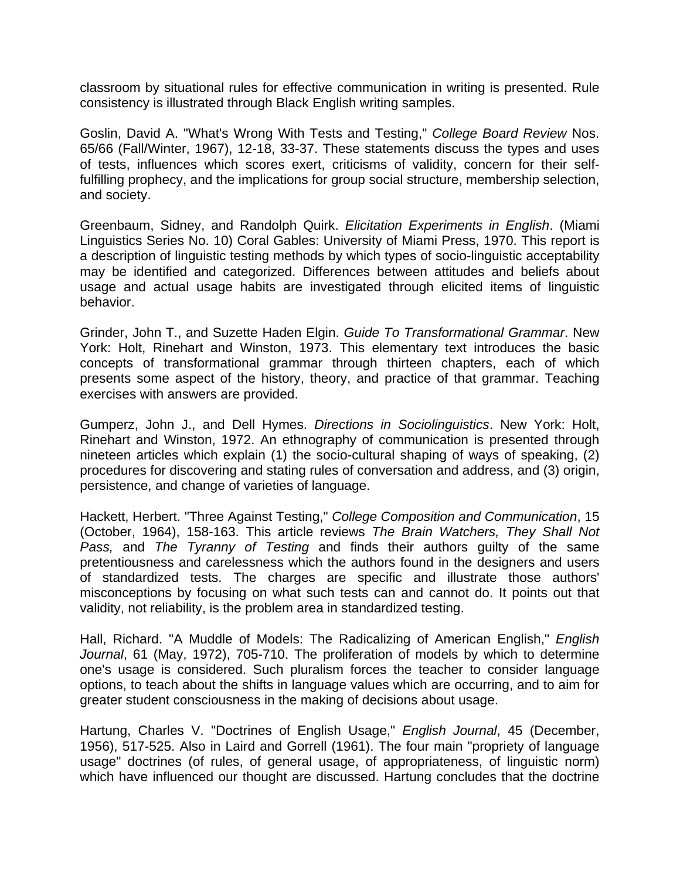classroom by situational rules for effective communication in writing is presented. Rule consistency is illustrated through Black English writing samples.

Goslin, David A. "What's Wrong With Tests and Testing," *College Board Review* Nos. 65/66 (Fall/Winter, 1967), 12-18, 33-37. These statements discuss the types and uses of tests, influences which scores exert, criticisms of validity, concern for their self-fulfilling prophecy, and the implications for group social structure, membership selection, and society.

Greenbaum, Sidney, and Randolph Quirk. *Elicitation Experiments in English*. (Miami Linguistics Series No. 10) Coral Gables: University of Miami Press, 1970. This report is a description of linguistic testing methods by which types of socio-linguistic acceptability may be identified and categorized. Differences between attitudes and beliefs about usage and actual usage habits are investigated through elicited items of linguistic behavior.

Grinder, John T., and Suzette Haden Elgin. *Guide To Transformational Grammar*. New York: Holt, Rinehart and Winston, 1973. This elementary text introduces the basic concepts of transformational grammar through thirteen chapters, each of which presents some aspect of the history, theory, and practice of that grammar. Teaching exercises with answers are provided.

Gumperz, John J., and Dell Hymes. *Directions in Sociolinguistics*. New York: Holt, Rinehart and Winston, 1972. An ethnography of communication is presented through nineteen articles which explain (1) the socio-cultural shaping of ways of speaking, (2) procedures for discovering and stating rules of conversation and address, and (3) origin, persistence, and change of varieties of language.

Hackett, Herbert. "Three Against Testing," *College Composition and Communication*, 15 (October, 1964), 158-163. This article reviews *The Brain Watchers, They Shall Not Pass,* and *The Tyranny of Testing* and finds their authors guilty of the same pretentiousness and carelessness which the authors found in the designers and users of standardized tests. The charges are specific and illustrate those authors' misconceptions by focusing on what such tests can and cannot do. It points out that validity, not reliability, is the problem area in standardized testing.

Hall, Richard. "A Muddle of Models: The Radicalizing of American English," *English Journal*, 61 (May, 1972), 705-710. The proliferation of models by which to determine one's usage is considered. Such pluralism forces the teacher to consider language options, to teach about the shifts in language values which are occurring, and to aim for greater student consciousness in the making of decisions about usage.

Hartung, Charles V. "Doctrines of English Usage," *English Journal*, 45 (December, 1956), 517-525. Also in Laird and Gorrell (1961). The four main "propriety of language usage" doctrines (of rules, of general usage, of appropriateness, of linguistic norm) which have influenced our thought are discussed. Hartung concludes that the doctrine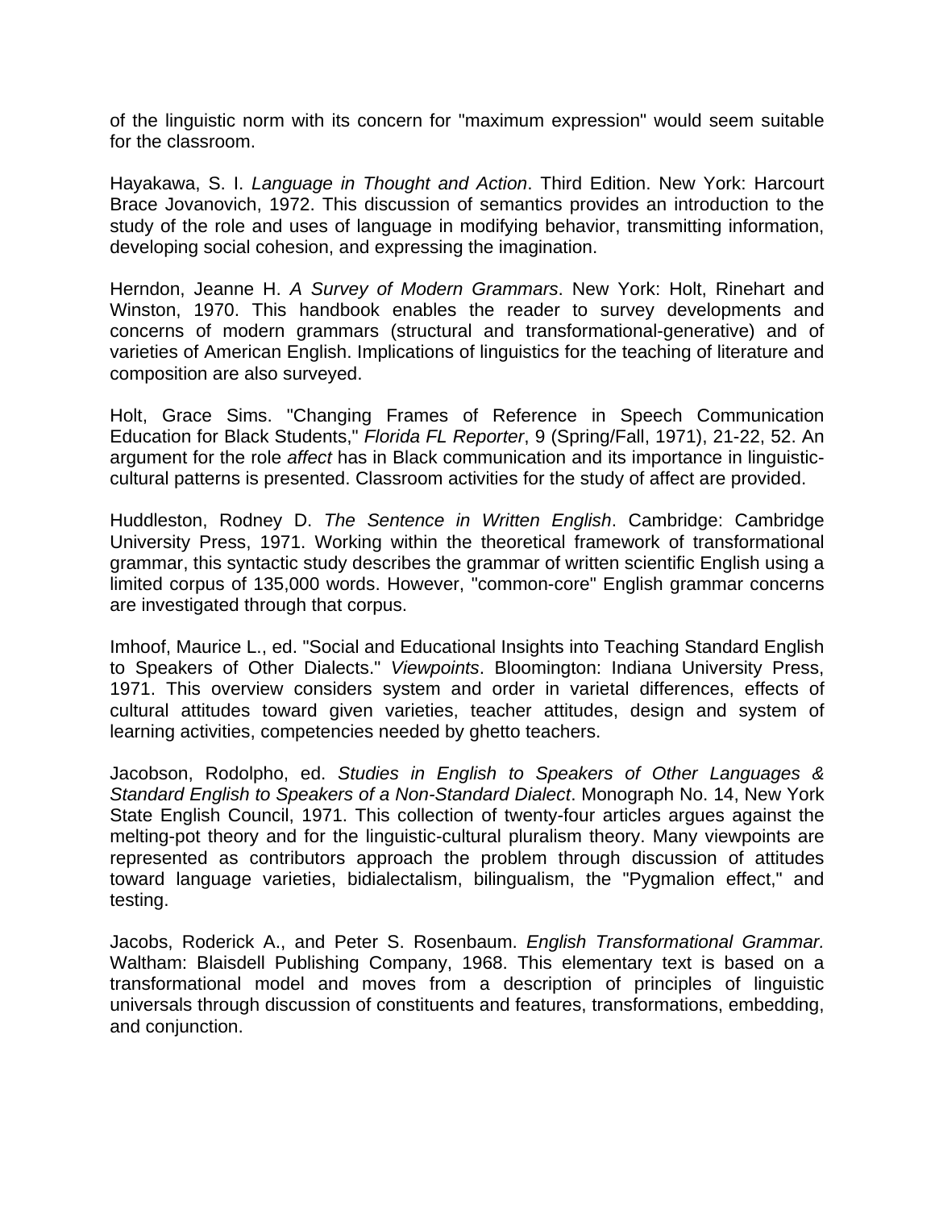of the linguistic norm with its concern for "maximum expression" would seem suitable for the classroom.

Hayakawa, S. I. *Language in Thought and Action*. Third Edition. New York: Harcourt Brace Jovanovich, 1972. This discussion of semantics provides an introduction to the study of the role and uses of language in modifying behavior, transmitting information, developing social cohesion, and expressing the imagination.

Herndon, Jeanne H. *A Survey of Modern Grammars*. New York: Holt, Rinehart and Winston, 1970. This handbook enables the reader to survey developments and concerns of modern grammars (structural and transformational-generative) and of varieties of American English. Implications of linguistics for the teaching of literature and composition are also surveyed.

Holt, Grace Sims. "Changing Frames of Reference in Speech Communication Education for Black Students," *Florida FL Reporter*, 9 (Spring/Fall, 1971), 21-22, 52. An argument for the role *affect* has in Black communication and its importance in linguistic-cultural patterns is presented. Classroom activities for the study of affect are provided.

Huddleston, Rodney D. *The Sentence in Written English*. Cambridge: Cambridge University Press, 1971. Working within the theoretical framework of transformational grammar, this syntactic study describes the grammar of written scientific English using a limited corpus of 135,000 words. However, "common-core" English grammar concerns are investigated through that corpus.

Imhoof, Maurice L., ed. "Social and Educational Insights into Teaching Standard English to Speakers of Other Dialects." *Viewpoints*. Bloomington: Indiana University Press, 1971. This overview considers system and order in varietal differences, effects of cultural attitudes toward given varieties, teacher attitudes, design and system of learning activities, competencies needed by ghetto teachers.

Jacobson, Rodolpho, ed. *Studies in English to Speakers of Other Languages & Standard English to Speakers of a Non-Standard Dialect*. Monograph No. 14, New York State English Council, 1971. This collection of twenty-four articles argues against the melting-pot theory and for the linguistic-cultural pluralism theory. Many viewpoints are represented as contributors approach the problem through discussion of attitudes toward language varieties, bidialectalism, bilingualism, the "Pygmalion effect," and testing.

Jacobs, Roderick A., and Peter S. Rosenbaum. *English Transformational Grammar.* Waltham: Blaisdell Publishing Company, 1968. This elementary text is based on a transformational model and moves from a description of principles of linguistic universals through discussion of constituents and features, transformations, embedding, and conjunction.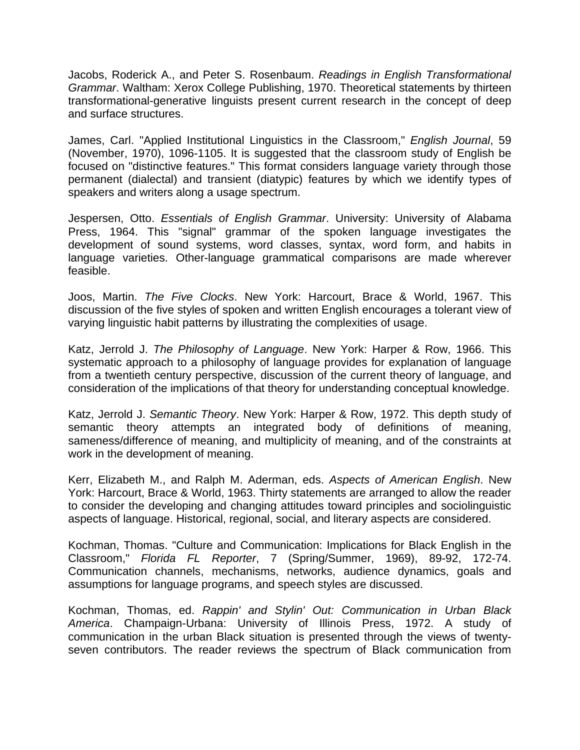Jacobs, Roderick A., and Peter S. Rosenbaum. *Readings in English Transformational Grammar*. Waltham: Xerox College Publishing, 1970. Theoretical statements by thirteen transformational-generative linguists present current research in the concept of deep and surface structures.

James, Carl. "Applied Institutional Linguistics in the Classroom," *English Journal*, 59 (November, 1970), 1096-1105. It is suggested that the classroom study of English be focused on "distinctive features." This format considers language variety through those permanent (dialectal) and transient (diatypic) features by which we identify types of speakers and writers along a usage spectrum.

Jespersen, Otto. *Essentials of English Grammar*. University: University of Alabama Press, 1964. This "signal" grammar of the spoken language investigates the development of sound systems, word classes, syntax, word form, and habits in language varieties. Other-language grammatical comparisons are made wherever feasible.

Joos, Martin. *The Five Clocks*. New York: Harcourt, Brace & World, 1967. This discussion of the five styles of spoken and written English encourages a tolerant view of varying linguistic habit patterns by illustrating the complexities of usage.

Katz, Jerrold J. *The Philosophy of Language*. New York: Harper & Row, 1966. This systematic approach to a philosophy of language provides for explanation of language from a twentieth century perspective, discussion of the current theory of language, and consideration of the implications of that theory for understanding conceptual knowledge.

Katz, Jerrold J. *Semantic Theory*. New York: Harper & Row, 1972. This depth study of semantic theory attempts an integrated body of definitions of meaning, sameness/difference of meaning, and multiplicity of meaning, and of the constraints at work in the development of meaning.

Kerr, Elizabeth M., and Ralph M. Aderman, eds. *Aspects of American English*. New York: Harcourt, Brace & World, 1963. Thirty statements are arranged to allow the reader to consider the developing and changing attitudes toward principles and sociolinguistic aspects of language. Historical, regional, social, and literary aspects are considered.

Kochman, Thomas. "Culture and Communication: Implications for Black English in the Classroom," *Florida FL Reporter*, 7 (Spring/Summer, 1969), 89-92, 172-74. Communication channels, mechanisms, networks, audience dynamics, goals and assumptions for language programs, and speech styles are discussed.

Kochman, Thomas, ed. *Rappin' and Stylin' Out: Communication in Urban Black America*. Champaign-Urbana: University of Illinois Press, 1972. A study of communication in the urban Black situation is presented through the views of twenty-seven contributors. The reader reviews the spectrum of Black communication from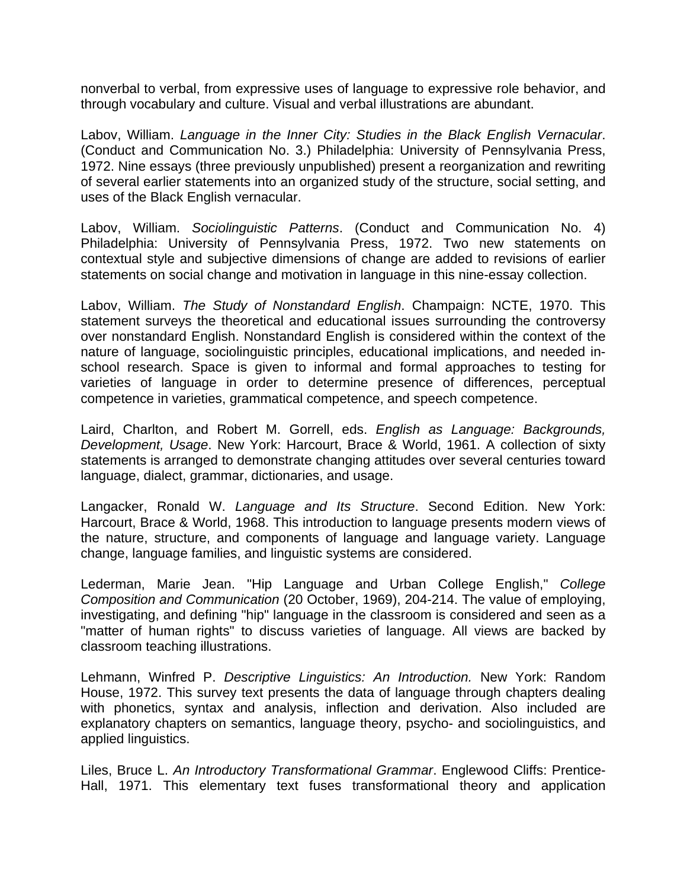nonverbal to verbal, from expressive uses of language to expressive role behavior, and through vocabulary and culture. Visual and verbal illustrations are abundant.

Labov, William. *Language in the Inner City: Studies in the Black English Vernacular*. (Conduct and Communication No. 3.) Philadelphia: University of Pennsylvania Press, 1972. Nine essays (three previously unpublished) present a reorganization and rewriting of several earlier statements into an organized study of the structure, social setting, and uses of the Black English vernacular.

Labov, William. *Sociolinguistic Patterns*. (Conduct and Communication No. 4) Philadelphia: University of Pennsylvania Press, 1972. Two new statements on contextual style and subjective dimensions of change are added to revisions of earlier statements on social change and motivation in language in this nine-essay collection.

Labov, William. *The Study of Nonstandard English*. Champaign: NCTE, 1970. This statement surveys the theoretical and educational issues surrounding the controversy over nonstandard English. Nonstandard English is considered within the context of the nature of language, sociolinguistic principles, educational implications, and needed in-school research. Space is given to informal and formal approaches to testing for varieties of language in order to determine presence of differences, perceptual competence in varieties, grammatical competence, and speech competence.

Laird, Charlton, and Robert M. Gorrell, eds. *English as Language: Backgrounds, Development, Usage*. New York: Harcourt, Brace & World, 1961. A collection of sixty statements is arranged to demonstrate changing attitudes over several centuries toward language, dialect, grammar, dictionaries, and usage.

Langacker, Ronald W. *Language and Its Structure*. Second Edition. New York: Harcourt, Brace & World, 1968. This introduction to language presents modern views of the nature, structure, and components of language and language variety. Language change, language families, and linguistic systems are considered.

Lederman, Marie Jean. "Hip Language and Urban College English," *College Composition and Communication* (20 October, 1969), 204-214. The value of employing, investigating, and defining "hip" language in the classroom is considered and seen as a "matter of human rights" to discuss varieties of language. All views are backed by classroom teaching illustrations.

Lehmann, Winfred P. *Descriptive Linguistics: An Introduction.* New York: Random House, 1972. This survey text presents the data of language through chapters dealing with phonetics, syntax and analysis, inflection and derivation. Also included are explanatory chapters on semantics, language theory, psycho- and sociolinguistics, and applied linguistics.

Liles, Bruce L. *An Introductory Transformational Grammar*. Englewood Cliffs: Prentice-Hall, 1971. This elementary text fuses transformational theory and application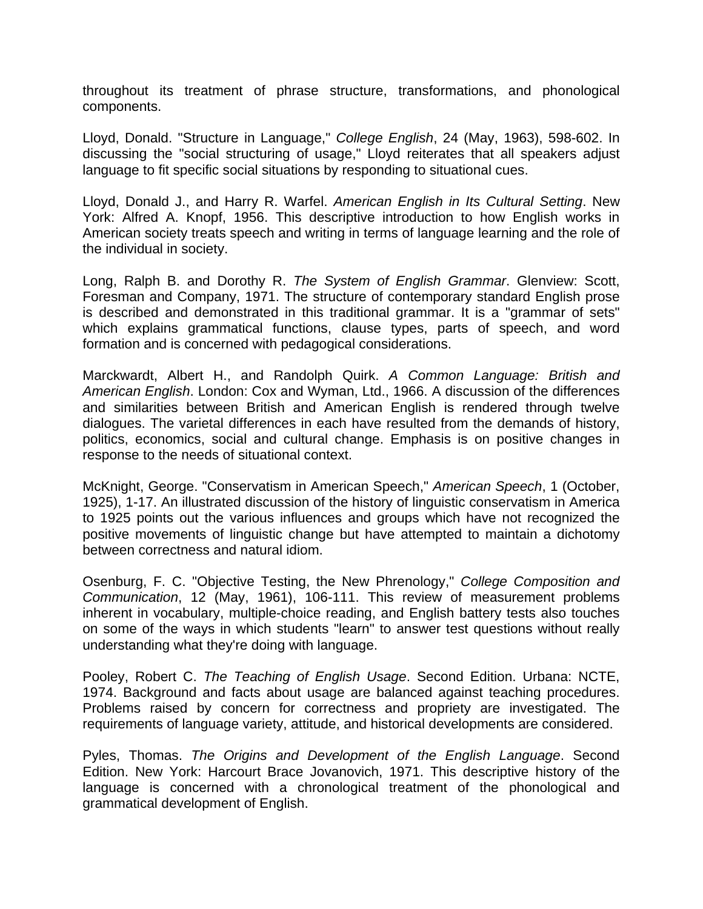throughout its treatment of phrase structure, transformations, and phonological components.

Lloyd, Donald. "Structure in Language," *College English*, 24 (May, 1963), 598-602. In discussing the "social structuring of usage," Lloyd reiterates that all speakers adjust language to fit specific social situations by responding to situational cues.

Lloyd, Donald J., and Harry R. Warfel. *American English in Its Cultural Setting*. New York: Alfred A. Knopf, 1956. This descriptive introduction to how English works in American society treats speech and writing in terms of language learning and the role of the individual in society.

Long, Ralph B. and Dorothy R. *The System of English Grammar*. Glenview: Scott, Foresman and Company, 1971. The structure of contemporary standard English prose is described and demonstrated in this traditional grammar. It is a "grammar of sets" which explains grammatical functions, clause types, parts of speech, and word formation and is concerned with pedagogical considerations.

Marckwardt, Albert H., and Randolph Quirk. *A Common Language: British and American English*. London: Cox and Wyman, Ltd., 1966. A discussion of the differences and similarities between British and American English is rendered through twelve dialogues. The varietal differences in each have resulted from the demands of history, politics, economics, social and cultural change. Emphasis is on positive changes in response to the needs of situational context.

McKnight, George. "Conservatism in American Speech," *American Speech*, 1 (October, 1925), 1-17. An illustrated discussion of the history of linguistic conservatism in America to 1925 points out the various influences and groups which have not recognized the positive movements of linguistic change but have attempted to maintain a dichotomy between correctness and natural idiom.

Osenburg, F. C. "Objective Testing, the New Phrenology," *College Composition and Communication*, 12 (May, 1961), 106-111. This review of measurement problems inherent in vocabulary, multiple-choice reading, and English battery tests also touches on some of the ways in which students "learn" to answer test questions without really understanding what they're doing with language.

Pooley, Robert C. *The Teaching of English Usage*. Second Edition. Urbana: NCTE, 1974. Background and facts about usage are balanced against teaching procedures. Problems raised by concern for correctness and propriety are investigated. The requirements of language variety, attitude, and historical developments are considered.

Pyles, Thomas. *The Origins and Development of the English Language*. Second Edition. New York: Harcourt Brace Jovanovich, 1971. This descriptive history of the language is concerned with a chronological treatment of the phonological and grammatical development of English.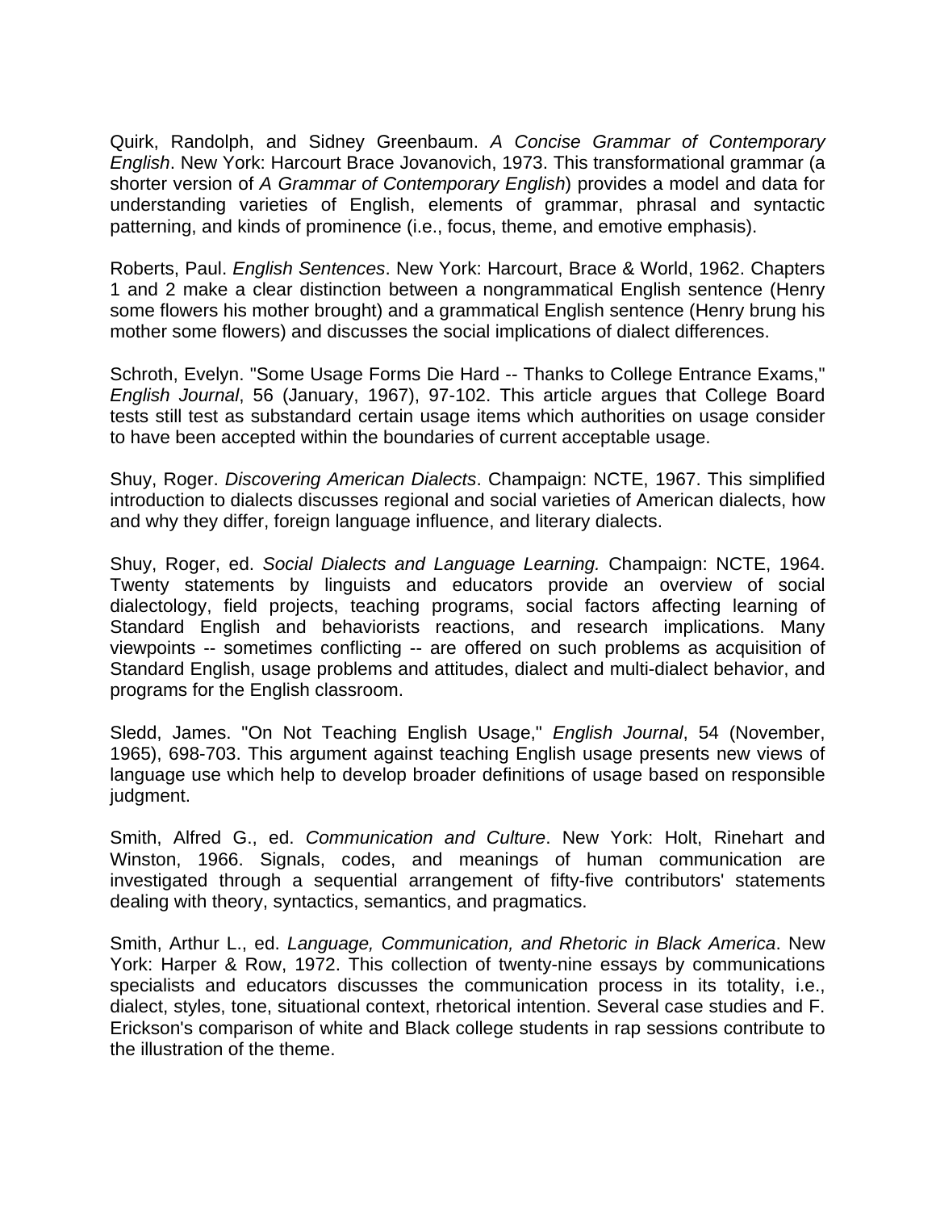Quirk, Randolph, and Sidney Greenbaum. *A Concise Grammar of Contemporary English*. New York: Harcourt Brace Jovanovich, 1973. This transformational grammar (a shorter version of *A Grammar of Contemporary English*) provides a model and data for understanding varieties of English, elements of grammar, phrasal and syntactic patterning, and kinds of prominence (i.e., focus, theme, and emotive emphasis).

Roberts, Paul. *English Sentences*. New York: Harcourt, Brace & World, 1962. Chapters 1 and 2 make a clear distinction between a nongrammatical English sentence (Henry some flowers his mother brought) and a grammatical English sentence (Henry brung his mother some flowers) and discusses the social implications of dialect differences.

Schroth, Evelyn. "Some Usage Forms Die Hard -- Thanks to College Entrance Exams," *English Journal*, 56 (January, 1967), 97-102. This article argues that College Board tests still test as substandard certain usage items which authorities on usage consider to have been accepted within the boundaries of current acceptable usage.

Shuy, Roger. *Discovering American Dialects*. Champaign: NCTE, 1967. This simplified introduction to dialects discusses regional and social varieties of American dialects, how and why they differ, foreign language influence, and literary dialects.

Shuy, Roger, ed. *Social Dialects and Language Learning.* Champaign: NCTE, 1964. Twenty statements by linguists and educators provide an overview of social dialectology, field projects, teaching programs, social factors affecting learning of Standard English and behaviorists reactions, and research implications. Many viewpoints -- sometimes conflicting -- are offered on such problems as acquisition of Standard English, usage problems and attitudes, dialect and multi-dialect behavior, and programs for the English classroom.

Sledd, James. "On Not Teaching English Usage," *English Journal*, 54 (November, 1965), 698-703. This argument against teaching English usage presents new views of language use which help to develop broader definitions of usage based on responsible judgment.

Smith, Alfred G., ed. *Communication and Culture*. New York: Holt, Rinehart and Winston, 1966. Signals, codes, and meanings of human communication are investigated through a sequential arrangement of fifty-five contributors' statements dealing with theory, syntactics, semantics, and pragmatics.

Smith, Arthur L., ed. *Language, Communication, and Rhetoric in Black America*. New York: Harper & Row, 1972. This collection of twenty-nine essays by communications specialists and educators discusses the communication process in its totality, i.e., dialect, styles, tone, situational context, rhetorical intention. Several case studies and F. Erickson's comparison of white and Black college students in rap sessions contribute to the illustration of the theme.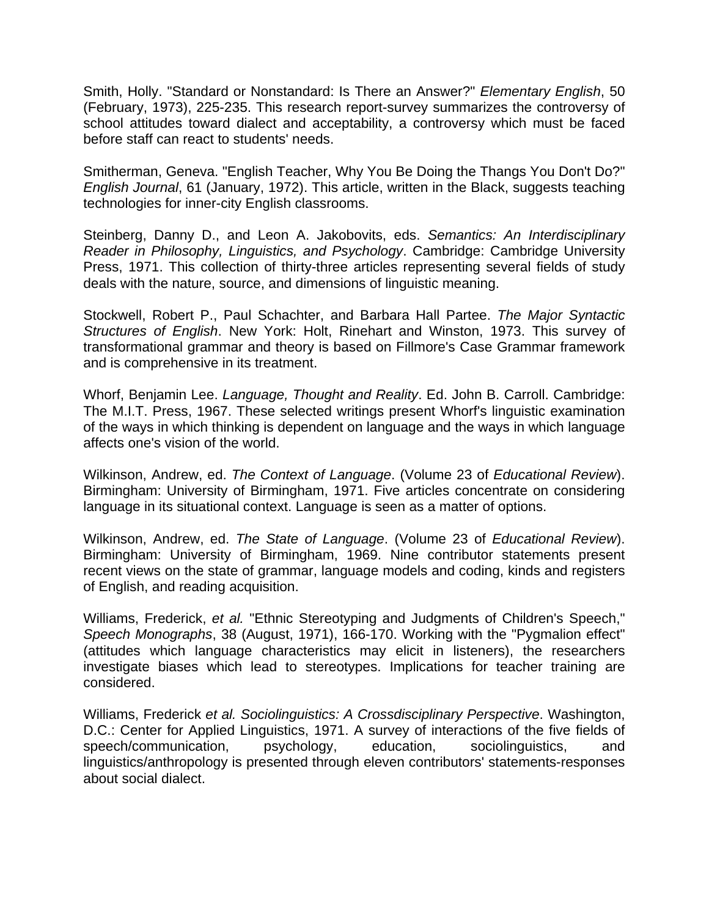Smith, Holly. "Standard or Nonstandard: Is There an Answer?" *Elementary English*, 50 (February, 1973), 225-235. This research report-survey summarizes the controversy of school attitudes toward dialect and acceptability, a controversy which must be faced before staff can react to students' needs.

Smitherman, Geneva. "English Teacher, Why You Be Doing the Thangs You Don't Do?" *English Journal*, 61 (January, 1972). This article, written in the Black, suggests teaching technologies for inner-city English classrooms.

Steinberg, Danny D., and Leon A. Jakobovits, eds. *Semantics: An Interdisciplinary Reader in Philosophy, Linguistics, and Psychology*. Cambridge: Cambridge University Press, 1971. This collection of thirty-three articles representing several fields of study deals with the nature, source, and dimensions of linguistic meaning.

Stockwell, Robert P., Paul Schachter, and Barbara Hall Partee. *The Major Syntactic Structures of English*. New York: Holt, Rinehart and Winston, 1973. This survey of transformational grammar and theory is based on Fillmore's Case Grammar framework and is comprehensive in its treatment.

Whorf, Benjamin Lee. *Language, Thought and Reality*. Ed. John B. Carroll. Cambridge: The M.I.T. Press, 1967. These selected writings present Whorf's linguistic examination of the ways in which thinking is dependent on language and the ways in which language affects one's vision of the world.

Wilkinson, Andrew, ed. *The Context of Language*. (Volume 23 of *Educational Review*). Birmingham: University of Birmingham, 1971. Five articles concentrate on considering language in its situational context. Language is seen as a matter of options.

Wilkinson, Andrew, ed. *The State of Language*. (Volume 23 of *Educational Review*). Birmingham: University of Birmingham, 1969. Nine contributor statements present recent views on the state of grammar, language models and coding, kinds and registers of English, and reading acquisition.

Williams, Frederick, *et al.* "Ethnic Stereotyping and Judgments of Children's Speech," *Speech Monographs*, 38 (August, 1971), 166-170. Working with the "Pygmalion effect" (attitudes which language characteristics may elicit in listeners), the researchers investigate biases which lead to stereotypes. Implications for teacher training are considered.

Williams, Frederick *et al. Sociolinguistics: A Crossdisciplinary Perspective*. Washington, D.C.: Center for Applied Linguistics, 1971. A survey of interactions of the five fields of speech/communication, psychology, education, sociolinguistics, and linguistics/anthropology is presented through eleven contributors' statements-responses about social dialect.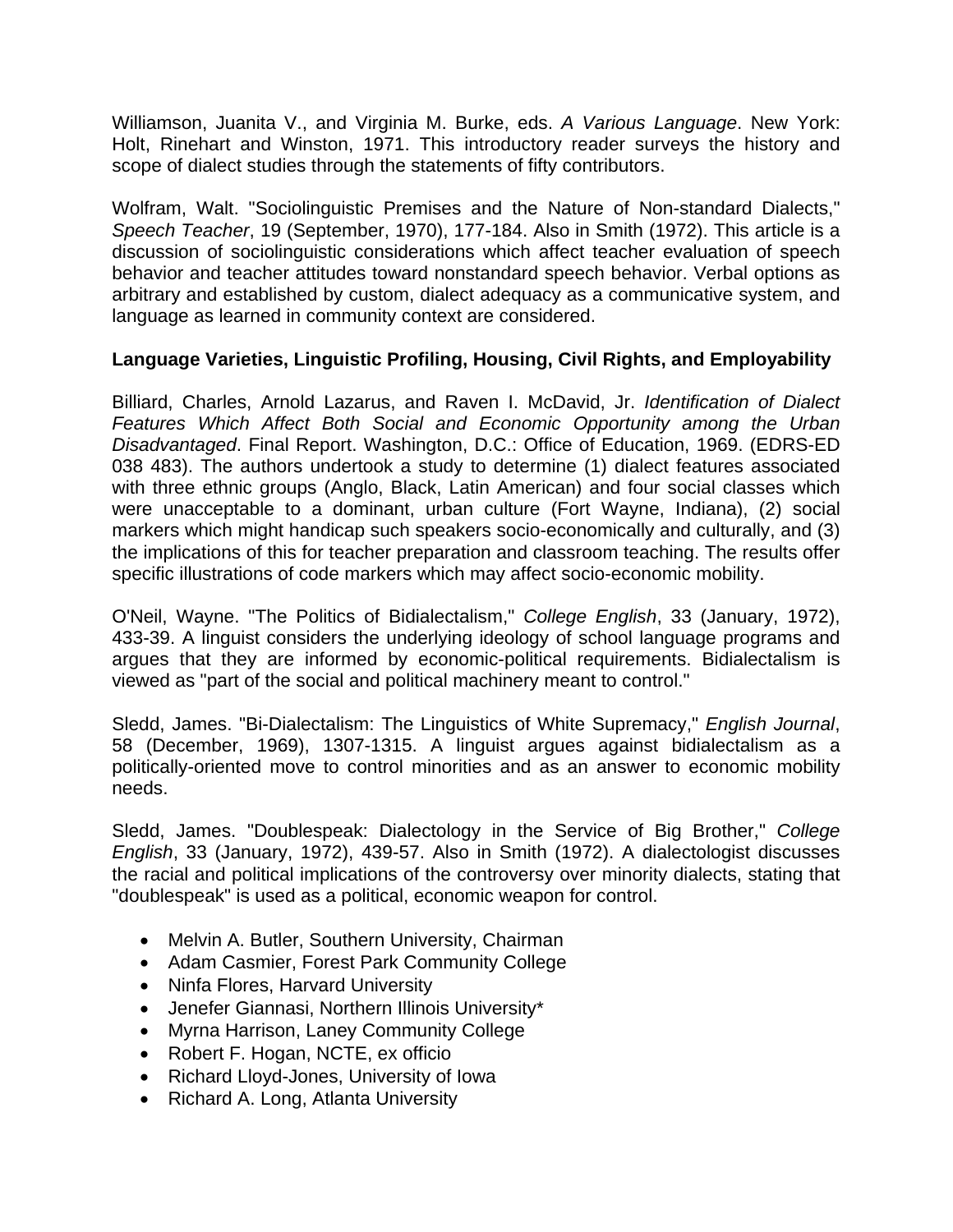Williamson, Juanita V., and Virginia M. Burke, eds. *A Various Language*. New York: Holt, Rinehart and Winston, 1971. This introductory reader surveys the history and scope of dialect studies through the statements of fifty contributors.

Wolfram, Walt. "Sociolinguistic Premises and the Nature of Non-standard Dialects," *Speech Teacher*, 19 (September, 1970), 177-184. Also in Smith (1972). This article is a discussion of sociolinguistic considerations which affect teacher evaluation of speech behavior and teacher attitudes toward nonstandard speech behavior. Verbal options as arbitrary and established by custom, dialect adequacy as a communicative system, and language as learned in community context are considered.

**Language Varieties, Linguistic Profiling, Housing, Civil Rights, and Employability**

Billiard, Charles, Arnold Lazarus, and Raven I. McDavid, Jr. *Identification of Dialect Features Which Affect Both Social and Economic Opportunity among the Urban Disadvantaged*. Final Report. Washington, D.C.: Office of Education, 1969. (EDRS-ED 038 483). The authors undertook a study to determine (1) dialect features associated with three ethnic groups (Anglo, Black, Latin American) and four social classes which were unacceptable to a dominant, urban culture (Fort Wayne, Indiana), (2) social markers which might handicap such speakers socio-economically and culturally, and (3) the implications of this for teacher preparation and classroom teaching. The results offer specific illustrations of code markers which may affect socio-economic mobility.

O'Neil, Wayne. "The Politics of Bidialectalism," *College English*, 33 (January, 1972), 433-39. A linguist considers the underlying ideology of school language programs and argues that they are informed by economic-political requirements. Bidialectalism is viewed as "part of the social and political machinery meant to control."

Sledd, James. "Bi-Dialectalism: The Linguistics of White Supremacy," *English Journal*, 58 (December, 1969), 1307-1315. A linguist argues against bidialectalism as a politically-oriented move to control minorities and as an answer to economic mobility needs.

Sledd, James. "Doublespeak: Dialectology in the Service of Big Brother," *College English*, 33 (January, 1972), 439-57. Also in Smith (1972). A dialectologist discusses the racial and political implications of the controversy over minority dialects, stating that "doublespeak" is used as a political, economic weapon for control.

- Melvin A. Butler, Southern University, Chairman
- Adam Casmier, Forest Park Community College
- Ninfa Flores, Harvard University
- Jenefer Giannasi, Northern Illinois University*
- Myrna Harrison, Laney Community College
- Robert F. Hogan, NCTE, ex officio
- Richard Lloyd-Jones, University of Iowa
- Richard A. Long, Atlanta University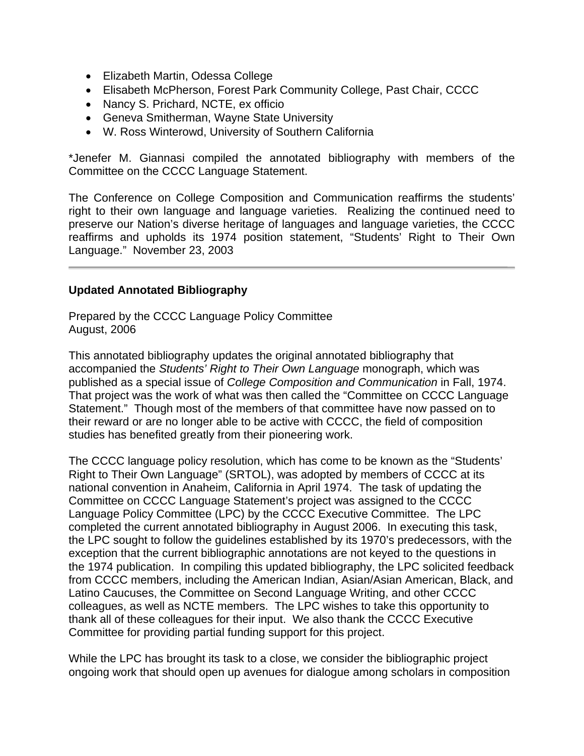- Elizabeth Martin, Odessa College
- Elisabeth McPherson, Forest Park Community College, Past Chair, CCCC
- Nancy S. Prichard, NCTE, ex officio
- Geneva Smitherman, Wayne State University
- W. Ross Winterowd, University of Southern California

*Jenefer M. Giannasi compiled the annotated bibliography with members of the Committee on the CCCC Language Statement.

The Conference on College Composition and Communication reaffirms the students' right to their own language and language varieties. Realizing the continued need to preserve our Nation's diverse heritage of languages and language varieties, the CCCC reaffirms and upholds its 1974 position statement, "Students' Right to Their Own Language." November 23, 2003

---

## Updated Annotated Bibliography

Prepared by the CCCC Language Policy Committee
August, 2006

This annotated bibliography updates the original annotated bibliography that accompanied the *Students' Right to Their Own Language* monograph, which was published as a special issue of *College Composition and Communication* in Fall, 1974. That project was the work of what was then called the "Committee on CCCC Language Statement." Though most of the members of that committee have now passed on to their reward or are no longer able to be active with CCCC, the field of composition studies has benefited greatly from their pioneering work.

The CCCC language policy resolution, which has come to be known as the "Students' Right to Their Own Language" (SRTOL), was adopted by members of CCCC at its national convention in Anaheim, California in April 1974. The task of updating the Committee on CCCC Language Statement's project was assigned to the CCCC Language Policy Committee (LPC) by the CCCC Executive Committee. The LPC completed the current annotated bibliography in August 2006. In executing this task, the LPC sought to follow the guidelines established by its 1970's predecessors, with the exception that the current bibliographic annotations are not keyed to the questions in the 1974 publication. In compiling this updated bibliography, the LPC solicited feedback from CCCC members, including the American Indian, Asian/Asian American, Black, and Latino Caucuses, the Committee on Second Language Writing, and other CCCC colleagues, as well as NCTE members. The LPC wishes to take this opportunity to thank all of these colleagues for their input. We also thank the CCCC Executive Committee for providing partial funding support for this project.

While the LPC has brought its task to a close, we consider the bibliographic project ongoing work that should open up avenues for dialogue among scholars in composition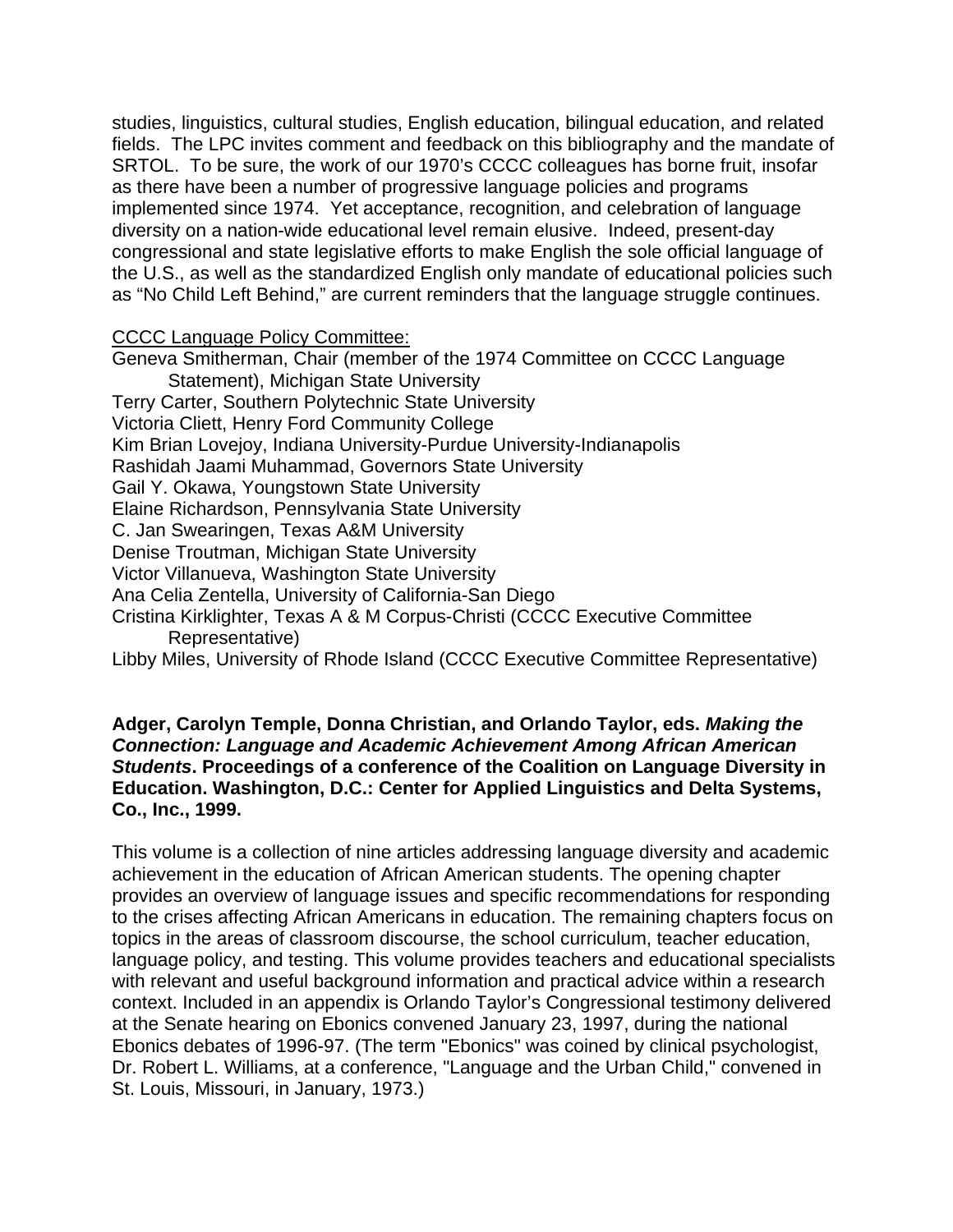studies, linguistics, cultural studies, English education, bilingual education, and related fields. The LPC invites comment and feedback on this bibliography and the mandate of SRTOL. To be sure, the work of our 1970's CCCC colleagues has borne fruit, insofar as there have been a number of progressive language policies and programs implemented since 1974. Yet acceptance, recognition, and celebration of language diversity on a nation-wide educational level remain elusive. Indeed, present-day congressional and state legislative efforts to make English the sole official language of the U.S., as well as the standardized English only mandate of educational policies such as "No Child Left Behind," are current reminders that the language struggle continues.

<u>CCCC Language Policy Committee:</u>

Geneva Smitherman, Chair (member of the 1974 Committee on CCCC Language Statement), Michigan State University
Terry Carter, Southern Polytechnic State University
Victoria Cliett, Henry Ford Community College
Kim Brian Lovejoy, Indiana University-Purdue University-Indianapolis
Rashidah Jaami Muhammad, Governors State University
Gail Y. Okawa, Youngstown State University
Elaine Richardson, Pennsylvania State University
C. Jan Swearingen, Texas A&M University
Denise Troutman, Michigan State University
Victor Villanueva, Washington State University
Ana Celia Zentella, University of California-San Diego
Cristina Kirklighter, Texas A & M Corpus-Christi (CCCC Executive Committee Representative)
Libby Miles, University of Rhode Island (CCCC Executive Committee Representative)

**Adger, Carolyn Temple, Donna Christian, and Orlando Taylor, eds. *Making the Connection: Language and Academic Achievement Among African American Students*. Proceedings of a conference of the Coalition on Language Diversity in Education. Washington, D.C.: Center for Applied Linguistics and Delta Systems, Co., Inc., 1999.**

This volume is a collection of nine articles addressing language diversity and academic achievement in the education of African American students. The opening chapter provides an overview of language issues and specific recommendations for responding to the crises affecting African Americans in education. The remaining chapters focus on topics in the areas of classroom discourse, the school curriculum, teacher education, language policy, and testing. This volume provides teachers and educational specialists with relevant and useful background information and practical advice within a research context. Included in an appendix is Orlando Taylor's Congressional testimony delivered at the Senate hearing on Ebonics convened January 23, 1997, during the national Ebonics debates of 1996-97. (The term "Ebonics" was coined by clinical psychologist, Dr. Robert L. Williams, at a conference, "Language and the Urban Child," convened in St. Louis, Missouri, in January, 1973.)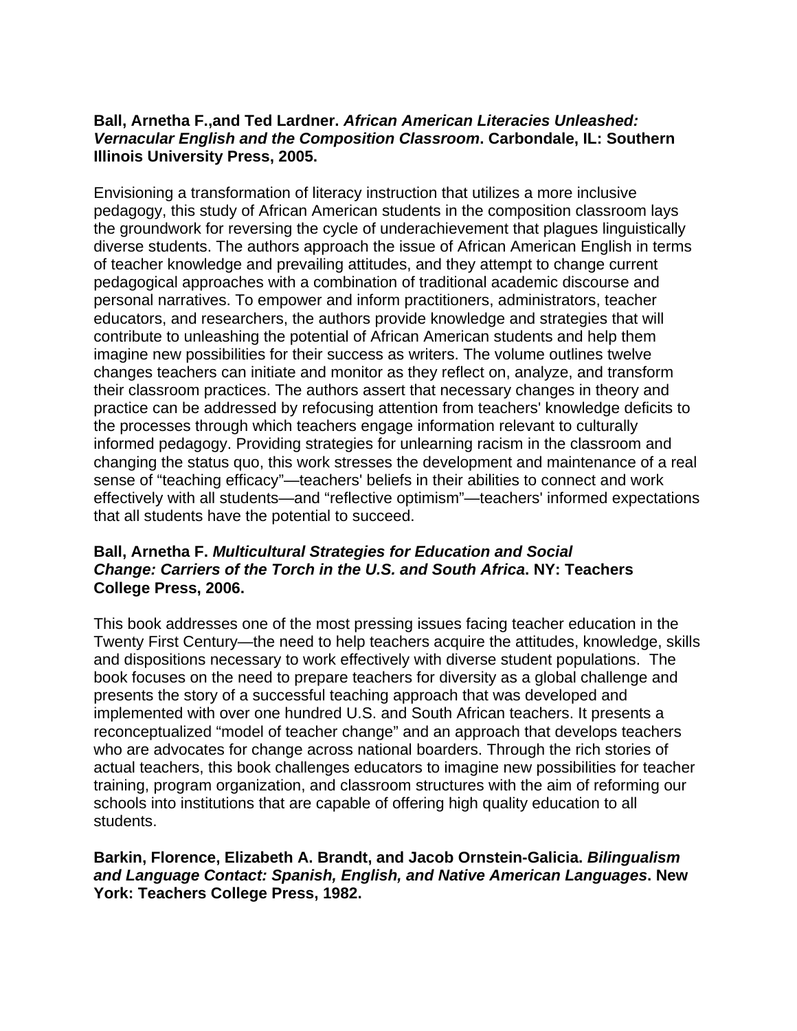**Ball, Arnetha F.,and Ted Lardner. *African American Literacies Unleashed: Vernacular English and the Composition Classroom*. Carbondale, IL: Southern Illinois University Press, 2005.**

Envisioning a transformation of literacy instruction that utilizes a more inclusive pedagogy, this study of African American students in the composition classroom lays the groundwork for reversing the cycle of underachievement that plagues linguistically diverse students. The authors approach the issue of African American English in terms of teacher knowledge and prevailing attitudes, and they attempt to change current pedagogical approaches with a combination of traditional academic discourse and personal narratives. To empower and inform practitioners, administrators, teacher educators, and researchers, the authors provide knowledge and strategies that will contribute to unleashing the potential of African American students and help them imagine new possibilities for their success as writers. The volume outlines twelve changes teachers can initiate and monitor as they reflect on, analyze, and transform their classroom practices. The authors assert that necessary changes in theory and practice can be addressed by refocusing attention from teachers' knowledge deficits to the processes through which teachers engage information relevant to culturally informed pedagogy. Providing strategies for unlearning racism in the classroom and changing the status quo, this work stresses the development and maintenance of a real sense of “teaching efficacy”—teachers' beliefs in their abilities to connect and work effectively with all students—and “reflective optimism”—teachers' informed expectations that all students have the potential to succeed.

**Ball, Arnetha F. *Multicultural Strategies for Education and Social Change: Carriers of the Torch in the U.S. and South Africa*. NY: Teachers College Press, 2006.**

This book addresses one of the most pressing issues facing teacher education in the Twenty First Century—the need to help teachers acquire the attitudes, knowledge, skills and dispositions necessary to work effectively with diverse student populations. The book focuses on the need to prepare teachers for diversity as a global challenge and presents the story of a successful teaching approach that was developed and implemented with over one hundred U.S. and South African teachers. It presents a reconceptualized “model of teacher change” and an approach that develops teachers who are advocates for change across national boarders. Through the rich stories of actual teachers, this book challenges educators to imagine new possibilities for teacher training, program organization, and classroom structures with the aim of reforming our schools into institutions that are capable of offering high quality education to all students.

**Barkin, Florence, Elizabeth A. Brandt, and Jacob Ornstein-Galicia. *Bilingualism and Language Contact: Spanish, English, and Native American Languages*. New York: Teachers College Press, 1982.**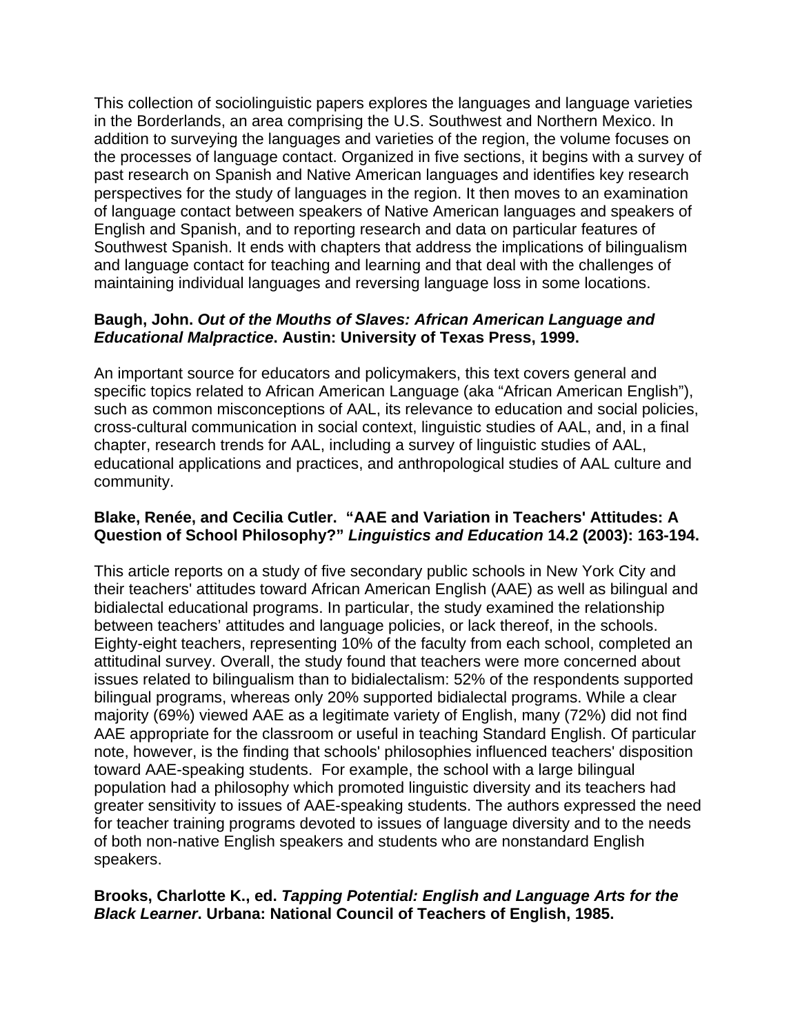This collection of sociolinguistic papers explores the languages and language varieties in the Borderlands, an area comprising the U.S. Southwest and Northern Mexico. In addition to surveying the languages and varieties of the region, the volume focuses on the processes of language contact. Organized in five sections, it begins with a survey of past research on Spanish and Native American languages and identifies key research perspectives for the study of languages in the region. It then moves to an examination of language contact between speakers of Native American languages and speakers of English and Spanish, and to reporting research and data on particular features of Southwest Spanish. It ends with chapters that address the implications of bilingualism and language contact for teaching and learning and that deal with the challenges of maintaining individual languages and reversing language loss in some locations.

**Baugh, John. *Out of the Mouths of Slaves: African American Language and Educational Malpractice*. Austin: University of Texas Press, 1999.**

An important source for educators and policymakers, this text covers general and specific topics related to African American Language (aka "African American English"), such as common misconceptions of AAL, its relevance to education and social policies, cross-cultural communication in social context, linguistic studies of AAL, and, in a final chapter, research trends for AAL, including a survey of linguistic studies of AAL, educational applications and practices, and anthropological studies of AAL culture and community.

**Blake, Renée, and Cecilia Cutler. "AAE and Variation in Teachers' Attitudes: A Question of School Philosophy?" *Linguistics and Education* 14.2 (2003): 163-194.**

This article reports on a study of five secondary public schools in New York City and their teachers' attitudes toward African American English (AAE) as well as bilingual and bidialectal educational programs. In particular, the study examined the relationship between teachers' attitudes and language policies, or lack thereof, in the schools. Eighty-eight teachers, representing 10% of the faculty from each school, completed an attitudinal survey. Overall, the study found that teachers were more concerned about issues related to bilingualism than to bidialectalism: 52% of the respondents supported bilingual programs, whereas only 20% supported bidialectal programs. While a clear majority (69%) viewed AAE as a legitimate variety of English, many (72%) did not find AAE appropriate for the classroom or useful in teaching Standard English. Of particular note, however, is the finding that schools' philosophies influenced teachers' disposition toward AAE-speaking students. For example, the school with a large bilingual population had a philosophy which promoted linguistic diversity and its teachers had greater sensitivity to issues of AAE-speaking students. The authors expressed the need for teacher training programs devoted to issues of language diversity and to the needs of both non-native English speakers and students who are nonstandard English speakers.

**Brooks, Charlotte K., ed. *Tapping Potential: English and Language Arts for the Black Learner*. Urbana: National Council of Teachers of English, 1985.**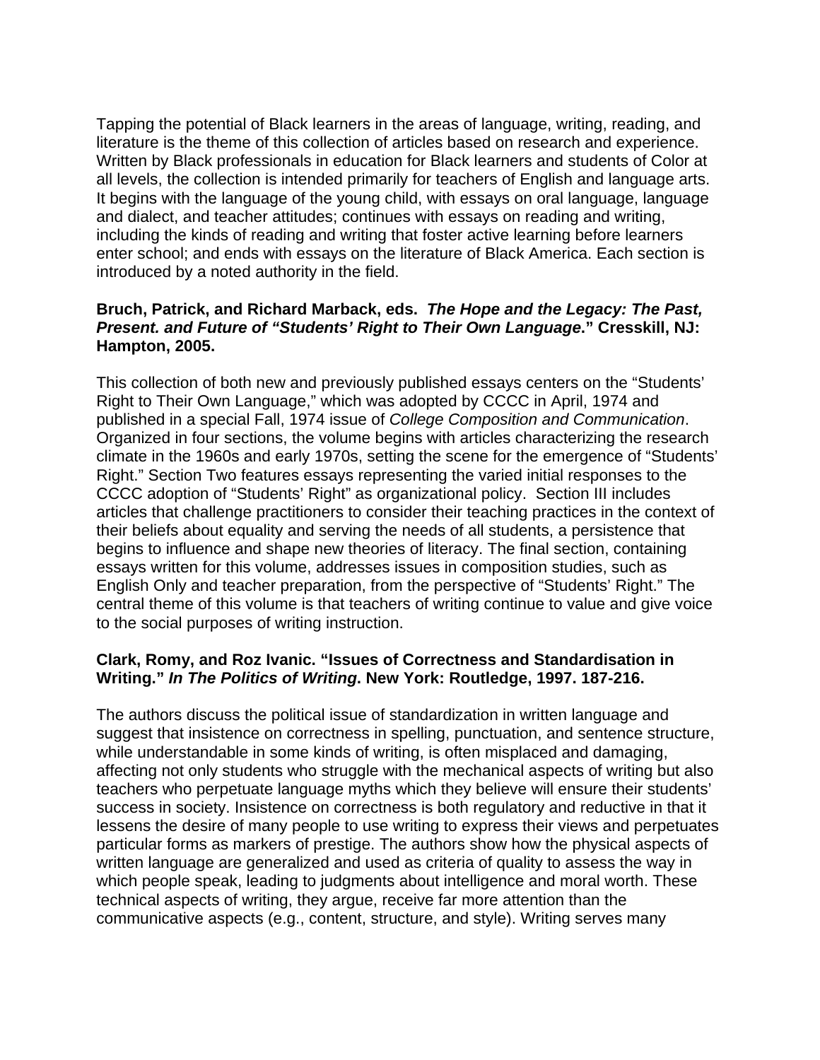Tapping the potential of Black learners in the areas of language, writing, reading, and literature is the theme of this collection of articles based on research and experience. Written by Black professionals in education for Black learners and students of Color at all levels, the collection is intended primarily for teachers of English and language arts. It begins with the language of the young child, with essays on oral language, language and dialect, and teacher attitudes; continues with essays on reading and writing, including the kinds of reading and writing that foster active learning before learners enter school; and ends with essays on the literature of Black America. Each section is introduced by a noted authority in the field.

**Bruch, Patrick, and Richard Marback, eds.** ***The Hope and the Legacy: The Past, Present. and Future of "Students' Right to Their Own Language*****." Cresskill, NJ: Hampton, 2005.**

This collection of both new and previously published essays centers on the "Students' Right to Their Own Language," which was adopted by CCCC in April, 1974 and published in a special Fall, 1974 issue of *College Composition and Communication*. Organized in four sections, the volume begins with articles characterizing the research climate in the 1960s and early 1970s, setting the scene for the emergence of "Students' Right." Section Two features essays representing the varied initial responses to the CCCC adoption of "Students' Right" as organizational policy. Section III includes articles that challenge practitioners to consider their teaching practices in the context of their beliefs about equality and serving the needs of all students, a persistence that begins to influence and shape new theories of literacy. The final section, containing essays written for this volume, addresses issues in composition studies, such as English Only and teacher preparation, from the perspective of "Students' Right." The central theme of this volume is that teachers of writing continue to value and give voice to the social purposes of writing instruction.

**Clark, Romy, and Roz Ivanic. "Issues of Correctness and Standardisation in Writing."** ***In The Politics of Writing*****. New York: Routledge, 1997. 187-216.**

The authors discuss the political issue of standardization in written language and suggest that insistence on correctness in spelling, punctuation, and sentence structure, while understandable in some kinds of writing, is often misplaced and damaging, affecting not only students who struggle with the mechanical aspects of writing but also teachers who perpetuate language myths which they believe will ensure their students' success in society. Insistence on correctness is both regulatory and reductive in that it lessens the desire of many people to use writing to express their views and perpetuates particular forms as markers of prestige. The authors show how the physical aspects of written language are generalized and used as criteria of quality to assess the way in which people speak, leading to judgments about intelligence and moral worth. These technical aspects of writing, they argue, receive far more attention than the communicative aspects (e.g., content, structure, and style). Writing serves many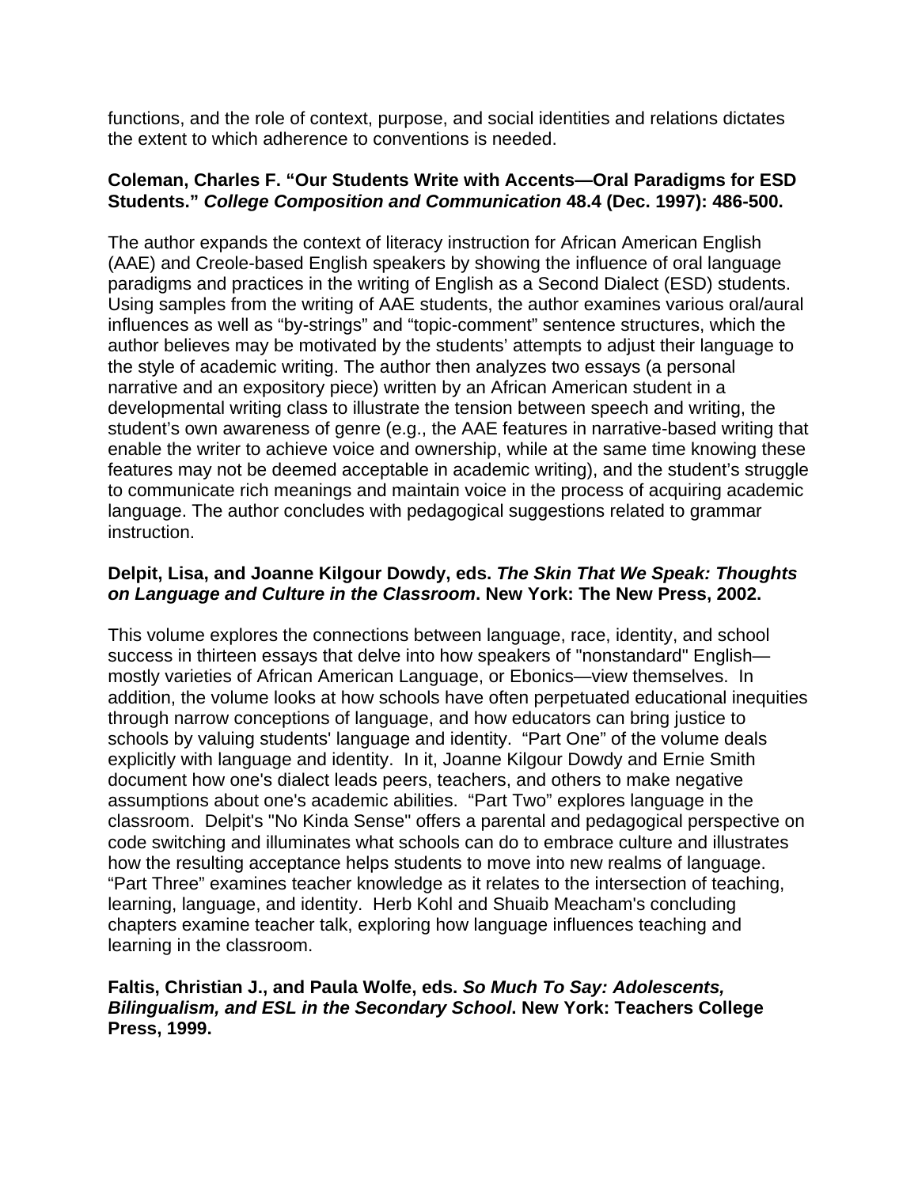functions, and the role of context, purpose, and social identities and relations dictates the extent to which adherence to conventions is needed.

**Coleman, Charles F. "Our Students Write with Accents—Oral Paradigms for ESD Students."** ***College Composition and Communication*** **48.4 (Dec. 1997): 486-500.**

The author expands the context of literacy instruction for African American English (AAE) and Creole-based English speakers by showing the influence of oral language paradigms and practices in the writing of English as a Second Dialect (ESD) students. Using samples from the writing of AAE students, the author examines various oral/aural influences as well as "by-strings" and "topic-comment" sentence structures, which the author believes may be motivated by the students' attempts to adjust their language to the style of academic writing. The author then analyzes two essays (a personal narrative and an expository piece) written by an African American student in a developmental writing class to illustrate the tension between speech and writing, the student's own awareness of genre (e.g., the AAE features in narrative-based writing that enable the writer to achieve voice and ownership, while at the same time knowing these features may not be deemed acceptable in academic writing), and the student's struggle to communicate rich meanings and maintain voice in the process of acquiring academic language. The author concludes with pedagogical suggestions related to grammar instruction.

**Delpit, Lisa, and Joanne Kilgour Dowdy, eds.** ***The Skin That We Speak: Thoughts on Language and Culture in the Classroom*****. New York: The New Press, 2002.**

This volume explores the connections between language, race, identity, and school success in thirteen essays that delve into how speakers of "nonstandard" English—mostly varieties of African American Language, or Ebonics—view themselves. In addition, the volume looks at how schools have often perpetuated educational inequities through narrow conceptions of language, and how educators can bring justice to schools by valuing students' language and identity. "Part One" of the volume deals explicitly with language and identity. In it, Joanne Kilgour Dowdy and Ernie Smith document how one's dialect leads peers, teachers, and others to make negative assumptions about one's academic abilities. "Part Two" explores language in the classroom. Delpit's "No Kinda Sense" offers a parental and pedagogical perspective on code switching and illuminates what schools can do to embrace culture and illustrates how the resulting acceptance helps students to move into new realms of language. "Part Three" examines teacher knowledge as it relates to the intersection of teaching, learning, language, and identity. Herb Kohl and Shuaib Meacham's concluding chapters examine teacher talk, exploring how language influences teaching and learning in the classroom.

**Faltis, Christian J., and Paula Wolfe, eds.** ***So Much To Say: Adolescents, Bilingualism, and ESL in the Secondary School*****. New York: Teachers College Press, 1999.**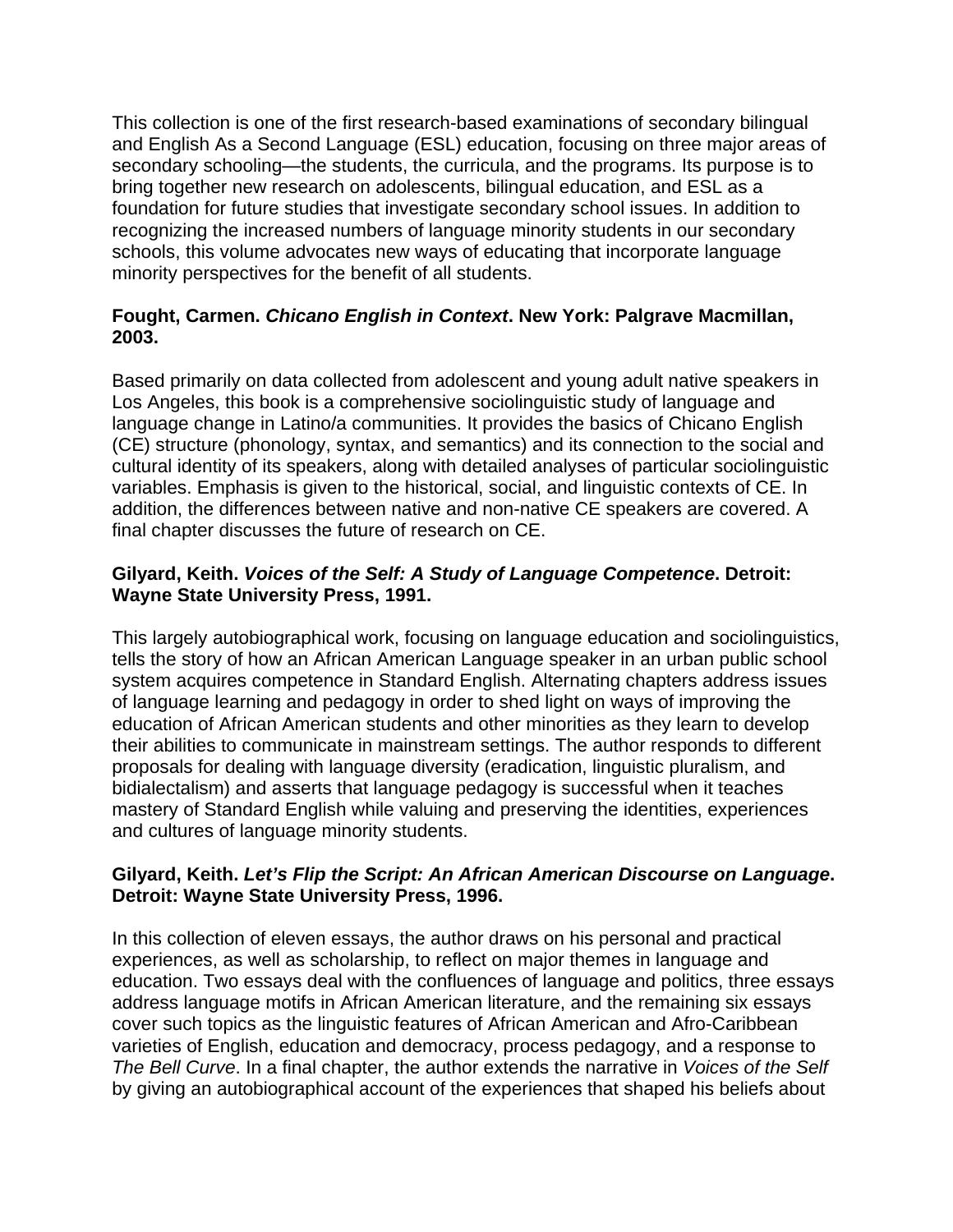This collection is one of the first research-based examinations of secondary bilingual and English As a Second Language (ESL) education, focusing on three major areas of secondary schooling—the students, the curricula, and the programs. Its purpose is to bring together new research on adolescents, bilingual education, and ESL as a foundation for future studies that investigate secondary school issues. In addition to recognizing the increased numbers of language minority students in our secondary schools, this volume advocates new ways of educating that incorporate language minority perspectives for the benefit of all students.

**Fought, Carmen. *Chicano English in Context*. New York: Palgrave Macmillan, 2003.**

Based primarily on data collected from adolescent and young adult native speakers in Los Angeles, this book is a comprehensive sociolinguistic study of language and language change in Latino/a communities. It provides the basics of Chicano English (CE) structure (phonology, syntax, and semantics) and its connection to the social and cultural identity of its speakers, along with detailed analyses of particular sociolinguistic variables. Emphasis is given to the historical, social, and linguistic contexts of CE. In addition, the differences between native and non-native CE speakers are covered. A final chapter discusses the future of research on CE.

**Gilyard, Keith. *Voices of the Self: A Study of Language Competence*. Detroit: Wayne State University Press, 1991.**

This largely autobiographical work, focusing on language education and sociolinguistics, tells the story of how an African American Language speaker in an urban public school system acquires competence in Standard English. Alternating chapters address issues of language learning and pedagogy in order to shed light on ways of improving the education of African American students and other minorities as they learn to develop their abilities to communicate in mainstream settings. The author responds to different proposals for dealing with language diversity (eradication, linguistic pluralism, and bidialectalism) and asserts that language pedagogy is successful when it teaches mastery of Standard English while valuing and preserving the identities, experiences and cultures of language minority students.

**Gilyard, Keith. *Let's Flip the Script: An African American Discourse on Language*. Detroit: Wayne State University Press, 1996.**

In this collection of eleven essays, the author draws on his personal and practical experiences, as well as scholarship, to reflect on major themes in language and education. Two essays deal with the confluences of language and politics, three essays address language motifs in African American literature, and the remaining six essays cover such topics as the linguistic features of African American and Afro-Caribbean varieties of English, education and democracy, process pedagogy, and a response to *The Bell Curve*. In a final chapter, the author extends the narrative in *Voices of the Self* by giving an autobiographical account of the experiences that shaped his beliefs about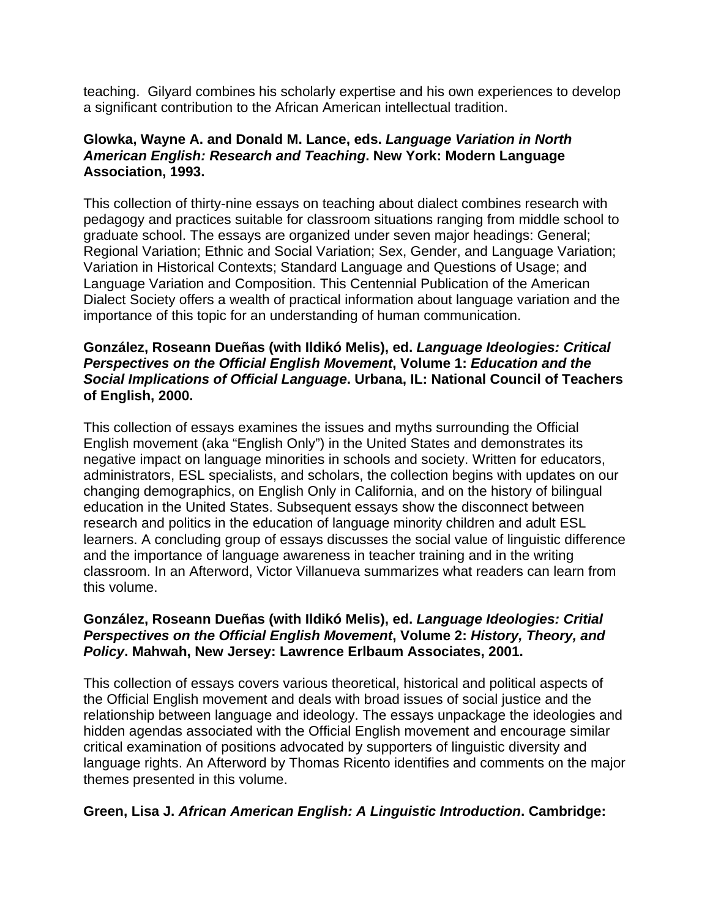teaching. Gilyard combines his scholarly expertise and his own experiences to develop a significant contribution to the African American intellectual tradition.

**Glowka, Wayne A. and Donald M. Lance, eds. *Language Variation in North American English: Research and Teaching*. New York: Modern Language Association, 1993.**

This collection of thirty-nine essays on teaching about dialect combines research with pedagogy and practices suitable for classroom situations ranging from middle school to graduate school. The essays are organized under seven major headings: General; Regional Variation; Ethnic and Social Variation; Sex, Gender, and Language Variation; Variation in Historical Contexts; Standard Language and Questions of Usage; and Language Variation and Composition. This Centennial Publication of the American Dialect Society offers a wealth of practical information about language variation and the importance of this topic for an understanding of human communication.

**González, Roseann Dueñas (with Ildikó Melis), ed. *Language Ideologies: Critical Perspectives on the Official English Movement*, Volume 1: *Education and the Social Implications of Official Language*. Urbana, IL: National Council of Teachers of English, 2000.**

This collection of essays examines the issues and myths surrounding the Official English movement (aka "English Only") in the United States and demonstrates its negative impact on language minorities in schools and society. Written for educators, administrators, ESL specialists, and scholars, the collection begins with updates on our changing demographics, on English Only in California, and on the history of bilingual education in the United States. Subsequent essays show the disconnect between research and politics in the education of language minority children and adult ESL learners. A concluding group of essays discusses the social value of linguistic difference and the importance of language awareness in teacher training and in the writing classroom. In an Afterword, Victor Villanueva summarizes what readers can learn from this volume.

**González, Roseann Dueñas (with Ildikó Melis), ed. *Language Ideologies: Critial Perspectives on the Official English Movement*, Volume 2: *History, Theory, and Policy*. Mahwah, New Jersey: Lawrence Erlbaum Associates, 2001.**

This collection of essays covers various theoretical, historical and political aspects of the Official English movement and deals with broad issues of social justice and the relationship between language and ideology. The essays unpackage the ideologies and hidden agendas associated with the Official English movement and encourage similar critical examination of positions advocated by supporters of linguistic diversity and language rights. An Afterword by Thomas Ricento identifies and comments on the major themes presented in this volume.

**Green, Lisa J. *African American English: A Linguistic Introduction*. Cambridge:**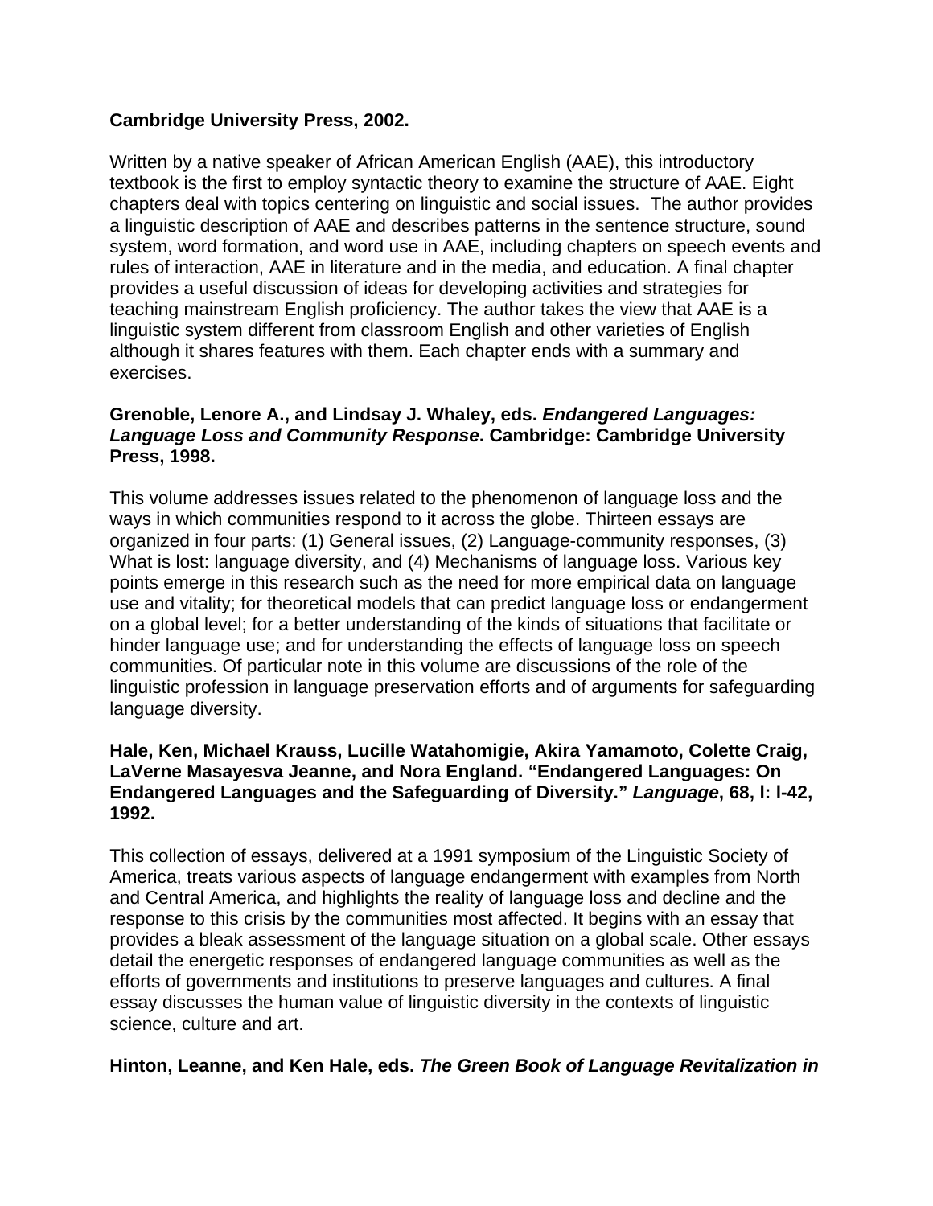**Cambridge University Press, 2002.**

Written by a native speaker of African American English (AAE), this introductory textbook is the first to employ syntactic theory to examine the structure of AAE. Eight chapters deal with topics centering on linguistic and social issues. The author provides a linguistic description of AAE and describes patterns in the sentence structure, sound system, word formation, and word use in AAE, including chapters on speech events and rules of interaction, AAE in literature and in the media, and education. A final chapter provides a useful discussion of ideas for developing activities and strategies for teaching mainstream English proficiency. The author takes the view that AAE is a linguistic system different from classroom English and other varieties of English although it shares features with them. Each chapter ends with a summary and exercises.

**Grenoble, Lenore A., and Lindsay J. Whaley, eds. *Endangered Languages: Language Loss and Community Response*. Cambridge: Cambridge University Press, 1998.**

This volume addresses issues related to the phenomenon of language loss and the ways in which communities respond to it across the globe. Thirteen essays are organized in four parts: (1) General issues, (2) Language-community responses, (3) What is lost: language diversity, and (4) Mechanisms of language loss. Various key points emerge in this research such as the need for more empirical data on language use and vitality; for theoretical models that can predict language loss or endangerment on a global level; for a better understanding of the kinds of situations that facilitate or hinder language use; and for understanding the effects of language loss on speech communities. Of particular note in this volume are discussions of the role of the linguistic profession in language preservation efforts and of arguments for safeguarding language diversity.

**Hale, Ken, Michael Krauss, Lucille Watahomigie, Akira Yamamoto, Colette Craig, LaVerne Masayesva Jeanne, and Nora England. "Endangered Languages: On Endangered Languages and the Safeguarding of Diversity." *Language*, 68, l: l-42, 1992.**

This collection of essays, delivered at a 1991 symposium of the Linguistic Society of America, treats various aspects of language endangerment with examples from North and Central America, and highlights the reality of language loss and decline and the response to this crisis by the communities most affected. It begins with an essay that provides a bleak assessment of the language situation on a global scale. Other essays detail the energetic responses of endangered language communities as well as the efforts of governments and institutions to preserve languages and cultures. A final essay discusses the human value of linguistic diversity in the contexts of linguistic science, culture and art.

**Hinton, Leanne, and Ken Hale, eds. *The Green Book of Language Revitalization in***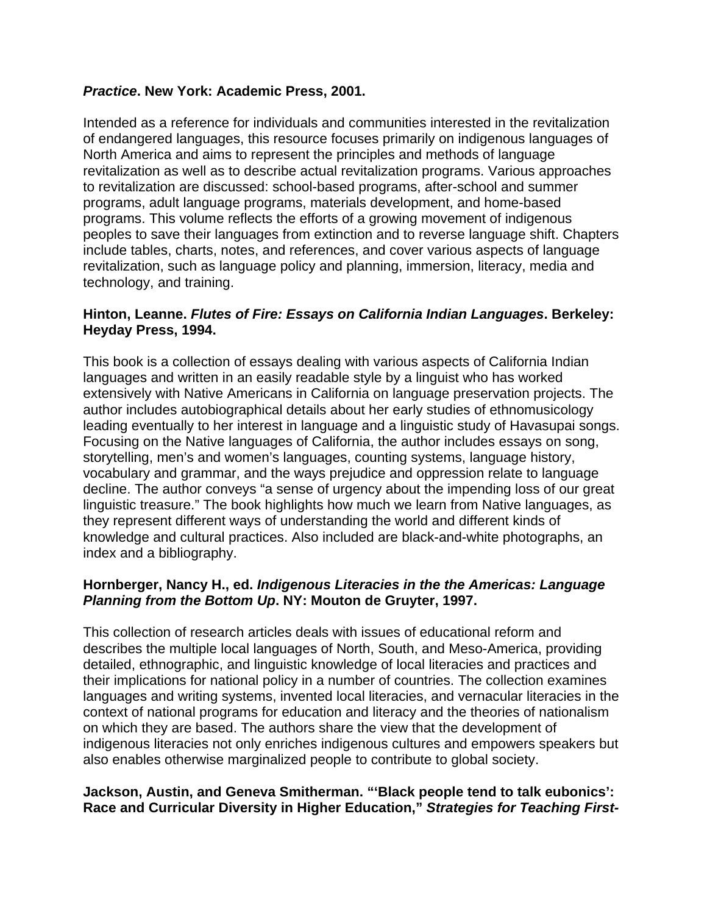**_Practice_. New York: Academic Press, 2001.**

Intended as a reference for individuals and communities interested in the revitalization of endangered languages, this resource focuses primarily on indigenous languages of North America and aims to represent the principles and methods of language revitalization as well as to describe actual revitalization programs. Various approaches to revitalization are discussed: school-based programs, after-school and summer programs, adult language programs, materials development, and home-based programs. This volume reflects the efforts of a growing movement of indigenous peoples to save their languages from extinction and to reverse language shift. Chapters include tables, charts, notes, and references, and cover various aspects of language revitalization, such as language policy and planning, immersion, literacy, media and technology, and training.

**Hinton, Leanne. _Flutes of Fire: Essays on California Indian Languages_. Berkeley: Heyday Press, 1994.**

This book is a collection of essays dealing with various aspects of California Indian languages and written in an easily readable style by a linguist who has worked extensively with Native Americans in California on language preservation projects. The author includes autobiographical details about her early studies of ethnomusicology leading eventually to her interest in language and a linguistic study of Havasupai songs. Focusing on the Native languages of California, the author includes essays on song, storytelling, men's and women's languages, counting systems, language history, vocabulary and grammar, and the ways prejudice and oppression relate to language decline. The author conveys "a sense of urgency about the impending loss of our great linguistic treasure." The book highlights how much we learn from Native languages, as they represent different ways of understanding the world and different kinds of knowledge and cultural practices. Also included are black-and-white photographs, an index and a bibliography.

**Hornberger, Nancy H., ed. _Indigenous Literacies in the the Americas: Language Planning from the Bottom Up_. NY: Mouton de Gruyter, 1997.**

This collection of research articles deals with issues of educational reform and describes the multiple local languages of North, South, and Meso-America, providing detailed, ethnographic, and linguistic knowledge of local literacies and practices and their implications for national policy in a number of countries. The collection examines languages and writing systems, invented local literacies, and vernacular literacies in the context of national programs for education and literacy and the theories of nationalism on which they are based. The authors share the view that the development of indigenous literacies not only enriches indigenous cultures and empowers speakers but also enables otherwise marginalized people to contribute to global society.

**Jackson, Austin, and Geneva Smitherman. "'Black people tend to talk eubonics': Race and Curricular Diversity in Higher Education," _Strategies for Teaching First-_**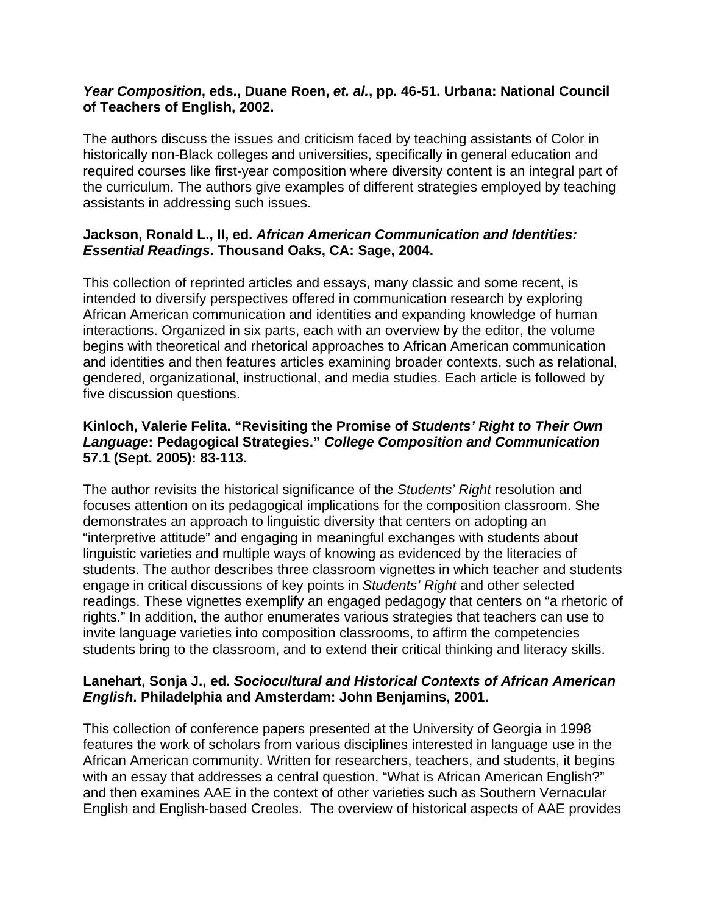**_Year Composition_, eds., Duane Roen, _et. al._, pp. 46-51. Urbana: National Council of Teachers of English, 2002.**

The authors discuss the issues and criticism faced by teaching assistants of Color in historically non-Black colleges and universities, specifically in general education and required courses like first-year composition where diversity content is an integral part of the curriculum. The authors give examples of different strategies employed by teaching assistants in addressing such issues.

**Jackson, Ronald L., II, ed. _African American Communication and Identities: Essential Readings_. Thousand Oaks, CA: Sage, 2004.**

This collection of reprinted articles and essays, many classic and some recent, is intended to diversify perspectives offered in communication research by exploring African American communication and identities and expanding knowledge of human interactions. Organized in six parts, each with an overview by the editor, the volume begins with theoretical and rhetorical approaches to African American communication and identities and then features articles examining broader contexts, such as relational, gendered, organizational, instructional, and media studies. Each article is followed by five discussion questions.

**Kinloch, Valerie Felita. "Revisiting the Promise of _Students' Right to Their Own Language_: Pedagogical Strategies." _College Composition and Communication_ 57.1 (Sept. 2005): 83-113.**

The author revisits the historical significance of the *Students' Right* resolution and focuses attention on its pedagogical implications for the composition classroom. She demonstrates an approach to linguistic diversity that centers on adopting an "interpretive attitude" and engaging in meaningful exchanges with students about linguistic varieties and multiple ways of knowing as evidenced by the literacies of students. The author describes three classroom vignettes in which teacher and students engage in critical discussions of key points in *Students' Right* and other selected readings. These vignettes exemplify an engaged pedagogy that centers on "a rhetoric of rights." In addition, the author enumerates various strategies that teachers can use to invite language varieties into composition classrooms, to affirm the competencies students bring to the classroom, and to extend their critical thinking and literacy skills.

**Lanehart, Sonja J., ed. _Sociocultural and Historical Contexts of African American English_. Philadelphia and Amsterdam: John Benjamins, 2001.**

This collection of conference papers presented at the University of Georgia in 1998 features the work of scholars from various disciplines interested in language use in the African American community. Written for researchers, teachers, and students, it begins with an essay that addresses a central question, "What is African American English?" and then examines AAE in the context of other varieties such as Southern Vernacular English and English-based Creoles. The overview of historical aspects of AAE provides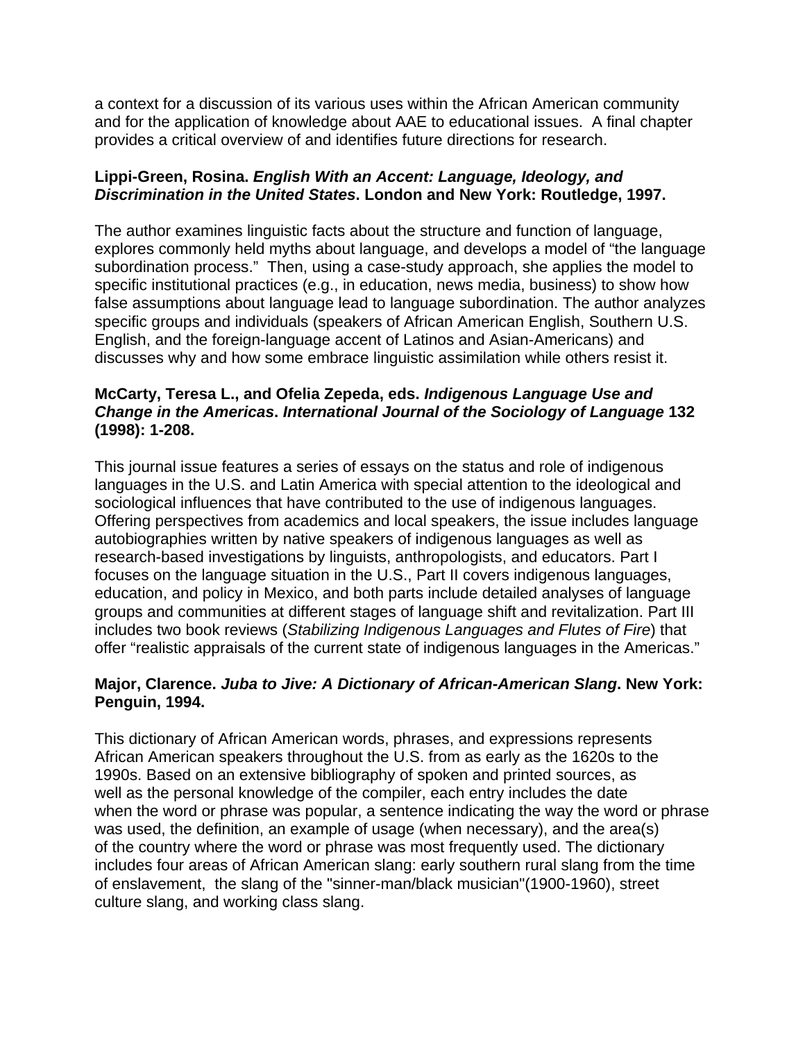a context for a discussion of its various uses within the African American community and for the application of knowledge about AAE to educational issues. A final chapter provides a critical overview of and identifies future directions for research.

**Lippi-Green, Rosina. *English With an Accent: Language, Ideology, and Discrimination in the United States*. London and New York: Routledge, 1997.**

The author examines linguistic facts about the structure and function of language, explores commonly held myths about language, and develops a model of "the language subordination process." Then, using a case-study approach, she applies the model to specific institutional practices (e.g., in education, news media, business) to show how false assumptions about language lead to language subordination. The author analyzes specific groups and individuals (speakers of African American English, Southern U.S. English, and the foreign-language accent of Latinos and Asian-Americans) and discusses why and how some embrace linguistic assimilation while others resist it.

**McCarty, Teresa L., and Ofelia Zepeda, eds. *Indigenous Language Use and Change in the Americas*. *International Journal of the Sociology of Language* 132 (1998): 1-208.**

This journal issue features a series of essays on the status and role of indigenous languages in the U.S. and Latin America with special attention to the ideological and sociological influences that have contributed to the use of indigenous languages. Offering perspectives from academics and local speakers, the issue includes language autobiographies written by native speakers of indigenous languages as well as research-based investigations by linguists, anthropologists, and educators. Part I focuses on the language situation in the U.S., Part II covers indigenous languages, education, and policy in Mexico, and both parts include detailed analyses of language groups and communities at different stages of language shift and revitalization. Part III includes two book reviews (*Stabilizing Indigenous Languages and Flutes of Fire*) that offer "realistic appraisals of the current state of indigenous languages in the Americas."

**Major, Clarence. *Juba to Jive: A Dictionary of African-American Slang*. New York: Penguin, 1994.**

This dictionary of African American words, phrases, and expressions represents African American speakers throughout the U.S. from as early as the 1620s to the 1990s. Based on an extensive bibliography of spoken and printed sources, as well as the personal knowledge of the compiler, each entry includes the date when the word or phrase was popular, a sentence indicating the way the word or phrase was used, the definition, an example of usage (when necessary), and the area(s) of the country where the word or phrase was most frequently used. The dictionary includes four areas of African American slang: early southern rural slang from the time of enslavement, the slang of the "sinner-man/black musician"(1900-1960), street culture slang, and working class slang.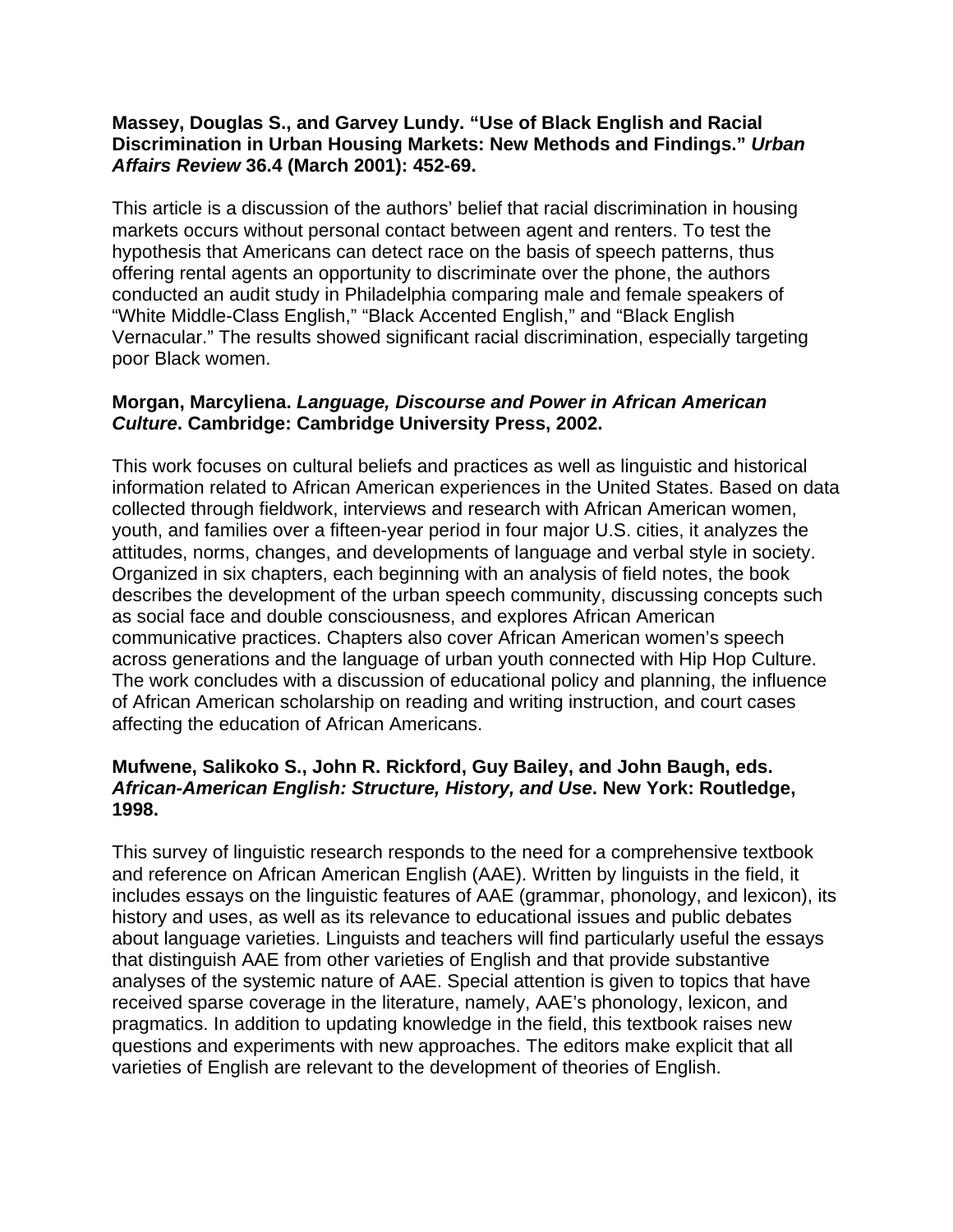**Massey, Douglas S., and Garvey Lundy. "Use of Black English and Racial Discrimination in Urban Housing Markets: New Methods and Findings."** ***Urban Affairs Review*** **36.4 (March 2001): 452-69.**

This article is a discussion of the authors' belief that racial discrimination in housing markets occurs without personal contact between agent and renters. To test the hypothesis that Americans can detect race on the basis of speech patterns, thus offering rental agents an opportunity to discriminate over the phone, the authors conducted an audit study in Philadelphia comparing male and female speakers of "White Middle-Class English," "Black Accented English," and "Black English Vernacular." The results showed significant racial discrimination, especially targeting poor Black women.

**Morgan, Marcyliena.** ***Language, Discourse and Power in African American Culture*****. Cambridge: Cambridge University Press, 2002.**

This work focuses on cultural beliefs and practices as well as linguistic and historical information related to African American experiences in the United States. Based on data collected through fieldwork, interviews and research with African American women, youth, and families over a fifteen-year period in four major U.S. cities, it analyzes the attitudes, norms, changes, and developments of language and verbal style in society. Organized in six chapters, each beginning with an analysis of field notes, the book describes the development of the urban speech community, discussing concepts such as social face and double consciousness, and explores African American communicative practices. Chapters also cover African American women's speech across generations and the language of urban youth connected with Hip Hop Culture. The work concludes with a discussion of educational policy and planning, the influence of African American scholarship on reading and writing instruction, and court cases affecting the education of African Americans.

**Mufwene, Salikoko S., John R. Rickford, Guy Bailey, and John Baugh, eds.** ***African-American English: Structure, History, and Use*****. New York: Routledge, 1998.**

This survey of linguistic research responds to the need for a comprehensive textbook and reference on African American English (AAE). Written by linguists in the field, it includes essays on the linguistic features of AAE (grammar, phonology, and lexicon), its history and uses, as well as its relevance to educational issues and public debates about language varieties. Linguists and teachers will find particularly useful the essays that distinguish AAE from other varieties of English and that provide substantive analyses of the systemic nature of AAE. Special attention is given to topics that have received sparse coverage in the literature, namely, AAE's phonology, lexicon, and pragmatics. In addition to updating knowledge in the field, this textbook raises new questions and experiments with new approaches. The editors make explicit that all varieties of English are relevant to the development of theories of English.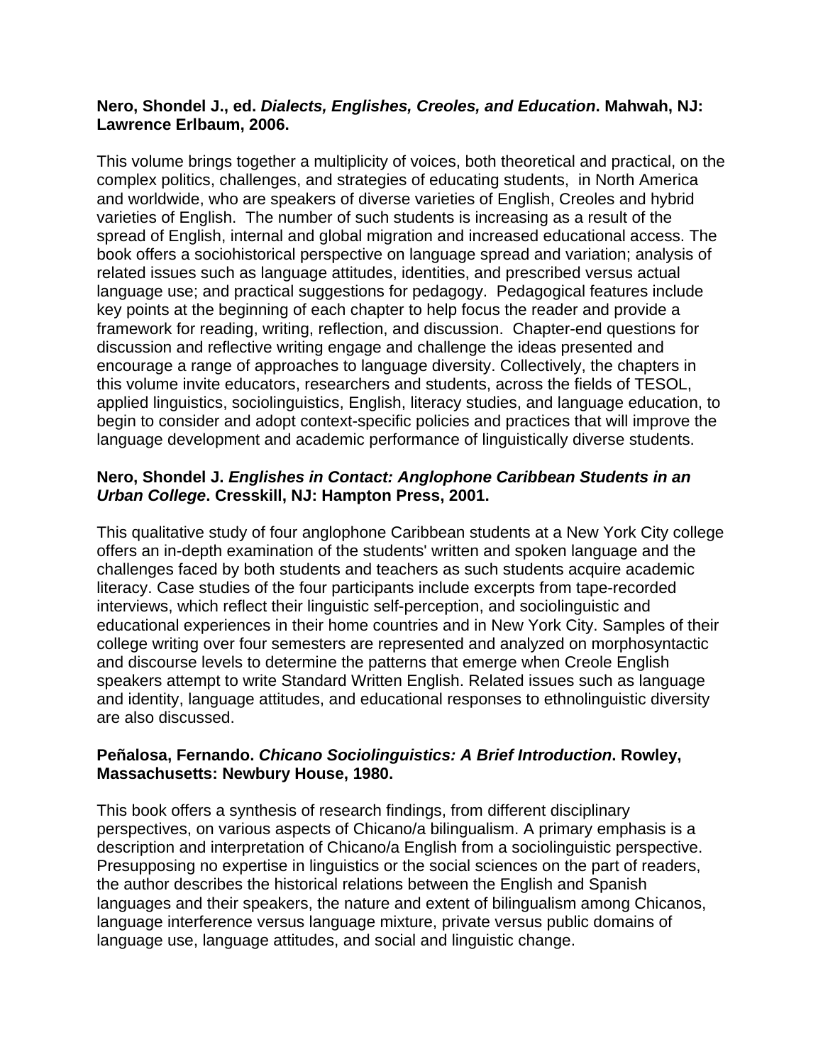**Nero, Shondel J., ed. *Dialects, Englishes, Creoles, and Education*. Mahwah, NJ: Lawrence Erlbaum, 2006.**

This volume brings together a multiplicity of voices, both theoretical and practical, on the complex politics, challenges, and strategies of educating students, in North America and worldwide, who are speakers of diverse varieties of English, Creoles and hybrid varieties of English. The number of such students is increasing as a result of the spread of English, internal and global migration and increased educational access. The book offers a sociohistorical perspective on language spread and variation; analysis of related issues such as language attitudes, identities, and prescribed versus actual language use; and practical suggestions for pedagogy. Pedagogical features include key points at the beginning of each chapter to help focus the reader and provide a framework for reading, writing, reflection, and discussion. Chapter-end questions for discussion and reflective writing engage and challenge the ideas presented and encourage a range of approaches to language diversity. Collectively, the chapters in this volume invite educators, researchers and students, across the fields of TESOL, applied linguistics, sociolinguistics, English, literacy studies, and language education, to begin to consider and adopt context-specific policies and practices that will improve the language development and academic performance of linguistically diverse students.

**Nero, Shondel J. *Englishes in Contact: Anglophone Caribbean Students in an Urban College*. Cresskill, NJ: Hampton Press, 2001.**

This qualitative study of four anglophone Caribbean students at a New York City college offers an in-depth examination of the students' written and spoken language and the challenges faced by both students and teachers as such students acquire academic literacy. Case studies of the four participants include excerpts from tape-recorded interviews, which reflect their linguistic self-perception, and sociolinguistic and educational experiences in their home countries and in New York City. Samples of their college writing over four semesters are represented and analyzed on morphosyntactic and discourse levels to determine the patterns that emerge when Creole English speakers attempt to write Standard Written English. Related issues such as language and identity, language attitudes, and educational responses to ethnolinguistic diversity are also discussed.

**Peñalosa, Fernando. *Chicano Sociolinguistics: A Brief Introduction*. Rowley, Massachusetts: Newbury House, 1980.**

This book offers a synthesis of research findings, from different disciplinary perspectives, on various aspects of Chicano/a bilingualism. A primary emphasis is a description and interpretation of Chicano/a English from a sociolinguistic perspective. Presupposing no expertise in linguistics or the social sciences on the part of readers, the author describes the historical relations between the English and Spanish languages and their speakers, the nature and extent of bilingualism among Chicanos, language interference versus language mixture, private versus public domains of language use, language attitudes, and social and linguistic change.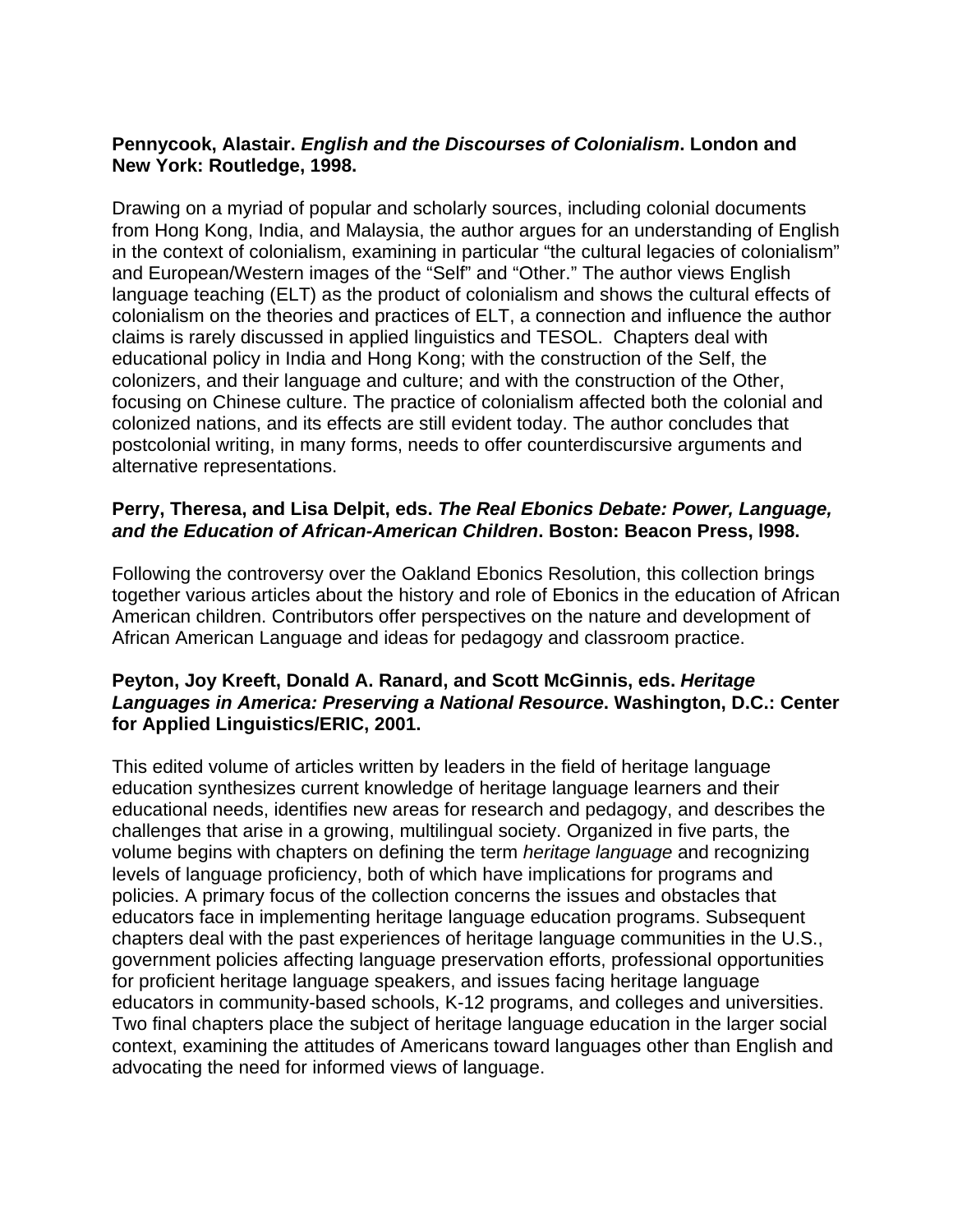**Pennycook, Alastair. *English and the Discourses of Colonialism*. London and New York: Routledge, 1998.**

Drawing on a myriad of popular and scholarly sources, including colonial documents from Hong Kong, India, and Malaysia, the author argues for an understanding of English in the context of colonialism, examining in particular "the cultural legacies of colonialism" and European/Western images of the "Self" and "Other." The author views English language teaching (ELT) as the product of colonialism and shows the cultural effects of colonialism on the theories and practices of ELT, a connection and influence the author claims is rarely discussed in applied linguistics and TESOL. Chapters deal with educational policy in India and Hong Kong; with the construction of the Self, the colonizers, and their language and culture; and with the construction of the Other, focusing on Chinese culture. The practice of colonialism affected both the colonial and colonized nations, and its effects are still evident today. The author concludes that postcolonial writing, in many forms, needs to offer counterdiscursive arguments and alternative representations.

**Perry, Theresa, and Lisa Delpit, eds. *The Real Ebonics Debate: Power, Language, and the Education of African-American Children*. Boston: Beacon Press, l998.**

Following the controversy over the Oakland Ebonics Resolution, this collection brings together various articles about the history and role of Ebonics in the education of African American children. Contributors offer perspectives on the nature and development of African American Language and ideas for pedagogy and classroom practice.

**Peyton, Joy Kreeft, Donald A. Ranard, and Scott McGinnis, eds. *Heritage Languages in America: Preserving a National Resource*. Washington, D.C.: Center for Applied Linguistics/ERIC, 2001.**

This edited volume of articles written by leaders in the field of heritage language education synthesizes current knowledge of heritage language learners and their educational needs, identifies new areas for research and pedagogy, and describes the challenges that arise in a growing, multilingual society. Organized in five parts, the volume begins with chapters on defining the term *heritage language* and recognizing levels of language proficiency, both of which have implications for programs and policies. A primary focus of the collection concerns the issues and obstacles that educators face in implementing heritage language education programs. Subsequent chapters deal with the past experiences of heritage language communities in the U.S., government policies affecting language preservation efforts, professional opportunities for proficient heritage language speakers, and issues facing heritage language educators in community-based schools, K-12 programs, and colleges and universities. Two final chapters place the subject of heritage language education in the larger social context, examining the attitudes of Americans toward languages other than English and advocating the need for informed views of language.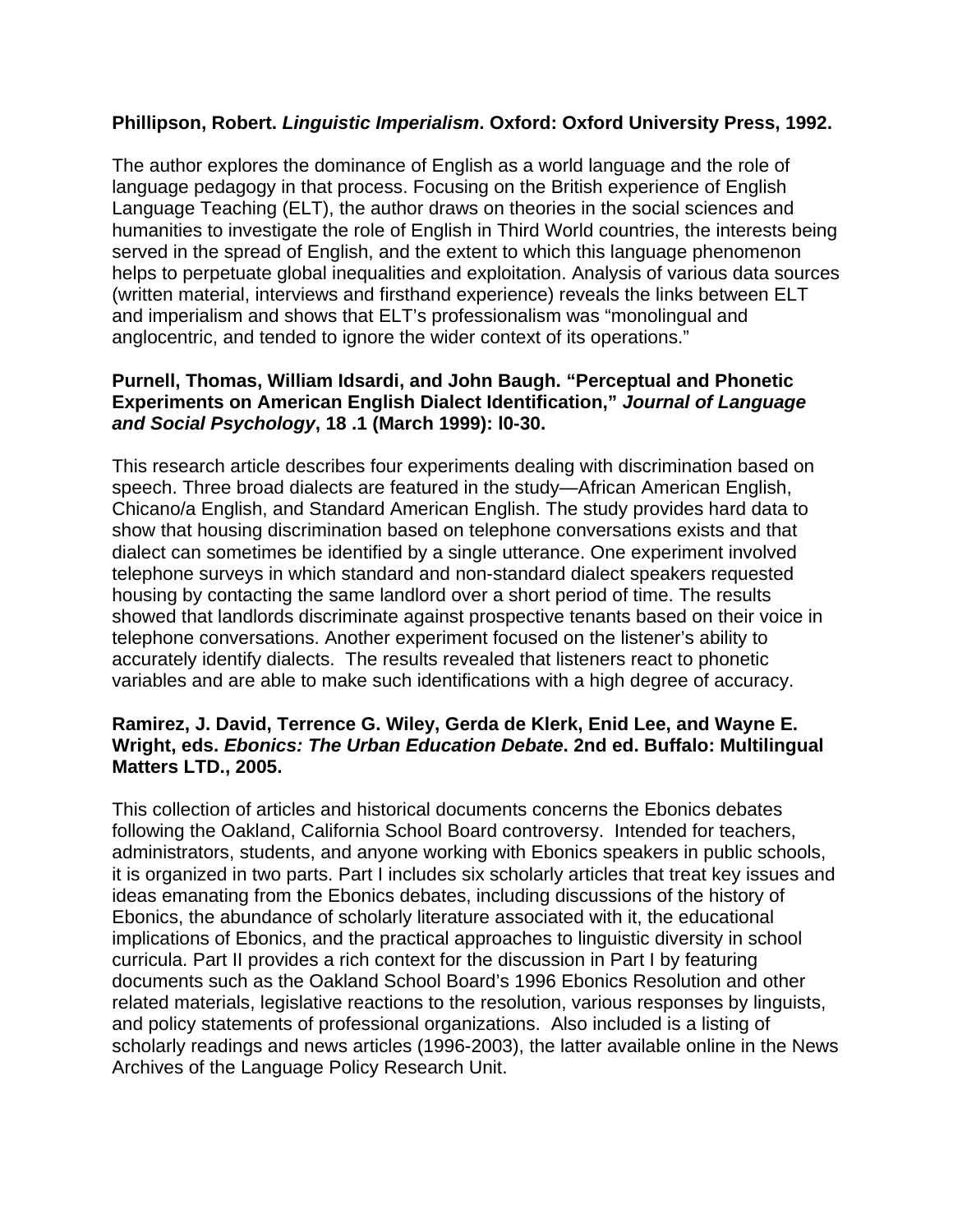**Phillipson, Robert. *Linguistic Imperialism*. Oxford: Oxford University Press, 1992.**

The author explores the dominance of English as a world language and the role of language pedagogy in that process. Focusing on the British experience of English Language Teaching (ELT), the author draws on theories in the social sciences and humanities to investigate the role of English in Third World countries, the interests being served in the spread of English, and the extent to which this language phenomenon helps to perpetuate global inequalities and exploitation. Analysis of various data sources (written material, interviews and firsthand experience) reveals the links between ELT and imperialism and shows that ELT's professionalism was "monolingual and anglocentric, and tended to ignore the wider context of its operations."

**Purnell, Thomas, William Idsardi, and John Baugh. "Perceptual and Phonetic Experiments on American English Dialect Identification," *Journal of Language and Social Psychology*, 18 .1 (March 1999): l0-30.**

This research article describes four experiments dealing with discrimination based on speech. Three broad dialects are featured in the study—African American English, Chicano/a English, and Standard American English. The study provides hard data to show that housing discrimination based on telephone conversations exists and that dialect can sometimes be identified by a single utterance. One experiment involved telephone surveys in which standard and non-standard dialect speakers requested housing by contacting the same landlord over a short period of time. The results showed that landlords discriminate against prospective tenants based on their voice in telephone conversations. Another experiment focused on the listener's ability to accurately identify dialects. The results revealed that listeners react to phonetic variables and are able to make such identifications with a high degree of accuracy.

**Ramirez, J. David, Terrence G. Wiley, Gerda de Klerk, Enid Lee, and Wayne E. Wright, eds. *Ebonics: The Urban Education Debate*. 2nd ed. Buffalo: Multilingual Matters LTD., 2005.**

This collection of articles and historical documents concerns the Ebonics debates following the Oakland, California School Board controversy. Intended for teachers, administrators, students, and anyone working with Ebonics speakers in public schools, it is organized in two parts. Part I includes six scholarly articles that treat key issues and ideas emanating from the Ebonics debates, including discussions of the history of Ebonics, the abundance of scholarly literature associated with it, the educational implications of Ebonics, and the practical approaches to linguistic diversity in school curricula. Part II provides a rich context for the discussion in Part I by featuring documents such as the Oakland School Board's 1996 Ebonics Resolution and other related materials, legislative reactions to the resolution, various responses by linguists, and policy statements of professional organizations. Also included is a listing of scholarly readings and news articles (1996-2003), the latter available online in the News Archives of the Language Policy Research Unit.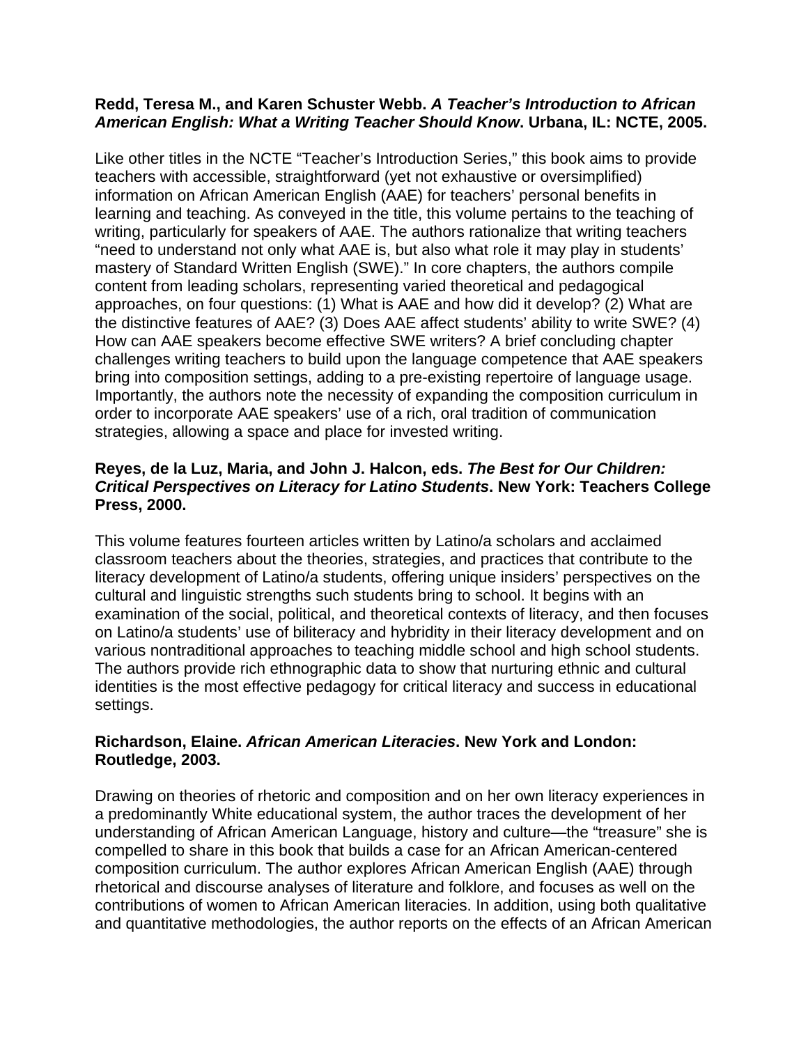**Redd, Teresa M., and Karen Schuster Webb. *A Teacher's Introduction to African American English: What a Writing Teacher Should Know*. Urbana, IL: NCTE, 2005.**

Like other titles in the NCTE "Teacher's Introduction Series," this book aims to provide teachers with accessible, straightforward (yet not exhaustive or oversimplified) information on African American English (AAE) for teachers' personal benefits in learning and teaching. As conveyed in the title, this volume pertains to the teaching of writing, particularly for speakers of AAE. The authors rationalize that writing teachers "need to understand not only what AAE is, but also what role it may play in students' mastery of Standard Written English (SWE)." In core chapters, the authors compile content from leading scholars, representing varied theoretical and pedagogical approaches, on four questions: (1) What is AAE and how did it develop? (2) What are the distinctive features of AAE? (3) Does AAE affect students' ability to write SWE? (4) How can AAE speakers become effective SWE writers? A brief concluding chapter challenges writing teachers to build upon the language competence that AAE speakers bring into composition settings, adding to a pre-existing repertoire of language usage. Importantly, the authors note the necessity of expanding the composition curriculum in order to incorporate AAE speakers' use of a rich, oral tradition of communication strategies, allowing a space and place for invested writing.

**Reyes, de la Luz, Maria, and John J. Halcon, eds. *The Best for Our Children: Critical Perspectives on Literacy for Latino Students*. New York: Teachers College Press, 2000.**

This volume features fourteen articles written by Latino/a scholars and acclaimed classroom teachers about the theories, strategies, and practices that contribute to the literacy development of Latino/a students, offering unique insiders' perspectives on the cultural and linguistic strengths such students bring to school. It begins with an examination of the social, political, and theoretical contexts of literacy, and then focuses on Latino/a students' use of biliteracy and hybridity in their literacy development and on various nontraditional approaches to teaching middle school and high school students. The authors provide rich ethnographic data to show that nurturing ethnic and cultural identities is the most effective pedagogy for critical literacy and success in educational settings.

**Richardson, Elaine. *African American Literacies*. New York and London: Routledge, 2003.**

Drawing on theories of rhetoric and composition and on her own literacy experiences in a predominantly White educational system, the author traces the development of her understanding of African American Language, history and culture—the "treasure" she is compelled to share in this book that builds a case for an African American-centered composition curriculum. The author explores African American English (AAE) through rhetorical and discourse analyses of literature and folklore, and focuses as well on the contributions of women to African American literacies. In addition, using both qualitative and quantitative methodologies, the author reports on the effects of an African American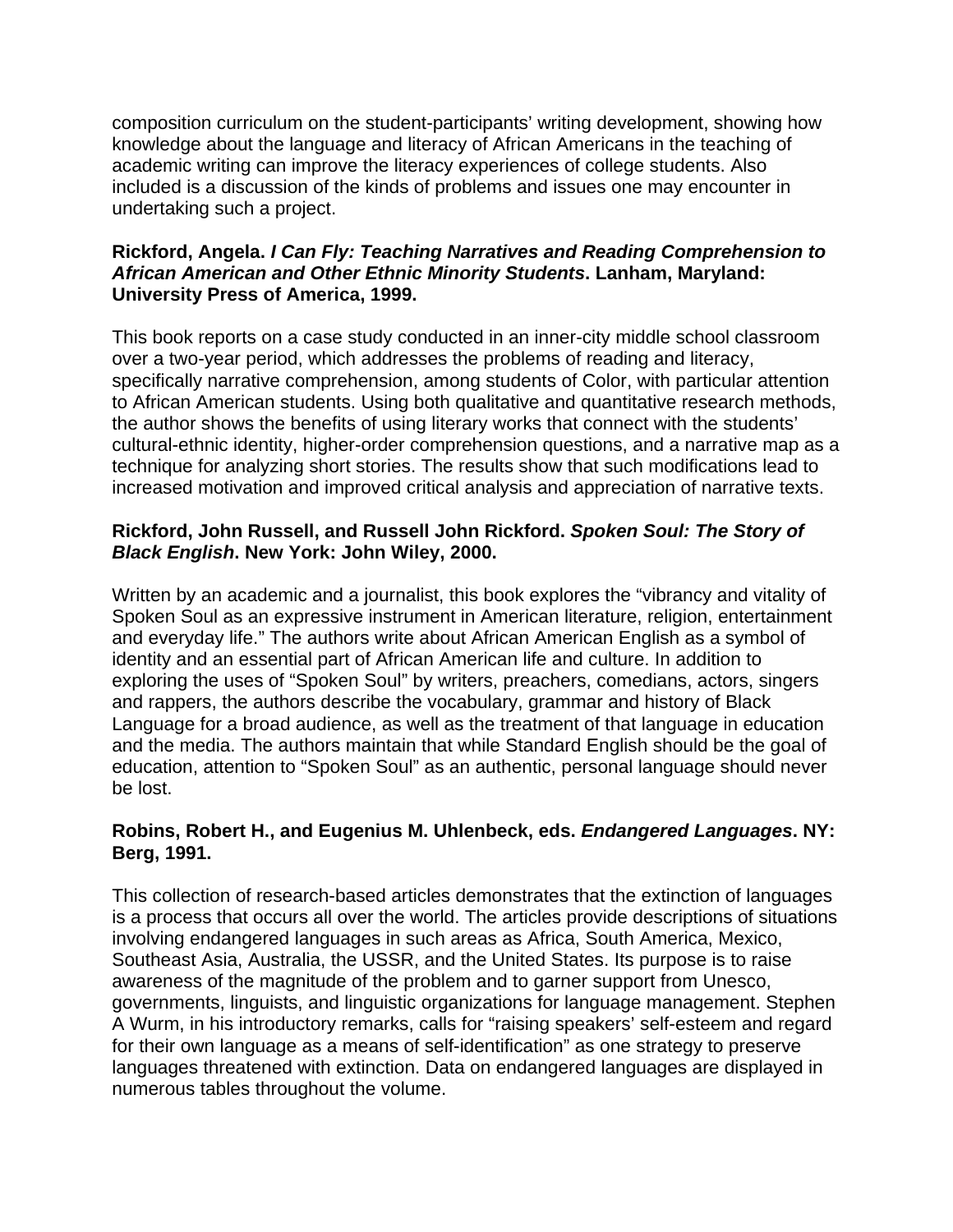composition curriculum on the student-participants' writing development, showing how knowledge about the language and literacy of African Americans in the teaching of academic writing can improve the literacy experiences of college students. Also included is a discussion of the kinds of problems and issues one may encounter in undertaking such a project.

**Rickford, Angela. *I Can Fly: Teaching Narratives and Reading Comprehension to African American and Other Ethnic Minority Students*. Lanham, Maryland: University Press of America, 1999.**

This book reports on a case study conducted in an inner-city middle school classroom over a two-year period, which addresses the problems of reading and literacy, specifically narrative comprehension, among students of Color, with particular attention to African American students. Using both qualitative and quantitative research methods, the author shows the benefits of using literary works that connect with the students' cultural-ethnic identity, higher-order comprehension questions, and a narrative map as a technique for analyzing short stories. The results show that such modifications lead to increased motivation and improved critical analysis and appreciation of narrative texts.

**Rickford, John Russell, and Russell John Rickford. *Spoken Soul: The Story of Black English*. New York: John Wiley, 2000.**

Written by an academic and a journalist, this book explores the "vibrancy and vitality of Spoken Soul as an expressive instrument in American literature, religion, entertainment and everyday life." The authors write about African American English as a symbol of identity and an essential part of African American life and culture. In addition to exploring the uses of "Spoken Soul" by writers, preachers, comedians, actors, singers and rappers, the authors describe the vocabulary, grammar and history of Black Language for a broad audience, as well as the treatment of that language in education and the media. The authors maintain that while Standard English should be the goal of education, attention to "Spoken Soul" as an authentic, personal language should never be lost.

**Robins, Robert H., and Eugenius M. Uhlenbeck, eds. *Endangered Languages*. NY: Berg, 1991.**

This collection of research-based articles demonstrates that the extinction of languages is a process that occurs all over the world. The articles provide descriptions of situations involving endangered languages in such areas as Africa, South America, Mexico, Southeast Asia, Australia, the USSR, and the United States. Its purpose is to raise awareness of the magnitude of the problem and to garner support from Unesco, governments, linguists, and linguistic organizations for language management. Stephen A Wurm, in his introductory remarks, calls for "raising speakers' self-esteem and regard for their own language as a means of self-identification" as one strategy to preserve languages threatened with extinction. Data on endangered languages are displayed in numerous tables throughout the volume.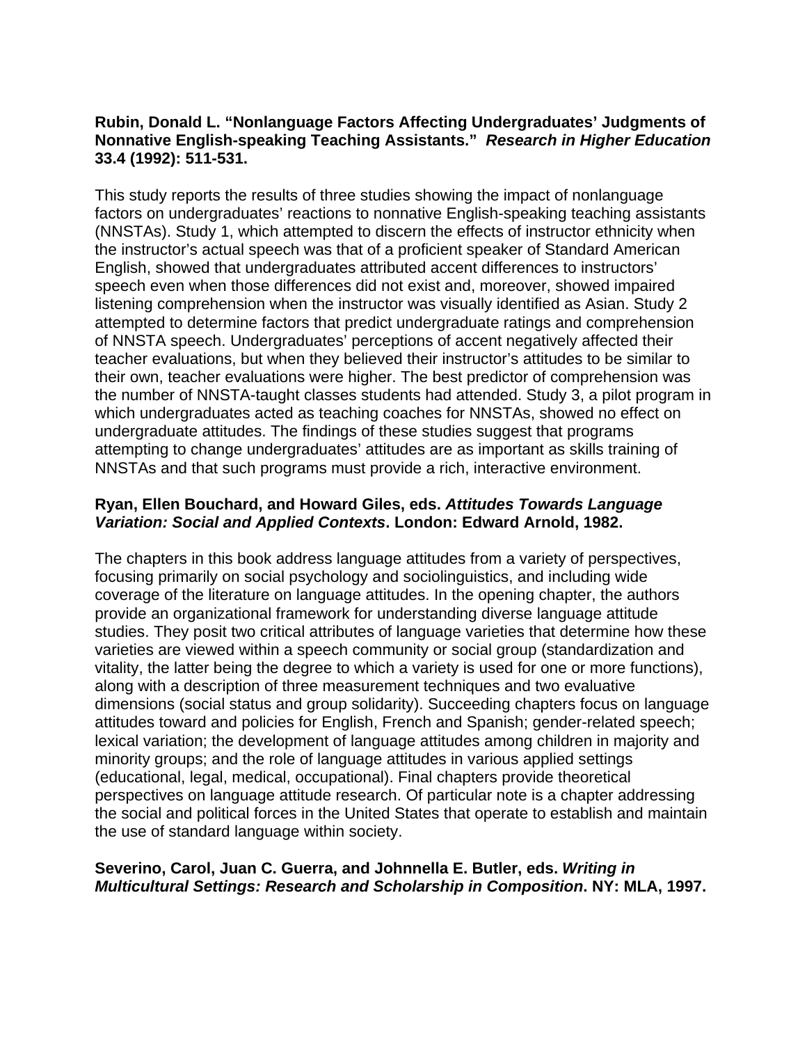**Rubin, Donald L. "Nonlanguage Factors Affecting Undergraduates' Judgments of Nonnative English-speaking Teaching Assistants."** ***Research in Higher Education*** **33.4 (1992): 511-531.**

This study reports the results of three studies showing the impact of nonlanguage factors on undergraduates' reactions to nonnative English-speaking teaching assistants (NNSTAs). Study 1, which attempted to discern the effects of instructor ethnicity when the instructor's actual speech was that of a proficient speaker of Standard American English, showed that undergraduates attributed accent differences to instructors' speech even when those differences did not exist and, moreover, showed impaired listening comprehension when the instructor was visually identified as Asian. Study 2 attempted to determine factors that predict undergraduate ratings and comprehension of NNSTA speech. Undergraduates' perceptions of accent negatively affected their teacher evaluations, but when they believed their instructor's attitudes to be similar to their own, teacher evaluations were higher. The best predictor of comprehension was the number of NNSTA-taught classes students had attended. Study 3, a pilot program in which undergraduates acted as teaching coaches for NNSTAs, showed no effect on undergraduate attitudes. The findings of these studies suggest that programs attempting to change undergraduates' attitudes are as important as skills training of NNSTAs and that such programs must provide a rich, interactive environment.

**Ryan, Ellen Bouchard, and Howard Giles, eds.** ***Attitudes Towards Language Variation: Social and Applied Contexts*****. London: Edward Arnold, 1982.**

The chapters in this book address language attitudes from a variety of perspectives, focusing primarily on social psychology and sociolinguistics, and including wide coverage of the literature on language attitudes. In the opening chapter, the authors provide an organizational framework for understanding diverse language attitude studies. They posit two critical attributes of language varieties that determine how these varieties are viewed within a speech community or social group (standardization and vitality, the latter being the degree to which a variety is used for one or more functions), along with a description of three measurement techniques and two evaluative dimensions (social status and group solidarity). Succeeding chapters focus on language attitudes toward and policies for English, French and Spanish; gender-related speech; lexical variation; the development of language attitudes among children in majority and minority groups; and the role of language attitudes in various applied settings (educational, legal, medical, occupational). Final chapters provide theoretical perspectives on language attitude research. Of particular note is a chapter addressing the social and political forces in the United States that operate to establish and maintain the use of standard language within society.

**Severino, Carol, Juan C. Guerra, and Johnnella E. Butler, eds.** ***Writing in Multicultural Settings: Research and Scholarship in Composition*****. NY: MLA, 1997.**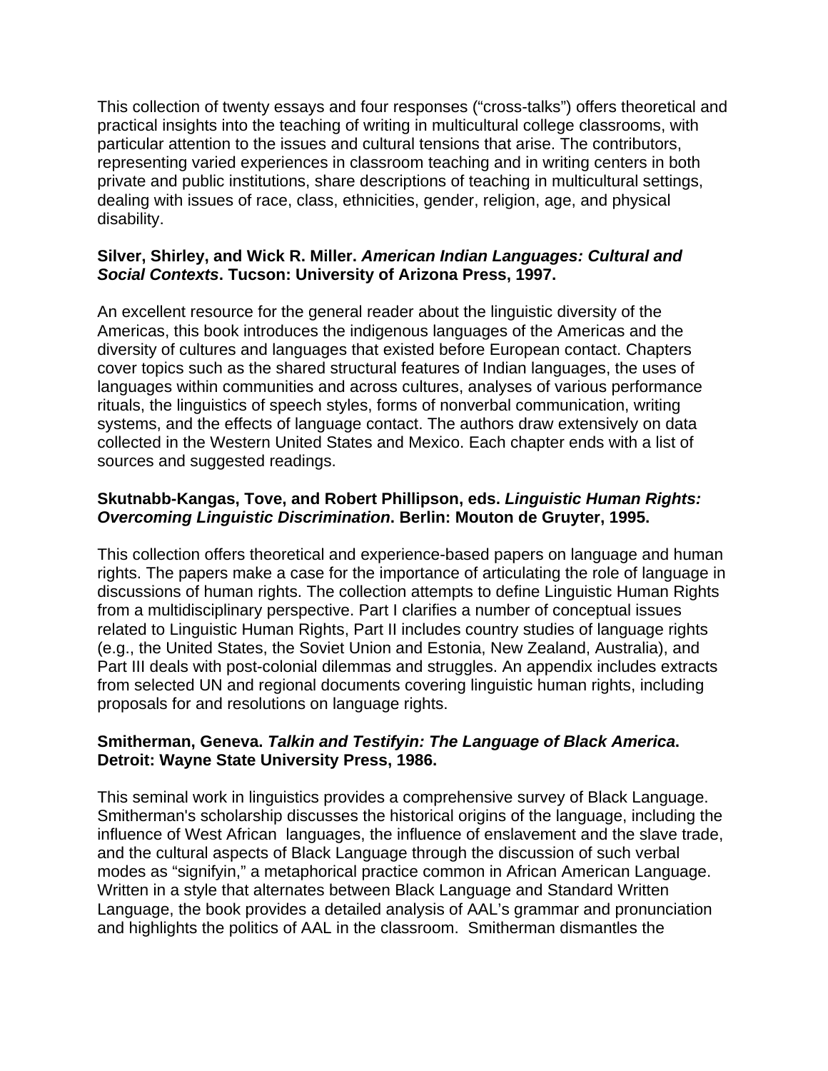This collection of twenty essays and four responses ("cross-talks") offers theoretical and practical insights into the teaching of writing in multicultural college classrooms, with particular attention to the issues and cultural tensions that arise. The contributors, representing varied experiences in classroom teaching and in writing centers in both private and public institutions, share descriptions of teaching in multicultural settings, dealing with issues of race, class, ethnicities, gender, religion, age, and physical disability.

**Silver, Shirley, and Wick R. Miller. *American Indian Languages: Cultural and Social Contexts*. Tucson: University of Arizona Press, 1997.**

An excellent resource for the general reader about the linguistic diversity of the Americas, this book introduces the indigenous languages of the Americas and the diversity of cultures and languages that existed before European contact. Chapters cover topics such as the shared structural features of Indian languages, the uses of languages within communities and across cultures, analyses of various performance rituals, the linguistics of speech styles, forms of nonverbal communication, writing systems, and the effects of language contact. The authors draw extensively on data collected in the Western United States and Mexico. Each chapter ends with a list of sources and suggested readings.

**Skutnabb-Kangas, Tove, and Robert Phillipson, eds. *Linguistic Human Rights: Overcoming Linguistic Discrimination*. Berlin: Mouton de Gruyter, 1995.**

This collection offers theoretical and experience-based papers on language and human rights. The papers make a case for the importance of articulating the role of language in discussions of human rights. The collection attempts to define Linguistic Human Rights from a multidisciplinary perspective. Part I clarifies a number of conceptual issues related to Linguistic Human Rights, Part II includes country studies of language rights (e.g., the United States, the Soviet Union and Estonia, New Zealand, Australia), and Part III deals with post-colonial dilemmas and struggles. An appendix includes extracts from selected UN and regional documents covering linguistic human rights, including proposals for and resolutions on language rights.

**Smitherman, Geneva. *Talkin and Testifyin: The Language of Black America*. Detroit: Wayne State University Press, 1986.**

This seminal work in linguistics provides a comprehensive survey of Black Language. Smitherman's scholarship discusses the historical origins of the language, including the influence of West African languages, the influence of enslavement and the slave trade, and the cultural aspects of Black Language through the discussion of such verbal modes as "signifyin," a metaphorical practice common in African American Language. Written in a style that alternates between Black Language and Standard Written Language, the book provides a detailed analysis of AAL's grammar and pronunciation and highlights the politics of AAL in the classroom. Smitherman dismantles the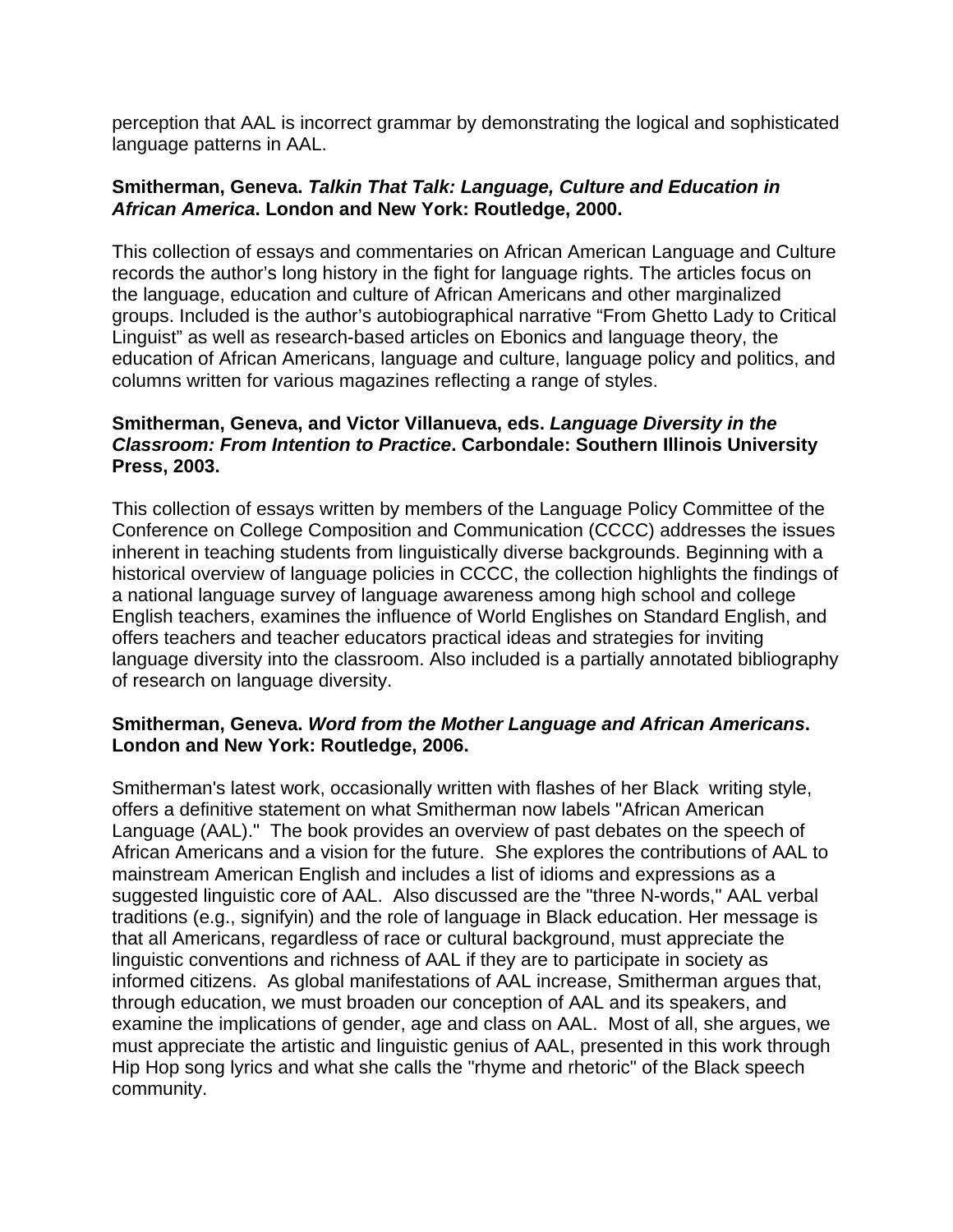perception that AAL is incorrect grammar by demonstrating the logical and sophisticated language patterns in AAL.

**Smitherman, Geneva. *Talkin That Talk: Language, Culture and Education in African America*. London and New York: Routledge, 2000.**

This collection of essays and commentaries on African American Language and Culture records the author's long history in the fight for language rights. The articles focus on the language, education and culture of African Americans and other marginalized groups. Included is the author's autobiographical narrative "From Ghetto Lady to Critical Linguist" as well as research-based articles on Ebonics and language theory, the education of African Americans, language and culture, language policy and politics, and columns written for various magazines reflecting a range of styles.

**Smitherman, Geneva, and Victor Villanueva, eds. *Language Diversity in the Classroom: From Intention to Practice*. Carbondale: Southern Illinois University Press, 2003.**

This collection of essays written by members of the Language Policy Committee of the Conference on College Composition and Communication (CCCC) addresses the issues inherent in teaching students from linguistically diverse backgrounds. Beginning with a historical overview of language policies in CCCC, the collection highlights the findings of a national language survey of language awareness among high school and college English teachers, examines the influence of World Englishes on Standard English, and offers teachers and teacher educators practical ideas and strategies for inviting language diversity into the classroom. Also included is a partially annotated bibliography of research on language diversity.

**Smitherman, Geneva. *Word from the Mother Language and African Americans*. London and New York: Routledge, 2006.**

Smitherman's latest work, occasionally written with flashes of her Black writing style, offers a definitive statement on what Smitherman now labels "African American Language (AAL)." The book provides an overview of past debates on the speech of African Americans and a vision for the future. She explores the contributions of AAL to mainstream American English and includes a list of idioms and expressions as a suggested linguistic core of AAL. Also discussed are the "three N-words," AAL verbal traditions (e.g., signifyin) and the role of language in Black education. Her message is that all Americans, regardless of race or cultural background, must appreciate the linguistic conventions and richness of AAL if they are to participate in society as informed citizens. As global manifestations of AAL increase, Smitherman argues that, through education, we must broaden our conception of AAL and its speakers, and examine the implications of gender, age and class on AAL. Most of all, she argues, we must appreciate the artistic and linguistic genius of AAL, presented in this work through Hip Hop song lyrics and what she calls the "rhyme and rhetoric" of the Black speech community.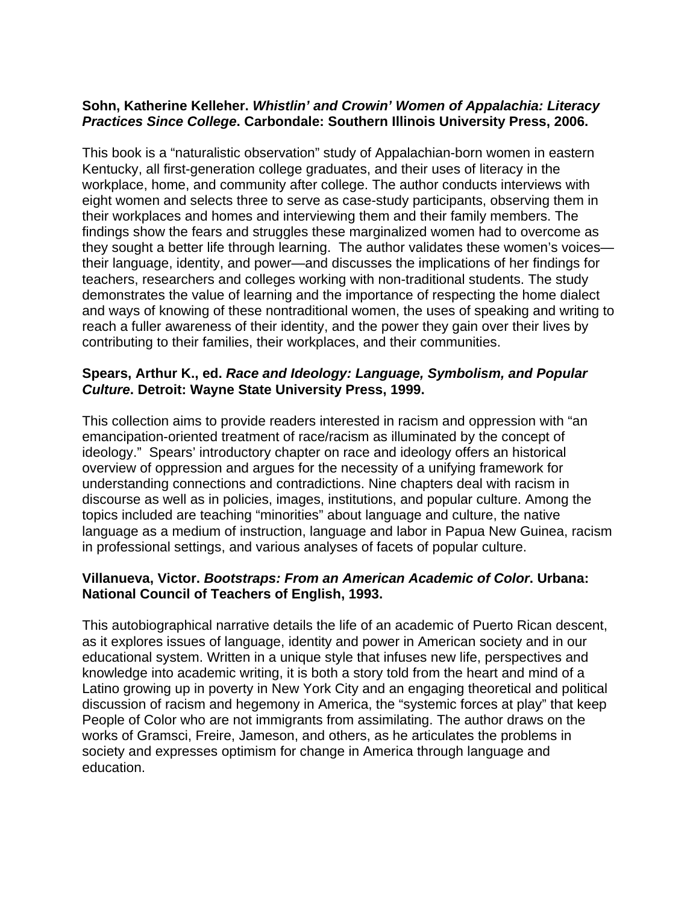**Sohn, Katherine Kelleher. *Whistlin' and Crowin' Women of Appalachia: Literacy Practices Since College*. Carbondale: Southern Illinois University Press, 2006.**

This book is a "naturalistic observation" study of Appalachian-born women in eastern Kentucky, all first-generation college graduates, and their uses of literacy in the workplace, home, and community after college. The author conducts interviews with eight women and selects three to serve as case-study participants, observing them in their workplaces and homes and interviewing them and their family members. The findings show the fears and struggles these marginalized women had to overcome as they sought a better life through learning. The author validates these women's voices—their language, identity, and power—and discusses the implications of her findings for teachers, researchers and colleges working with non-traditional students. The study demonstrates the value of learning and the importance of respecting the home dialect and ways of knowing of these nontraditional women, the uses of speaking and writing to reach a fuller awareness of their identity, and the power they gain over their lives by contributing to their families, their workplaces, and their communities.

**Spears, Arthur K., ed. *Race and Ideology: Language, Symbolism, and Popular Culture*. Detroit: Wayne State University Press, 1999.**

This collection aims to provide readers interested in racism and oppression with "an emancipation-oriented treatment of race/racism as illuminated by the concept of ideology." Spears' introductory chapter on race and ideology offers an historical overview of oppression and argues for the necessity of a unifying framework for understanding connections and contradictions. Nine chapters deal with racism in discourse as well as in policies, images, institutions, and popular culture. Among the topics included are teaching "minorities" about language and culture, the native language as a medium of instruction, language and labor in Papua New Guinea, racism in professional settings, and various analyses of facets of popular culture.

**Villanueva, Victor. *Bootstraps: From an American Academic of Color*. Urbana: National Council of Teachers of English, 1993.**

This autobiographical narrative details the life of an academic of Puerto Rican descent, as it explores issues of language, identity and power in American society and in our educational system. Written in a unique style that infuses new life, perspectives and knowledge into academic writing, it is both a story told from the heart and mind of a Latino growing up in poverty in New York City and an engaging theoretical and political discussion of racism and hegemony in America, the "systemic forces at play" that keep People of Color who are not immigrants from assimilating. The author draws on the works of Gramsci, Freire, Jameson, and others, as he articulates the problems in society and expresses optimism for change in America through language and education.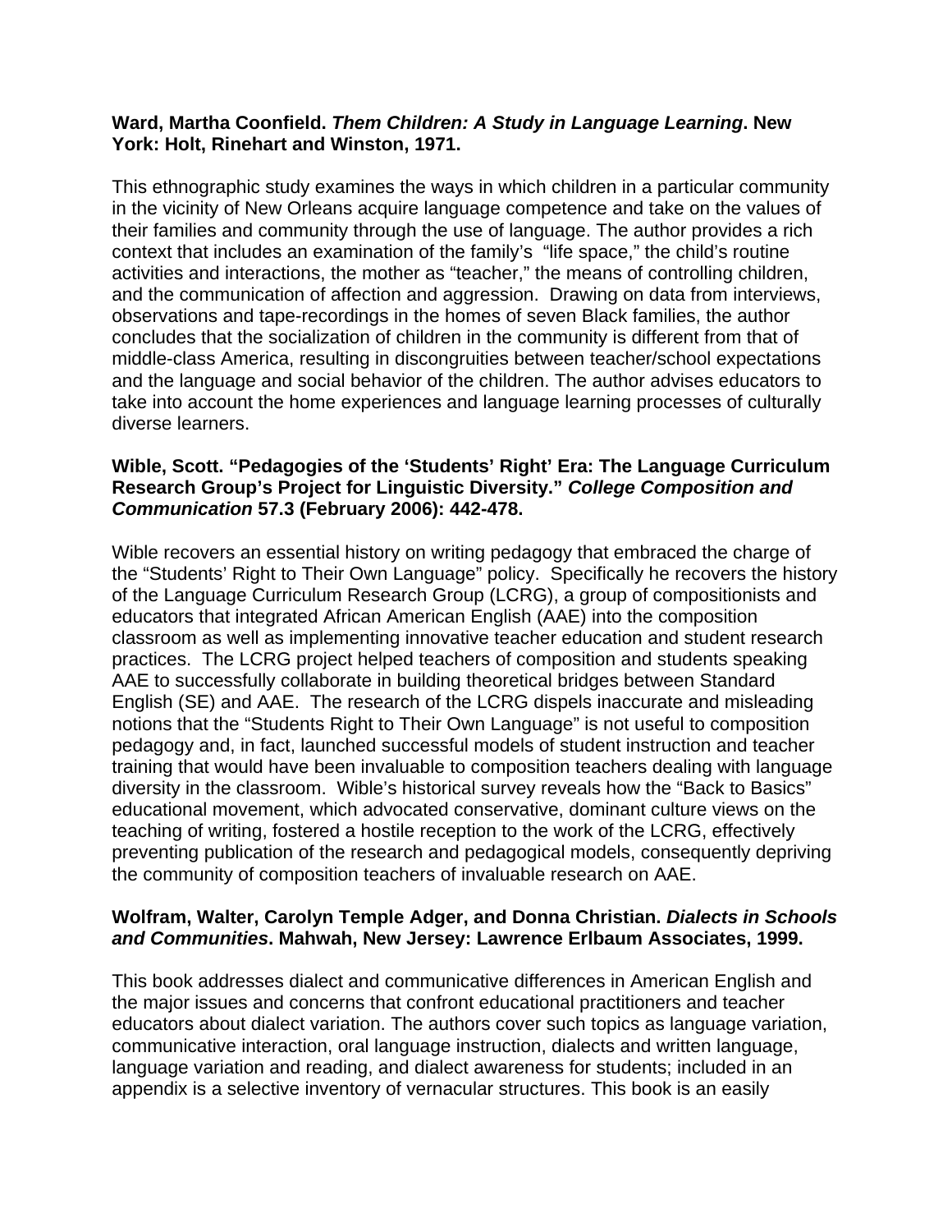**Ward, Martha Coonfield. *Them Children: A Study in Language Learning*. New York: Holt, Rinehart and Winston, 1971.**

This ethnographic study examines the ways in which children in a particular community in the vicinity of New Orleans acquire language competence and take on the values of their families and community through the use of language. The author provides a rich context that includes an examination of the family's "life space," the child's routine activities and interactions, the mother as "teacher," the means of controlling children, and the communication of affection and aggression. Drawing on data from interviews, observations and tape-recordings in the homes of seven Black families, the author concludes that the socialization of children in the community is different from that of middle-class America, resulting in discongruities between teacher/school expectations and the language and social behavior of the children. The author advises educators to take into account the home experiences and language learning processes of culturally diverse learners.

**Wible, Scott. "Pedagogies of the 'Students' Right' Era: The Language Curriculum Research Group's Project for Linguistic Diversity." *College Composition and Communication* 57.3 (February 2006): 442-478.**

Wible recovers an essential history on writing pedagogy that embraced the charge of the "Students' Right to Their Own Language" policy. Specifically he recovers the history of the Language Curriculum Research Group (LCRG), a group of compositionists and educators that integrated African American English (AAE) into the composition classroom as well as implementing innovative teacher education and student research practices. The LCRG project helped teachers of composition and students speaking AAE to successfully collaborate in building theoretical bridges between Standard English (SE) and AAE. The research of the LCRG dispels inaccurate and misleading notions that the "Students Right to Their Own Language" is not useful to composition pedagogy and, in fact, launched successful models of student instruction and teacher training that would have been invaluable to composition teachers dealing with language diversity in the classroom. Wible's historical survey reveals how the "Back to Basics" educational movement, which advocated conservative, dominant culture views on the teaching of writing, fostered a hostile reception to the work of the LCRG, effectively preventing publication of the research and pedagogical models, consequently depriving the community of composition teachers of invaluable research on AAE.

**Wolfram, Walter, Carolyn Temple Adger, and Donna Christian. *Dialects in Schools and Communities*. Mahwah, New Jersey: Lawrence Erlbaum Associates, 1999.**

This book addresses dialect and communicative differences in American English and the major issues and concerns that confront educational practitioners and teacher educators about dialect variation. The authors cover such topics as language variation, communicative interaction, oral language instruction, dialects and written language, language variation and reading, and dialect awareness for students; included in an appendix is a selective inventory of vernacular structures. This book is an easily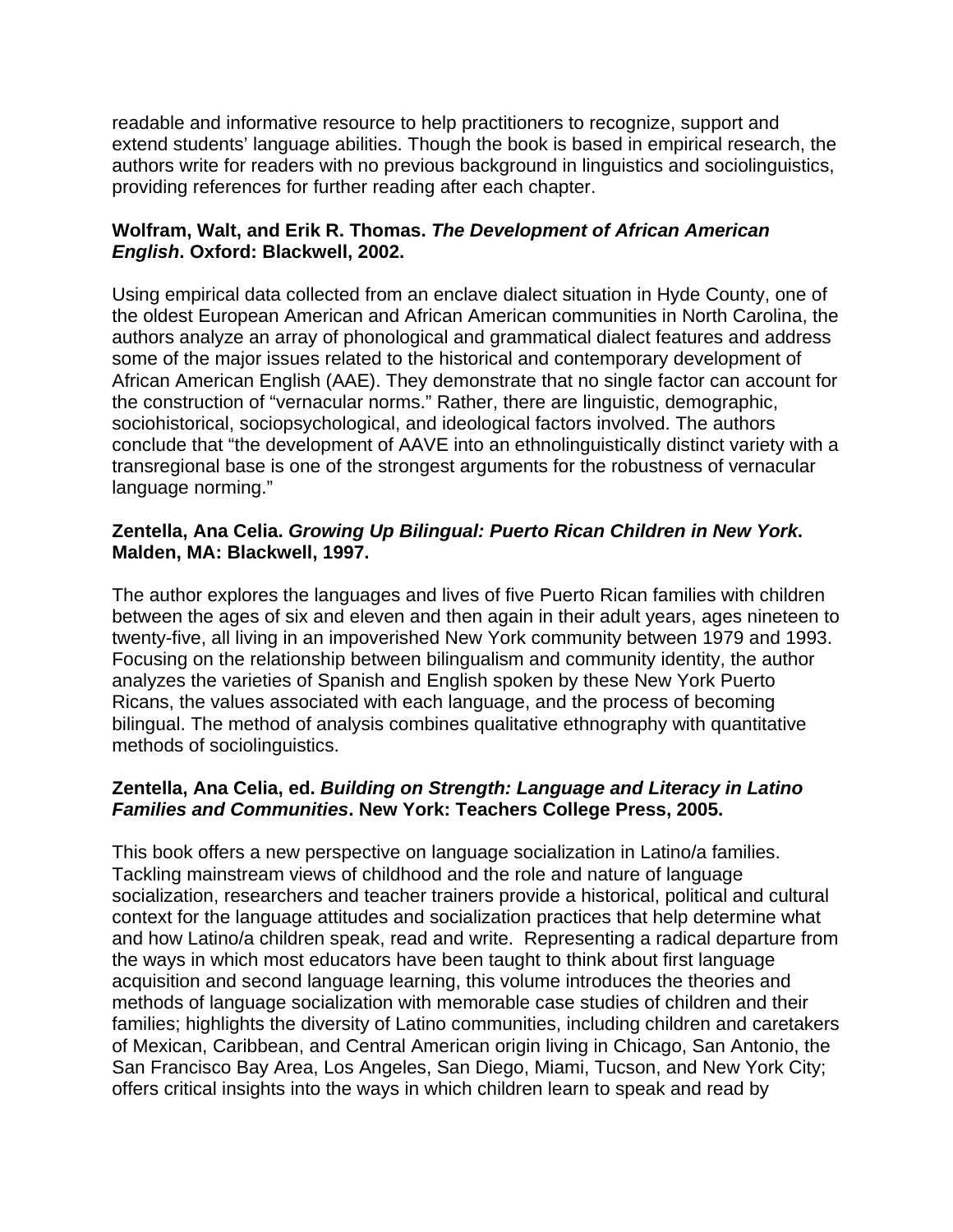readable and informative resource to help practitioners to recognize, support and extend students' language abilities. Though the book is based in empirical research, the authors write for readers with no previous background in linguistics and sociolinguistics, providing references for further reading after each chapter.

**Wolfram, Walt, and Erik R. Thomas. *The Development of African American English*. Oxford: Blackwell, 2002.**

Using empirical data collected from an enclave dialect situation in Hyde County, one of the oldest European American and African American communities in North Carolina, the authors analyze an array of phonological and grammatical dialect features and address some of the major issues related to the historical and contemporary development of African American English (AAE). They demonstrate that no single factor can account for the construction of "vernacular norms." Rather, there are linguistic, demographic, sociohistorical, sociopsychological, and ideological factors involved. The authors conclude that "the development of AAVE into an ethnolinguistically distinct variety with a transregional base is one of the strongest arguments for the robustness of vernacular language norming."

**Zentella, Ana Celia. *Growing Up Bilingual: Puerto Rican Children in New York*. Malden, MA: Blackwell, 1997.**

The author explores the languages and lives of five Puerto Rican families with children between the ages of six and eleven and then again in their adult years, ages nineteen to twenty-five, all living in an impoverished New York community between 1979 and 1993. Focusing on the relationship between bilingualism and community identity, the author analyzes the varieties of Spanish and English spoken by these New York Puerto Ricans, the values associated with each language, and the process of becoming bilingual. The method of analysis combines qualitative ethnography with quantitative methods of sociolinguistics.

**Zentella, Ana Celia, ed. *Building on Strength: Language and Literacy in Latino Families and Communities*. New York: Teachers College Press, 2005.**

This book offers a new perspective on language socialization in Latino/a families. Tackling mainstream views of childhood and the role and nature of language socialization, researchers and teacher trainers provide a historical, political and cultural context for the language attitudes and socialization practices that help determine what and how Latino/a children speak, read and write. Representing a radical departure from the ways in which most educators have been taught to think about first language acquisition and second language learning, this volume introduces the theories and methods of language socialization with memorable case studies of children and their families; highlights the diversity of Latino communities, including children and caretakers of Mexican, Caribbean, and Central American origin living in Chicago, San Antonio, the San Francisco Bay Area, Los Angeles, San Diego, Miami, Tucson, and New York City; offers critical insights into the ways in which children learn to speak and read by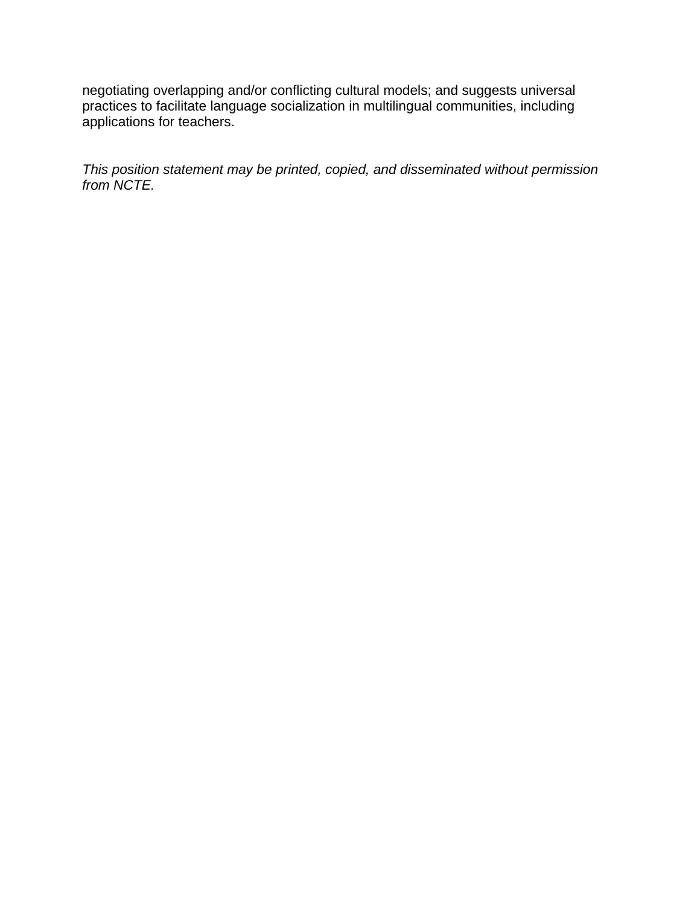negotiating overlapping and/or conflicting cultural models; and suggests universal practices to facilitate language socialization in multilingual communities, including applications for teachers.

*This position statement may be printed, copied, and disseminated without permission from NCTE.*